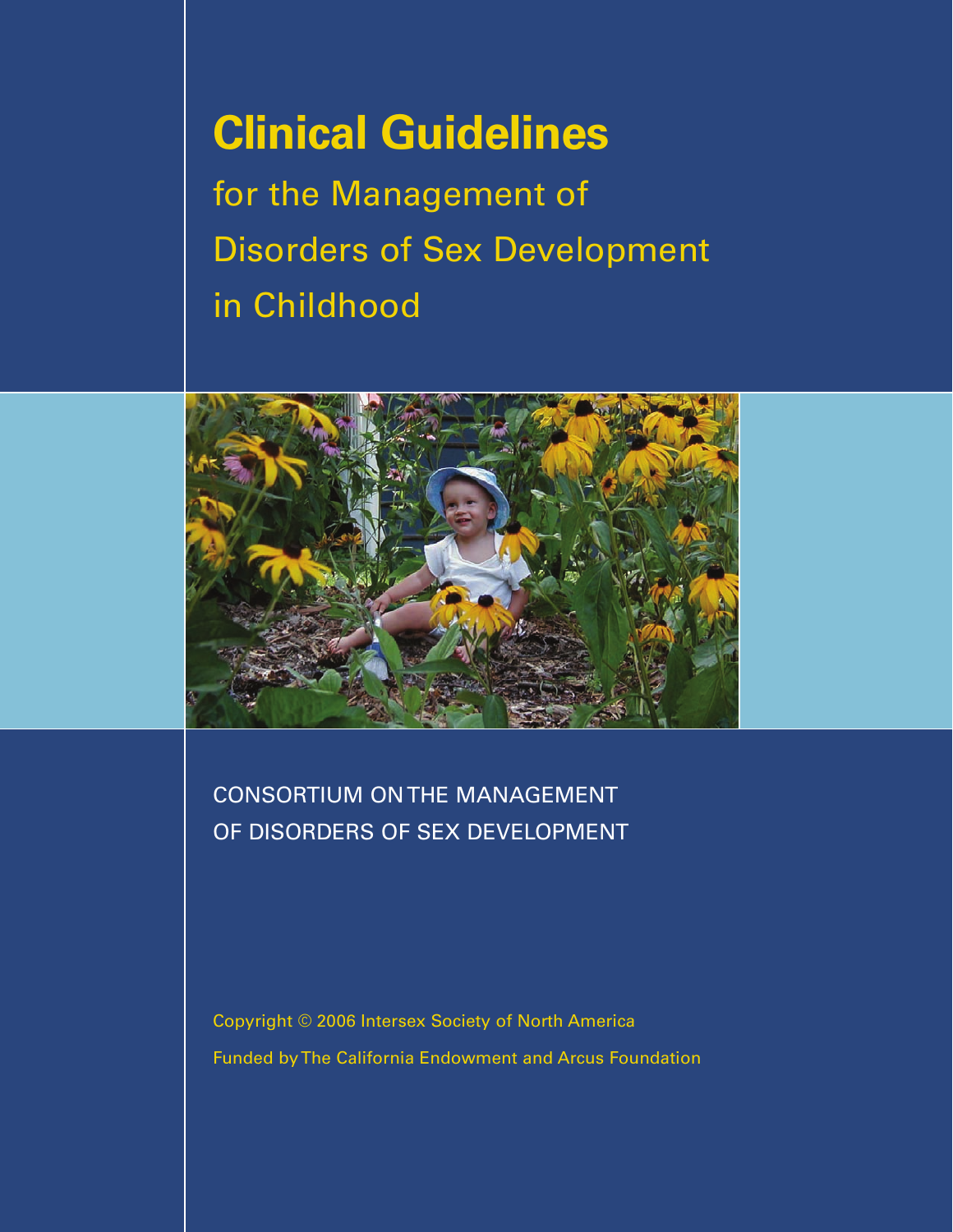# Clinical Guidelines

for the Management of Disorders of Sex Development in Childhood

CONSORTIUM ON THE MANAGEMENT OF DISORDERS OF SEX DEVELOPMENT

Copyright © 2006 Intersex Society of North America

Funded by The California Endowment and Arcus Foundation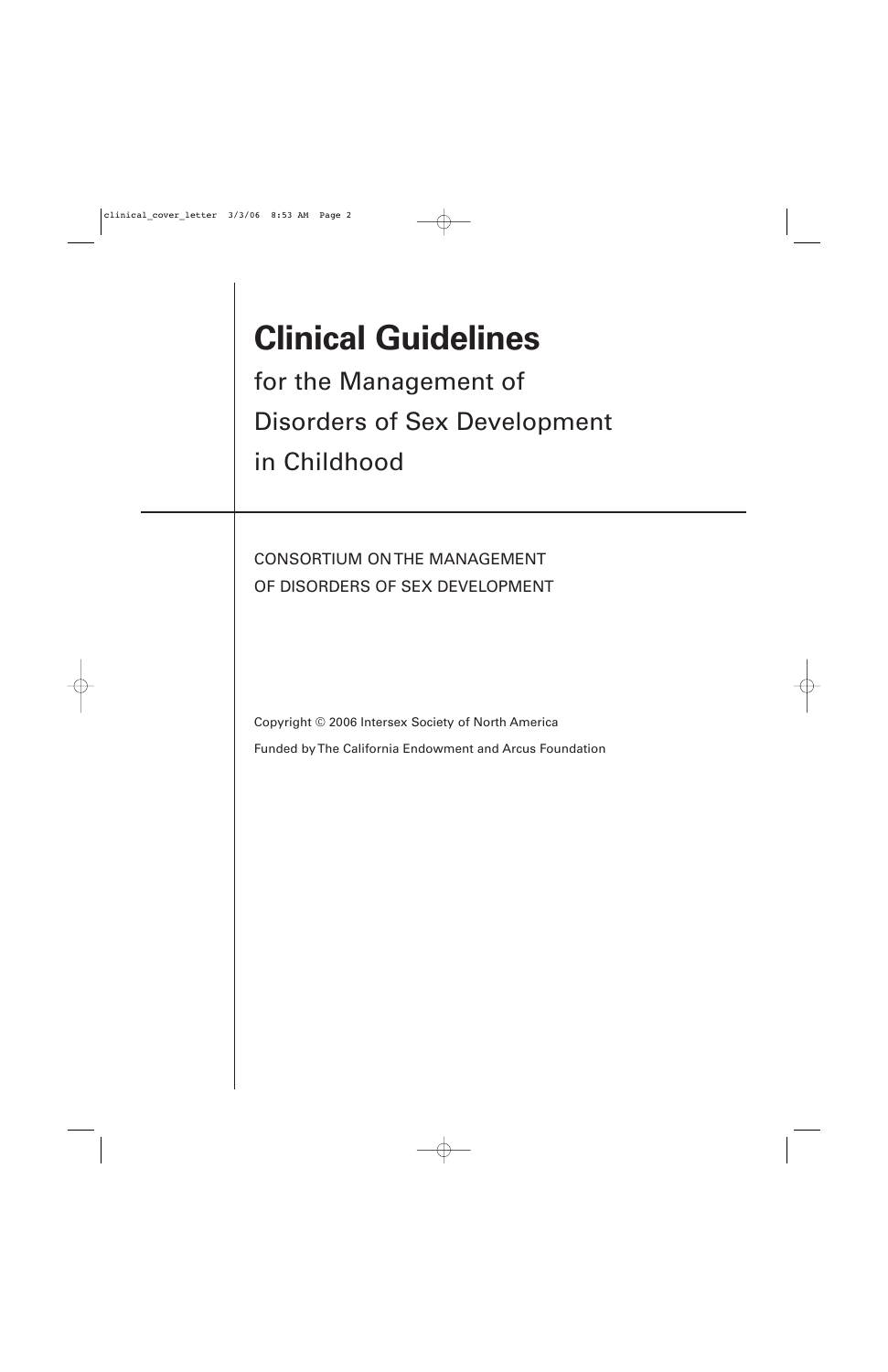# Clinical Guidelines

for the Management of Disorders of Sex Development in Childhood

CONSORTIUM ON THE MANAGEMENT OF DISORDERS OF SEX DEVELOPMENT

Copyright © 2006 Intersex Society of North America

Funded by The California Endowment and Arcus Foundation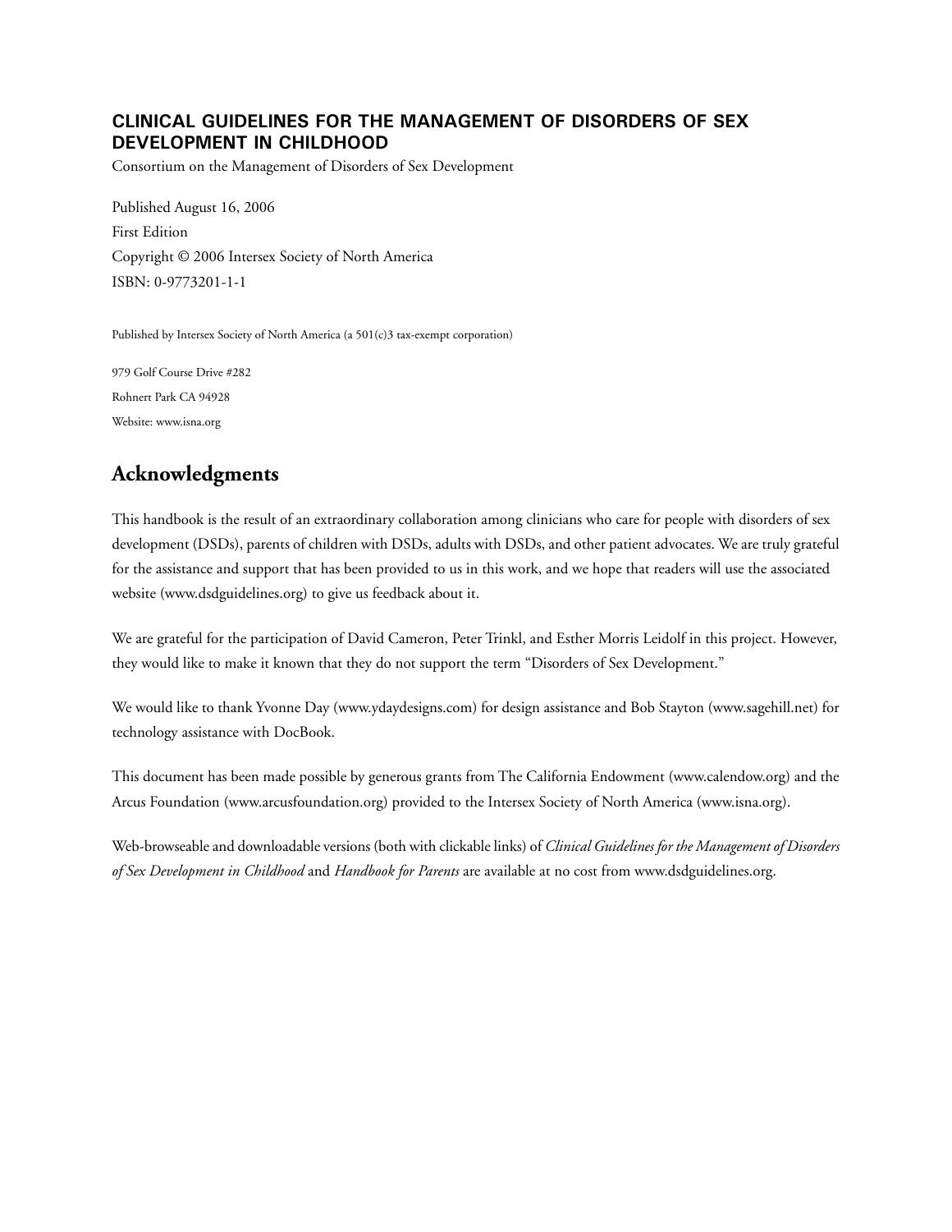**CLINICAL GUIDELINES FOR THE MANAGEMENT OF DISORDERS OF SEX DEVELOPMENT IN CHILDHOOD**

Consortium on the Management of Disorders of Sex Development

Published August 16, 2006
First Edition
Copyright © 2006 Intersex Society of North America
ISBN: 0-9773201-1-1

Published by Intersex Society of North America (a 501(c)3 tax-exempt corporation)

979 Golf Course Drive #282
Rohnert Park CA 94928
Website: www.isna.org

## Acknowledgments

This handbook is the result of an extraordinary collaboration among clinicians who care for people with disorders of sex development (DSDs), parents of children with DSDs, adults with DSDs, and other patient advocates. We are truly grateful for the assistance and support that has been provided to us in this work, and we hope that readers will use the associated website (www.dsdguidelines.org) to give us feedback about it.

We are grateful for the participation of David Cameron, Peter Trinkl, and Esther Morris Leidolf in this project. However, they would like to make it known that they do not support the term "Disorders of Sex Development."

We would like to thank Yvonne Day (www.ydaydesigns.com) for design assistance and Bob Stayton (www.sagehill.net) for technology assistance with DocBook.

This document has been made possible by generous grants from The California Endowment (www.calendow.org) and the Arcus Foundation (www.arcusfoundation.org) provided to the Intersex Society of North America (www.isna.org).

Web-browseable and downloadable versions (both with clickable links) of *Clinical Guidelines for the Management of Disorders of Sex Development in Childhood* and *Handbook for Parents* are available at no cost from www.dsdguidelines.org.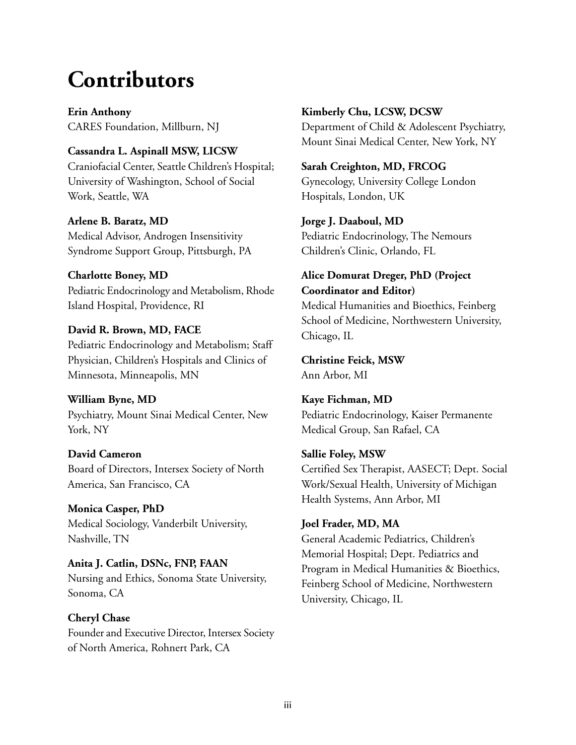# Contributors

**Erin Anthony**
CARES Foundation, Millburn, NJ

**Cassandra L. Aspinall MSW, LICSW**
Craniofacial Center, Seattle Children's Hospital; University of Washington, School of Social Work, Seattle, WA

**Arlene B. Baratz, MD**
Medical Advisor, Androgen Insensitivity Syndrome Support Group, Pittsburgh, PA

**Charlotte Boney, MD**
Pediatric Endocrinology and Metabolism, Rhode Island Hospital, Providence, RI

**David R. Brown, MD, FACE**
Pediatric Endocrinology and Metabolism; Staff Physician, Children's Hospitals and Clinics of Minnesota, Minneapolis, MN

**William Byne, MD**
Psychiatry, Mount Sinai Medical Center, New York, NY

**David Cameron**
Board of Directors, Intersex Society of North America, San Francisco, CA

**Monica Casper, PhD**
Medical Sociology, Vanderbilt University, Nashville, TN

**Anita J. Catlin, DSNc, FNP, FAAN**
Nursing and Ethics, Sonoma State University, Sonoma, CA

**Cheryl Chase**
Founder and Executive Director, Intersex Society of North America, Rohnert Park, CA

**Kimberly Chu, LCSW, DCSW**
Department of Child & Adolescent Psychiatry, Mount Sinai Medical Center, New York, NY

**Sarah Creighton, MD, FRCOG**
Gynecology, University College London Hospitals, London, UK

**Jorge J. Daaboul, MD**
Pediatric Endocrinology, The Nemours Children's Clinic, Orlando, FL

**Alice Domurat Dreger, PhD (Project Coordinator and Editor)**
Medical Humanities and Bioethics, Feinberg School of Medicine, Northwestern University, Chicago, IL

**Christine Feick, MSW**
Ann Arbor, MI

**Kaye Fichman, MD**
Pediatric Endocrinology, Kaiser Permanente Medical Group, San Rafael, CA

**Sallie Foley, MSW**
Certified Sex Therapist, AASECT; Dept. Social Work/Sexual Health, University of Michigan Health Systems, Ann Arbor, MI

**Joel Frader, MD, MA**
General Academic Pediatrics, Children's Memorial Hospital; Dept. Pediatrics and Program in Medical Humanities & Bioethics, Feinberg School of Medicine, Northwestern University, Chicago, IL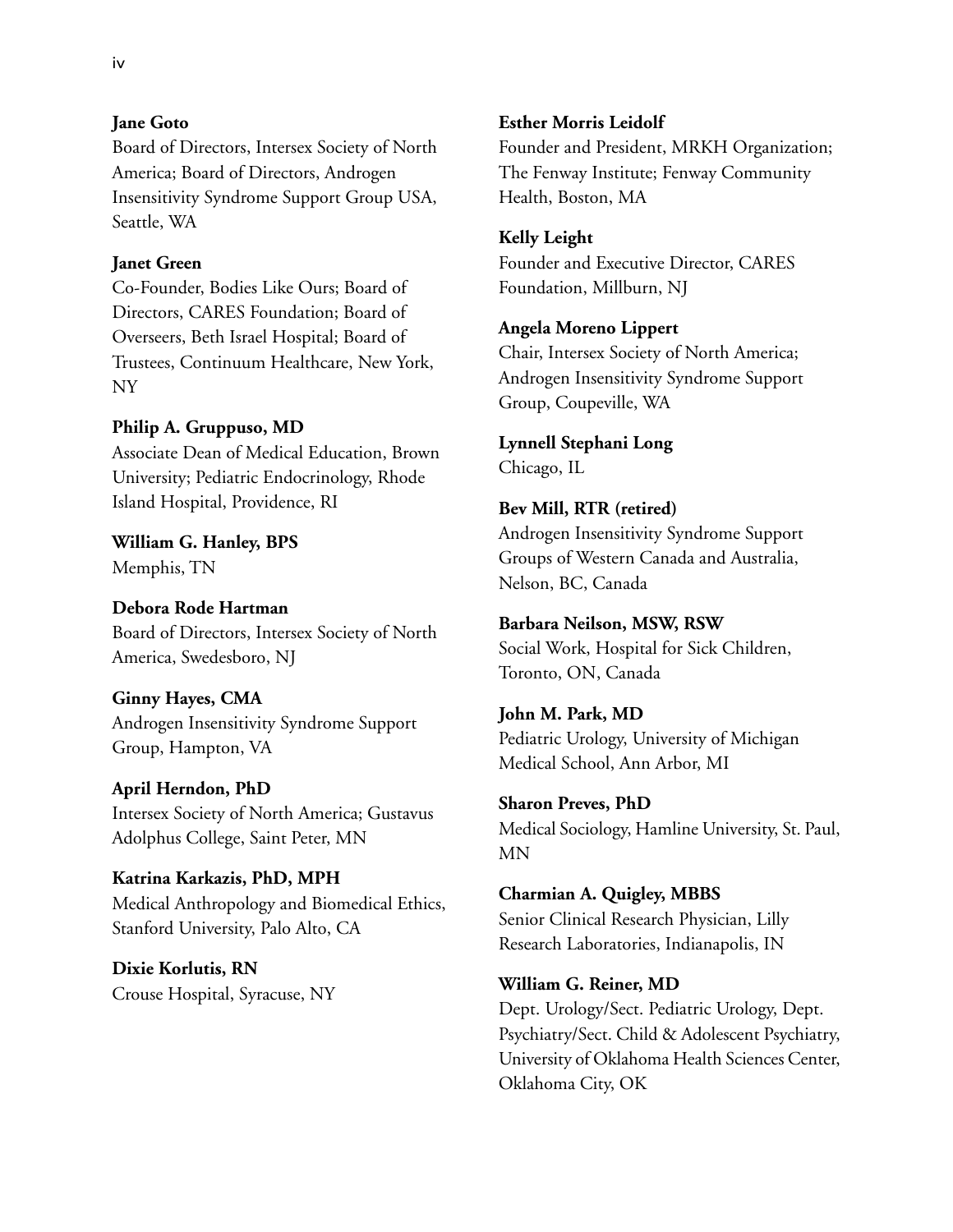**Jane Goto**
Board of Directors, Intersex Society of North America; Board of Directors, Androgen Insensitivity Syndrome Support Group USA, Seattle, WA

**Janet Green**
Co-Founder, Bodies Like Ours; Board of Directors, CARES Foundation; Board of Overseers, Beth Israel Hospital; Board of Trustees, Continuum Healthcare, New York, NY

**Philip A. Gruppuso, MD**
Associate Dean of Medical Education, Brown University; Pediatric Endocrinology, Rhode Island Hospital, Providence, RI

**William G. Hanley, BPS**
Memphis, TN

**Debora Rode Hartman**
Board of Directors, Intersex Society of North America, Swedesboro, NJ

**Ginny Hayes, CMA**
Androgen Insensitivity Syndrome Support Group, Hampton, VA

**April Herndon, PhD**
Intersex Society of North America; Gustavus Adolphus College, Saint Peter, MN

**Katrina Karkazis, PhD, MPH**
Medical Anthropology and Biomedical Ethics, Stanford University, Palo Alto, CA

**Dixie Korlutis, RN**
Crouse Hospital, Syracuse, NY

**Esther Morris Leidolf**
Founder and President, MRKH Organization; The Fenway Institute; Fenway Community Health, Boston, MA

**Kelly Leight**
Founder and Executive Director, CARES Foundation, Millburn, NJ

**Angela Moreno Lippert**
Chair, Intersex Society of North America; Androgen Insensitivity Syndrome Support Group, Coupeville, WA

**Lynnell Stephani Long**
Chicago, IL

**Bev Mill, RTR (retired)**
Androgen Insensitivity Syndrome Support Groups of Western Canada and Australia, Nelson, BC, Canada

**Barbara Neilson, MSW, RSW**
Social Work, Hospital for Sick Children, Toronto, ON, Canada

**John M. Park, MD**
Pediatric Urology, University of Michigan Medical School, Ann Arbor, MI

**Sharon Preves, PhD**
Medical Sociology, Hamline University, St. Paul, MN

**Charmian A. Quigley, MBBS**
Senior Clinical Research Physician, Lilly Research Laboratories, Indianapolis, IN

**William G. Reiner, MD**
Dept. Urology/Sect. Pediatric Urology, Dept. Psychiatry/Sect. Child & Adolescent Psychiatry, University of Oklahoma Health Sciences Center, Oklahoma City, OK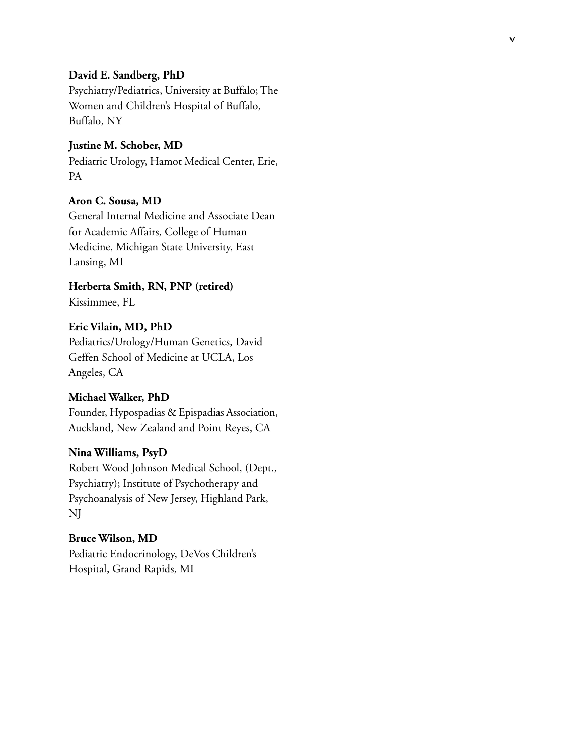**David E. Sandberg, PhD**
Psychiatry/Pediatrics, University at Buffalo; The Women and Children's Hospital of Buffalo, Buffalo, NY

**Justine M. Schober, MD**
Pediatric Urology, Hamot Medical Center, Erie, PA

**Aron C. Sousa, MD**
General Internal Medicine and Associate Dean for Academic Affairs, College of Human Medicine, Michigan State University, East Lansing, MI

**Herberta Smith, RN, PNP (retired)**
Kissimmee, FL

**Eric Vilain, MD, PhD**
Pediatrics/Urology/Human Genetics, David Geffen School of Medicine at UCLA, Los Angeles, CA

**Michael Walker, PhD**
Founder, Hypospadias & Epispadias Association, Auckland, New Zealand and Point Reyes, CA

**Nina Williams, PsyD**
Robert Wood Johnson Medical School, (Dept., Psychiatry); Institute of Psychotherapy and Psychoanalysis of New Jersey, Highland Park, NJ

**Bruce Wilson, MD**
Pediatric Endocrinology, DeVos Children's Hospital, Grand Rapids, MI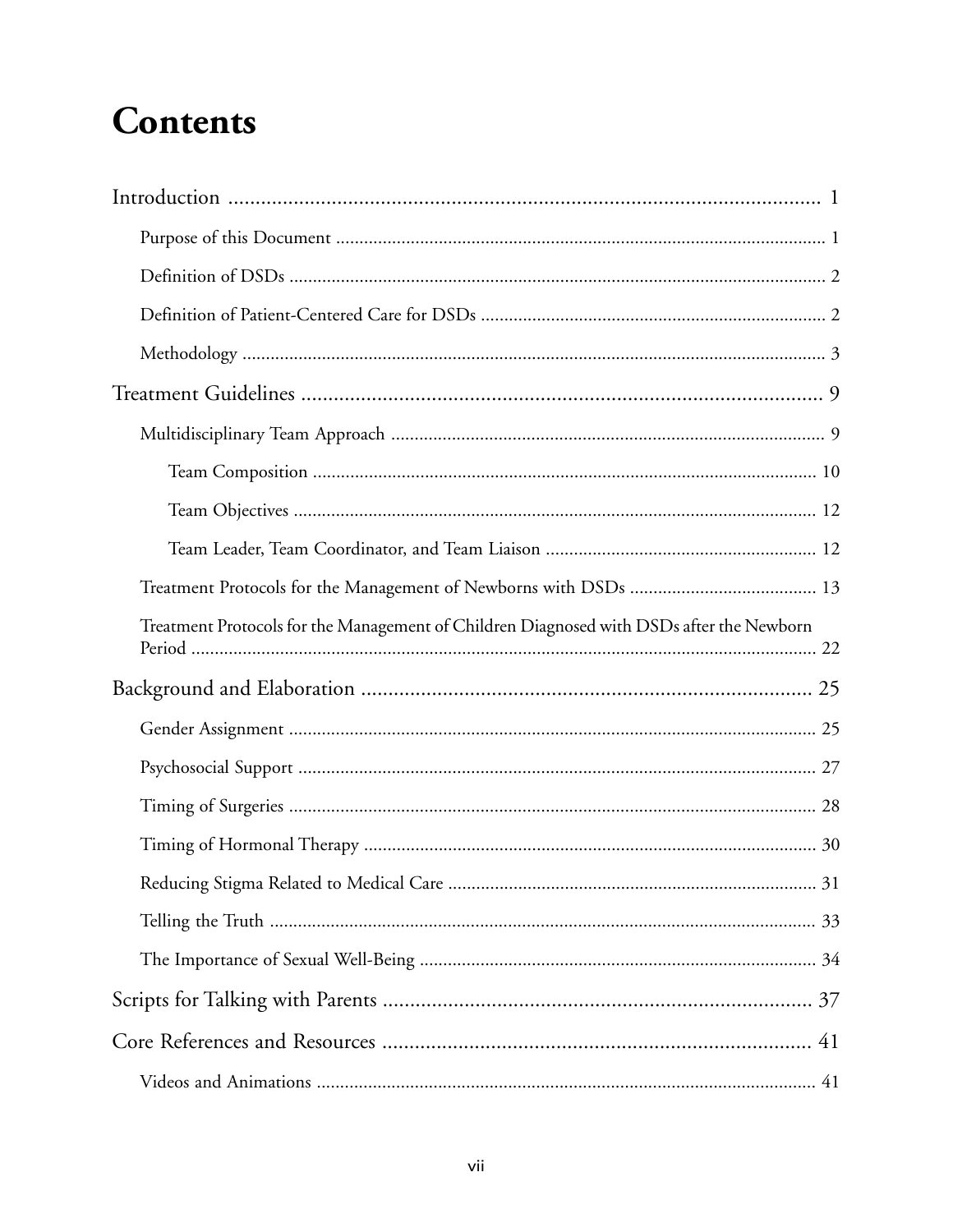# Contents

- Introduction ... 1
  - Purpose of this Document ... 1
  - Definition of DSDs ... 2
  - Definition of Patient-Centered Care for DSDs ... 2
  - Methodology ... 3
- Treatment Guidelines ... 9
  - Multidisciplinary Team Approach ... 9
    - Team Composition ... 10
    - Team Objectives ... 12
    - Team Leader, Team Coordinator, and Team Liaison ... 12
  - Treatment Protocols for the Management of Newborns with DSDs ... 13
  - Treatment Protocols for the Management of Children Diagnosed with DSDs after the Newborn Period ... 22
- Background and Elaboration ... 25
  - Gender Assignment ... 25
  - Psychosocial Support ... 27
  - Timing of Surgeries ... 28
  - Timing of Hormonal Therapy ... 30
  - Reducing Stigma Related to Medical Care ... 31
  - Telling the Truth ... 33
  - The Importance of Sexual Well-Being ... 34
- Scripts for Talking with Parents ... 37
- Core References and Resources ... 41
  - Videos and Animations ... 41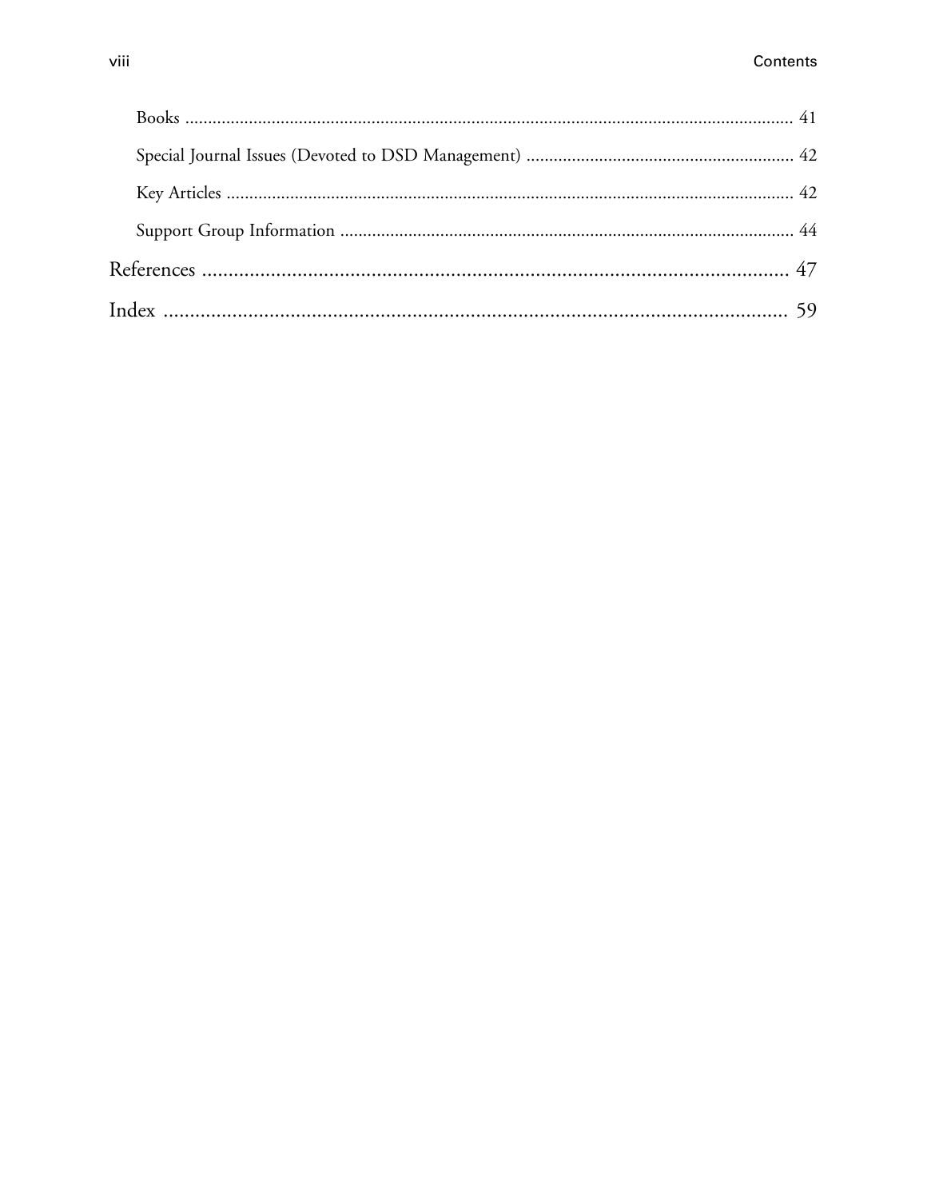Books ..................................................................................................................................... 41

Special Journal Issues (Devoted to DSD Management) ........................................................... 42

Key Articles ............................................................................................................................. 42

Support Group Information .................................................................................................... 44

References ................................................................................................................ 47

Index ........................................................................................................................ 59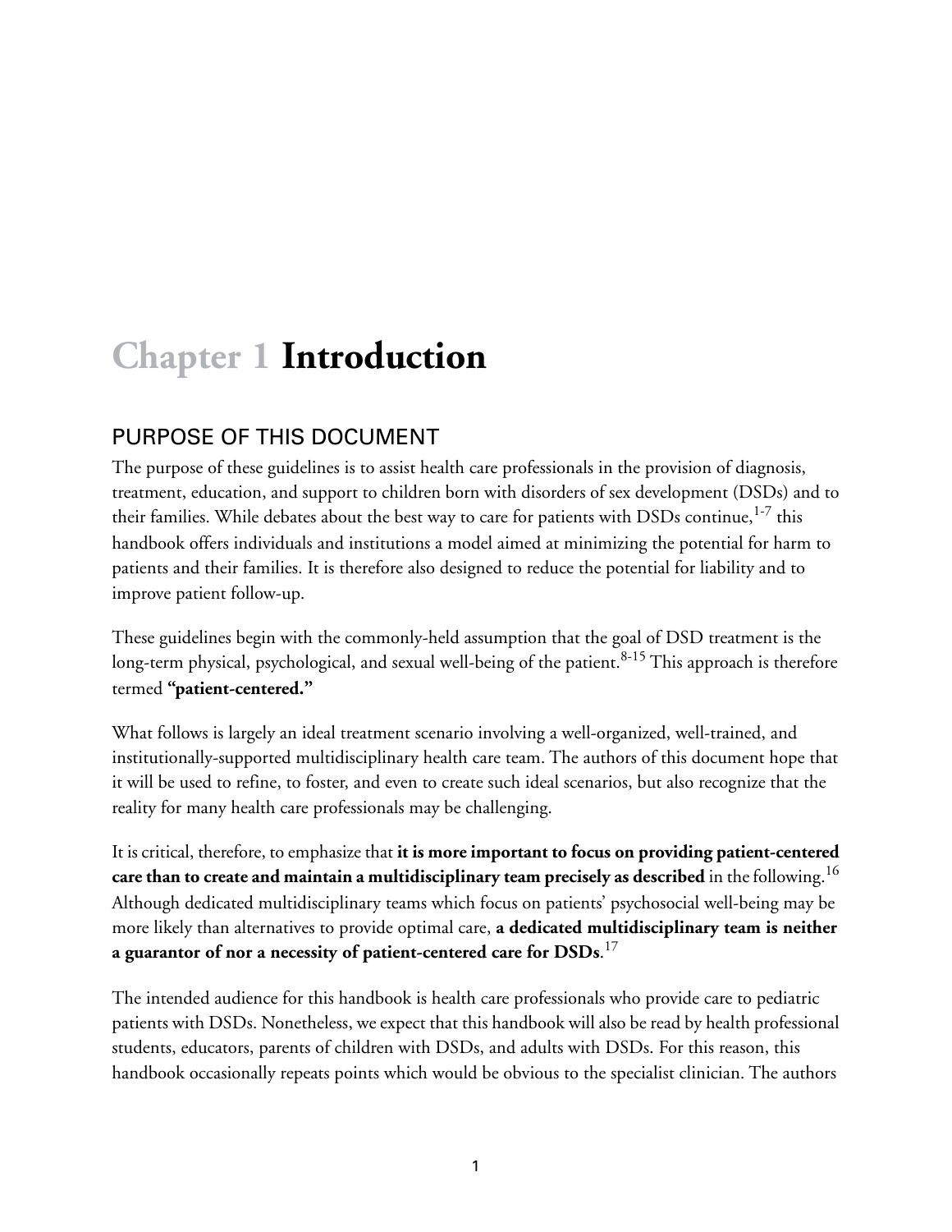# Chapter 1 Introduction

## PURPOSE OF THIS DOCUMENT

The purpose of these guidelines is to assist health care professionals in the provision of diagnosis, treatment, education, and support to children born with disorders of sex development (DSDs) and to their families. While debates about the best way to care for patients with DSDs continue,[1-7] this handbook offers individuals and institutions a model aimed at minimizing the potential for harm to patients and their families. It is therefore also designed to reduce the potential for liability and to improve patient follow-up.

These guidelines begin with the commonly-held assumption that the goal of DSD treatment is the long-term physical, psychological, and sexual well-being of the patient.[8-15] This approach is therefore termed **"patient-centered."**

What follows is largely an ideal treatment scenario involving a well-organized, well-trained, and institutionally-supported multidisciplinary health care team. The authors of this document hope that it will be used to refine, to foster, and even to create such ideal scenarios, but also recognize that the reality for many health care professionals may be challenging.

It is critical, therefore, to emphasize that **it is more important to focus on providing patient-centered care than to create and maintain a multidisciplinary team precisely as described** in the following.[16] Although dedicated multidisciplinary teams which focus on patients' psychosocial well-being may be more likely than alternatives to provide optimal care, **a dedicated multidisciplinary team is neither a guarantor of nor a necessity of patient-centered care for DSDs**.[17]

The intended audience for this handbook is health care professionals who provide care to pediatric patients with DSDs. Nonetheless, we expect that this handbook will also be read by health professional students, educators, parents of children with DSDs, and adults with DSDs. For this reason, this handbook occasionally repeats points which would be obvious to the specialist clinician. The authors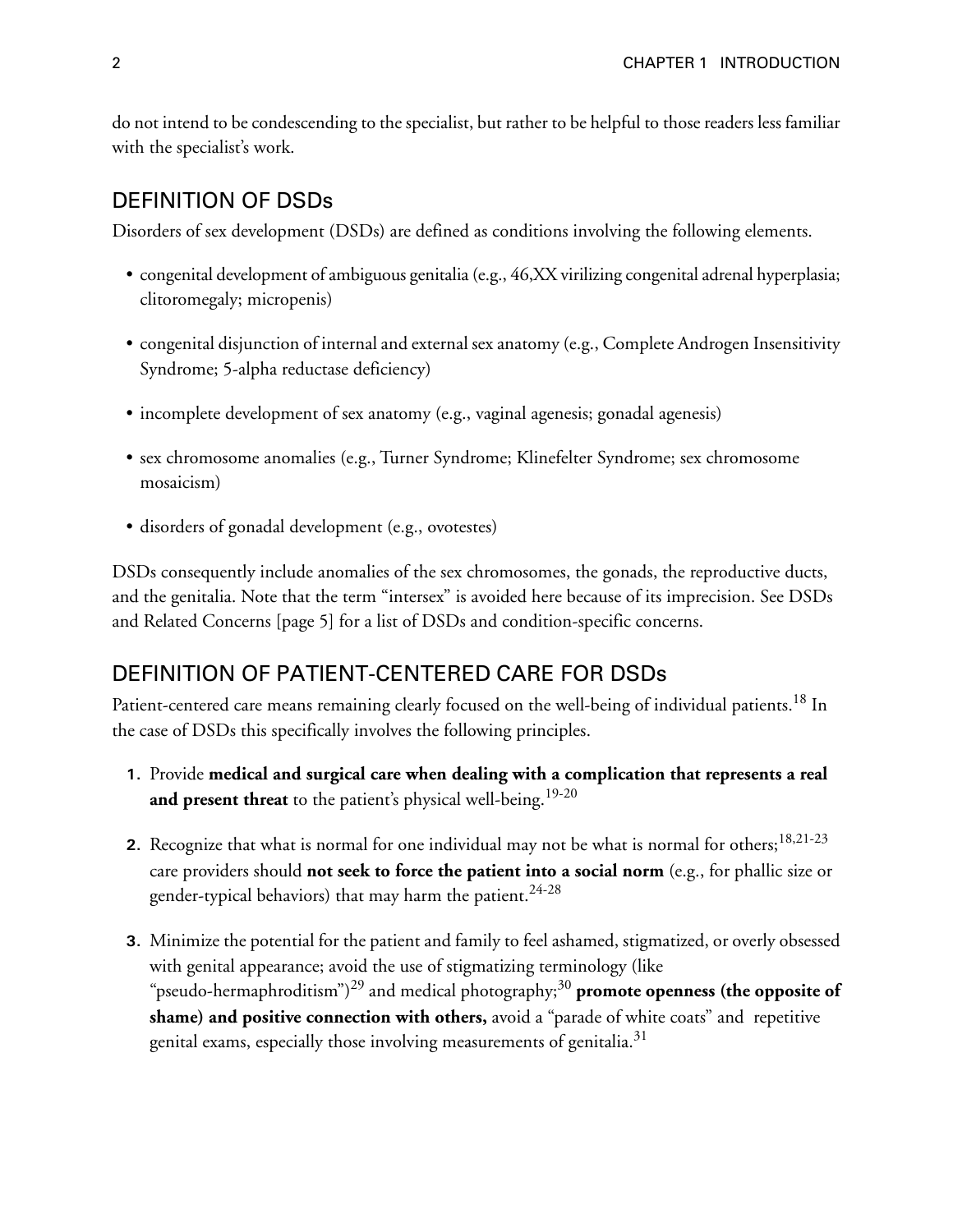do not intend to be condescending to the specialist, but rather to be helpful to those readers less familiar with the specialist's work.

## DEFINITION OF DSDs

Disorders of sex development (DSDs) are defined as conditions involving the following elements.

- congenital development of ambiguous genitalia (e.g., 46,XX virilizing congenital adrenal hyperplasia; clitoromegaly; micropenis)
- congenital disjunction of internal and external sex anatomy (e.g., Complete Androgen Insensitivity Syndrome; 5-alpha reductase deficiency)
- incomplete development of sex anatomy (e.g., vaginal agenesis; gonadal agenesis)
- sex chromosome anomalies (e.g., Turner Syndrome; Klinefelter Syndrome; sex chromosome mosaicism)
- disorders of gonadal development (e.g., ovotestes)

DSDs consequently include anomalies of the sex chromosomes, the gonads, the reproductive ducts, and the genitalia. Note that the term "intersex" is avoided here because of its imprecision. See DSDs and Related Concerns [page 5] for a list of DSDs and condition-specific concerns.

## DEFINITION OF PATIENT-CENTERED CARE FOR DSDs

Patient-centered care means remaining clearly focused on the well-being of individual patients.[18] In the case of DSDs this specifically involves the following principles.

1. Provide **medical and surgical care when dealing with a complication that represents a real and present threat** to the patient's physical well-being.[19-20]
2. Recognize that what is normal for one individual may not be what is normal for others;[18,21-23] care providers should **not seek to force the patient into a social norm** (e.g., for phallic size or gender-typical behaviors) that may harm the patient.[24-28]
3. Minimize the potential for the patient and family to feel ashamed, stigmatized, or overly obsessed with genital appearance; avoid the use of stigmatizing terminology (like "pseudo-hermaphroditism")[29] and medical photography;[30] **promote openness (the opposite of shame) and positive connection with others,** avoid a "parade of white coats" and repetitive genital exams, especially those involving measurements of genitalia.[31]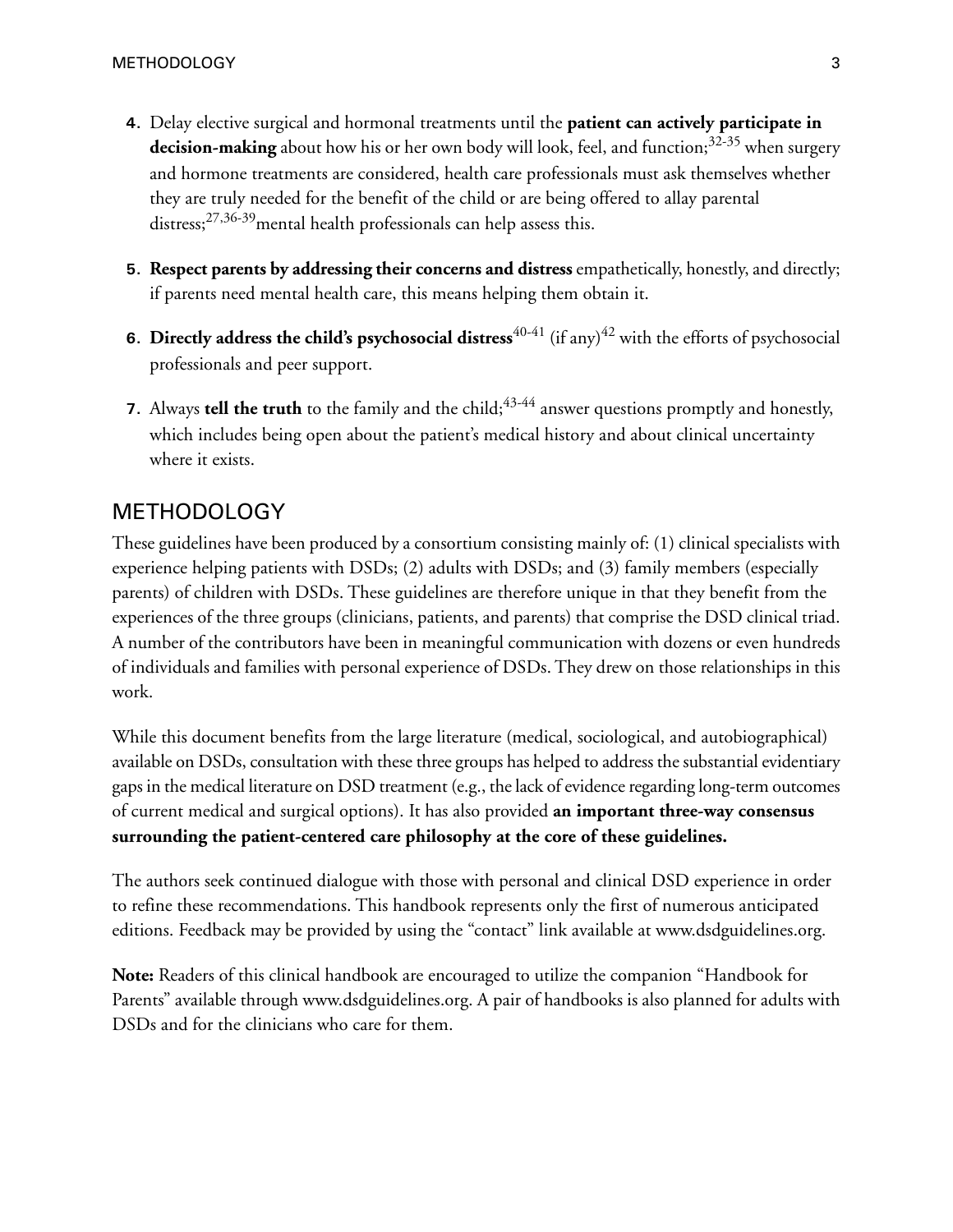4. Delay elective surgical and hormonal treatments until the **patient can actively participate in decision-making** about how his or her own body will look, feel, and function;[32-35] when surgery and hormone treatments are considered, health care professionals must ask themselves whether they are truly needed for the benefit of the child or are being offered to allay parental distress;[27,36-39] mental health professionals can help assess this.

5. **Respect parents by addressing their concerns and distress** empathetically, honestly, and directly; if parents need mental health care, this means helping them obtain it.

6. **Directly address the child's psychosocial distress**[40-41] (if any)[42] with the efforts of psychosocial professionals and peer support.

7. Always **tell the truth** to the family and the child;[43-44] answer questions promptly and honestly, which includes being open about the patient's medical history and about clinical uncertainty where it exists.

## METHODOLOGY

These guidelines have been produced by a consortium consisting mainly of: (1) clinical specialists with experience helping patients with DSDs; (2) adults with DSDs; and (3) family members (especially parents) of children with DSDs. These guidelines are therefore unique in that they benefit from the experiences of the three groups (clinicians, patients, and parents) that comprise the DSD clinical triad. A number of the contributors have been in meaningful communication with dozens or even hundreds of individuals and families with personal experience of DSDs. They drew on those relationships in this work.

While this document benefits from the large literature (medical, sociological, and autobiographical) available on DSDs, consultation with these three groups has helped to address the substantial evidentiary gaps in the medical literature on DSD treatment (e.g., the lack of evidence regarding long-term outcomes of current medical and surgical options). It has also provided **an important three-way consensus surrounding the patient-centered care philosophy at the core of these guidelines.**

The authors seek continued dialogue with those with personal and clinical DSD experience in order to refine these recommendations. This handbook represents only the first of numerous anticipated editions. Feedback may be provided by using the "contact" link available at www.dsdguidelines.org.

**Note:** Readers of this clinical handbook are encouraged to utilize the companion "Handbook for Parents" available through www.dsdguidelines.org. A pair of handbooks is also planned for adults with DSDs and for the clinicians who care for them.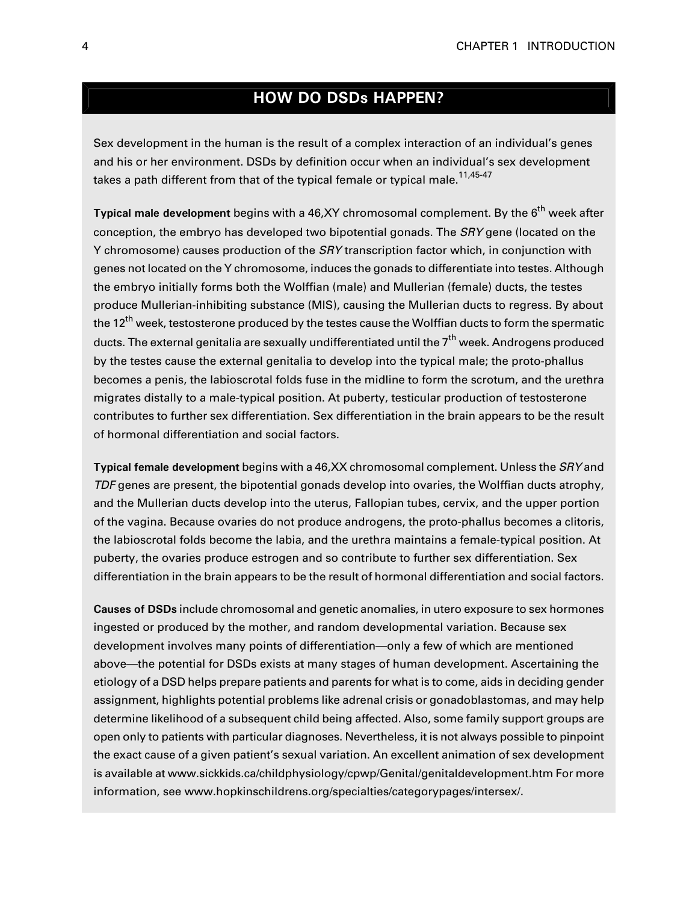## HOW DO DSDs HAPPEN?

Sex development in the human is the result of a complex interaction of an individual's genes and his or her environment. DSDs by definition occur when an individual's sex development takes a path different from that of the typical female or typical male.[11,45-47]

**Typical male development** begins with a 46,XY chromosomal complement. By the 6th week after conception, the embryo has developed two bipotential gonads. The *SRY* gene (located on the Y chromosome) causes production of the *SRY* transcription factor which, in conjunction with genes not located on the Y chromosome, induces the gonads to differentiate into testes. Although the embryo initially forms both the Wolffian (male) and Mullerian (female) ducts, the testes produce Mullerian-inhibiting substance (MIS), causing the Mullerian ducts to regress. By about the 12th week, testosterone produced by the testes cause the Wolffian ducts to form the spermatic ducts. The external genitalia are sexually undifferentiated until the 7th week. Androgens produced by the testes cause the external genitalia to develop into the typical male; the proto-phallus becomes a penis, the labioscrotal folds fuse in the midline to form the scrotum, and the urethra migrates distally to a male-typical position. At puberty, testicular production of testosterone contributes to further sex differentiation. Sex differentiation in the brain appears to be the result of hormonal differentiation and social factors.

**Typical female development** begins with a 46,XX chromosomal complement. Unless the *SRY* and *TDF* genes are present, the bipotential gonads develop into ovaries, the Wolffian ducts atrophy, and the Mullerian ducts develop into the uterus, Fallopian tubes, cervix, and the upper portion of the vagina. Because ovaries do not produce androgens, the proto-phallus becomes a clitoris, the labioscrotal folds become the labia, and the urethra maintains a female-typical position. At puberty, the ovaries produce estrogen and so contribute to further sex differentiation. Sex differentiation in the brain appears to be the result of hormonal differentiation and social factors.

**Causes of DSDs** include chromosomal and genetic anomalies, in utero exposure to sex hormones ingested or produced by the mother, and random developmental variation. Because sex development involves many points of differentiation—only a few of which are mentioned above—the potential for DSDs exists at many stages of human development. Ascertaining the etiology of a DSD helps prepare patients and parents for what is to come, aids in deciding gender assignment, highlights potential problems like adrenal crisis or gonadoblastomas, and may help determine likelihood of a subsequent child being affected. Also, some family support groups are open only to patients with particular diagnoses. Nevertheless, it is not always possible to pinpoint the exact cause of a given patient's sexual variation. An excellent animation of sex development is available at www.sickkids.ca/childphysiology/cpwp/Genital/genitaldevelopment.htm For more information, see www.hopkinschildrens.org/specialties/categorypages/intersex/.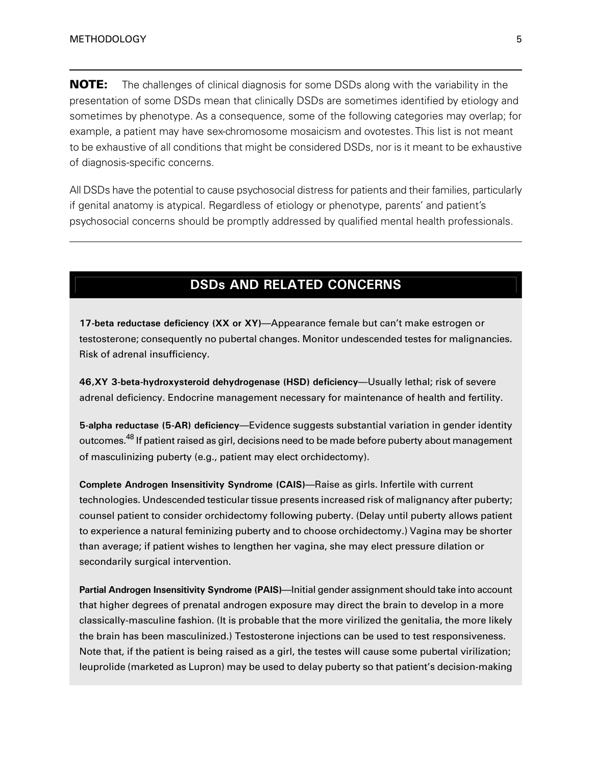**NOTE:** The challenges of clinical diagnosis for some DSDs along with the variability in the presentation of some DSDs mean that clinically DSDs are sometimes identified by etiology and sometimes by phenotype. As a consequence, some of the following categories may overlap; for example, a patient may have sex-chromosome mosaicism and ovotestes. This list is not meant to be exhaustive of all conditions that might be considered DSDs, nor is it meant to be exhaustive of diagnosis-specific concerns.

All DSDs have the potential to cause psychosocial distress for patients and their families, particularly if genital anatomy is atypical. Regardless of etiology or phenotype, parents' and patient's psychosocial concerns should be promptly addressed by qualified mental health professionals.

## DSDs AND RELATED CONCERNS

**17-beta reductase deficiency (XX or XY)**—Appearance female but can't make estrogen or testosterone; consequently no pubertal changes. Monitor undescended testes for malignancies. Risk of adrenal insufficiency.

**46,XY 3-beta-hydroxysteroid dehydrogenase (HSD) deficiency**—Usually lethal; risk of severe adrenal deficiency. Endocrine management necessary for maintenance of health and fertility.

**5-alpha reductase (5-AR) deficiency**—Evidence suggests substantial variation in gender identity outcomes.[48] If patient raised as girl, decisions need to be made before puberty about management of masculinizing puberty (e.g., patient may elect orchidectomy).

**Complete Androgen Insensitivity Syndrome (CAIS)**—Raise as girls. Infertile with current technologies. Undescended testicular tissue presents increased risk of malignancy after puberty; counsel patient to consider orchidectomy following puberty. (Delay until puberty allows patient to experience a natural feminizing puberty and to choose orchidectomy.) Vagina may be shorter than average; if patient wishes to lengthen her vagina, she may elect pressure dilation or secondarily surgical intervention.

**Partial Androgen Insensitivity Syndrome (PAIS)**—Initial gender assignment should take into account that higher degrees of prenatal androgen exposure may direct the brain to develop in a more classically-masculine fashion. (It is probable that the more virilized the genitalia, the more likely the brain has been masculinized.) Testosterone injections can be used to test responsiveness. Note that, if the patient is being raised as a girl, the testes will cause some pubertal virilization; leuprolide (marketed as Lupron) may be used to delay puberty so that patient's decision-making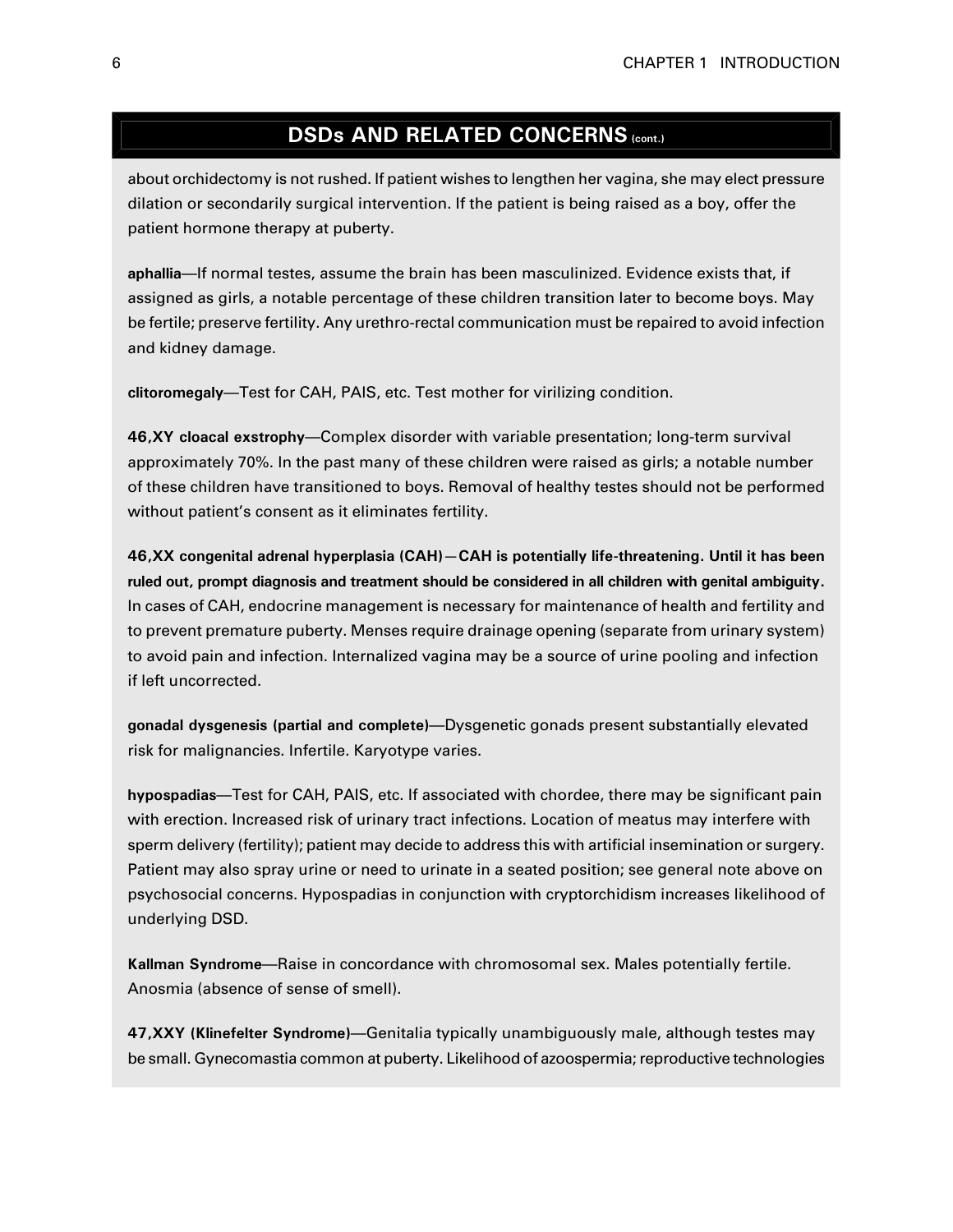## DSDs AND RELATED CONCERNS (cont.)

about orchidectomy is not rushed. If patient wishes to lengthen her vagina, she may elect pressure dilation or secondarily surgical intervention. If the patient is being raised as a boy, offer the patient hormone therapy at puberty.

**aphallia**—If normal testes, assume the brain has been masculinized. Evidence exists that, if assigned as girls, a notable percentage of these children transition later to become boys. May be fertile; preserve fertility. Any urethro-rectal communication must be repaired to avoid infection and kidney damage.

**clitoromegaly**—Test for CAH, PAIS, etc. Test mother for virilizing condition.

**46,XY cloacal exstrophy**—Complex disorder with variable presentation; long-term survival approximately 70%. In the past many of these children were raised as girls; a notable number of these children have transitioned to boys. Removal of healthy testes should not be performed without patient's consent as it eliminates fertility.

**46,XX congenital adrenal hyperplasia (CAH)—CAH is potentially life-threatening. Until it has been ruled out, prompt diagnosis and treatment should be considered in all children with genital ambiguity.** In cases of CAH, endocrine management is necessary for maintenance of health and fertility and to prevent premature puberty. Menses require drainage opening (separate from urinary system) to avoid pain and infection. Internalized vagina may be a source of urine pooling and infection if left uncorrected.

**gonadal dysgenesis (partial and complete)**—Dysgenetic gonads present substantially elevated risk for malignancies. Infertile. Karyotype varies.

**hypospadias**—Test for CAH, PAIS, etc. If associated with chordee, there may be significant pain with erection. Increased risk of urinary tract infections. Location of meatus may interfere with sperm delivery (fertility); patient may decide to address this with artificial insemination or surgery. Patient may also spray urine or need to urinate in a seated position; see general note above on psychosocial concerns. Hypospadias in conjunction with cryptorchidism increases likelihood of underlying DSD.

**Kallman Syndrome**—Raise in concordance with chromosomal sex. Males potentially fertile. Anosmia (absence of sense of smell).

**47,XXY (Klinefelter Syndrome)**—Genitalia typically unambiguously male, although testes may be small. Gynecomastia common at puberty. Likelihood of azoospermia; reproductive technologies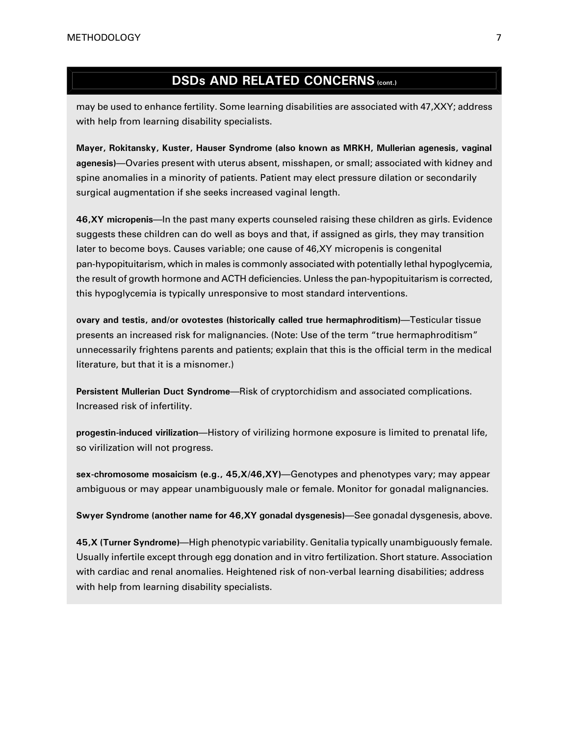## DSDs AND RELATED CONCERNS (cont.)

may be used to enhance fertility. Some learning disabilities are associated with 47,XXY; address with help from learning disability specialists.

**Mayer, Rokitansky, Kuster, Hauser Syndrome (also known as MRKH, Mullerian agenesis, vaginal agenesis)**—Ovaries present with uterus absent, misshapen, or small; associated with kidney and spine anomalies in a minority of patients. Patient may elect pressure dilation or secondarily surgical augmentation if she seeks increased vaginal length.

**46,XY micropenis**—In the past many experts counseled raising these children as girls. Evidence suggests these children can do well as boys and that, if assigned as girls, they may transition later to become boys. Causes variable; one cause of 46,XY micropenis is congenital pan-hypopituitarism, which in males is commonly associated with potentially lethal hypoglycemia, the result of growth hormone and ACTH deficiencies. Unless the pan-hypopituitarism is corrected, this hypoglycemia is typically unresponsive to most standard interventions.

**ovary and testis, and/or ovotestes (historically called true hermaphroditism)**—Testicular tissue presents an increased risk for malignancies. (Note: Use of the term "true hermaphroditism" unnecessarily frightens parents and patients; explain that this is the official term in the medical literature, but that it is a misnomer.)

**Persistent Mullerian Duct Syndrome**—Risk of cryptorchidism and associated complications. Increased risk of infertility.

**progestin-induced virilization**—History of virilizing hormone exposure is limited to prenatal life, so virilization will not progress.

**sex-chromosome mosaicism (e.g., 45,X/46,XY)**—Genotypes and phenotypes vary; may appear ambiguous or may appear unambiguously male or female. Monitor for gonadal malignancies.

**Swyer Syndrome (another name for 46,XY gonadal dysgenesis)**—See gonadal dysgenesis, above.

**45,X (Turner Syndrome)**—High phenotypic variability. Genitalia typically unambiguously female. Usually infertile except through egg donation and in vitro fertilization. Short stature. Association with cardiac and renal anomalies. Heightened risk of non-verbal learning disabilities; address with help from learning disability specialists.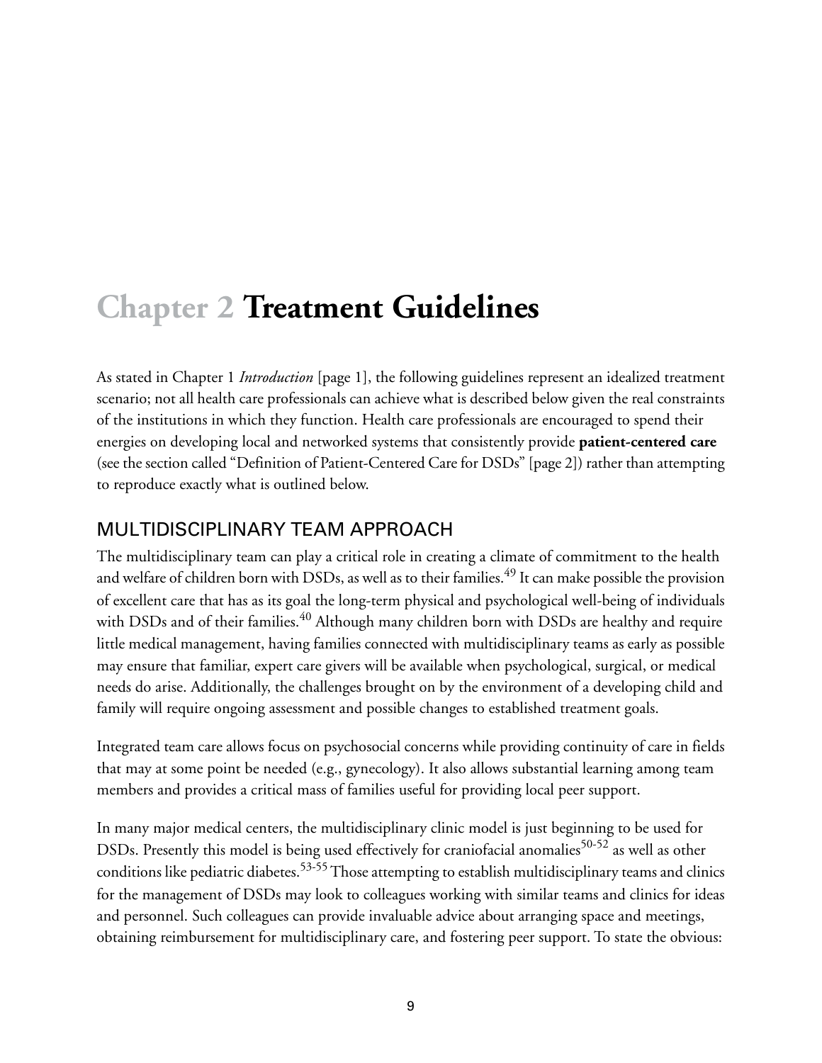# Chapter 2 Treatment Guidelines

As stated in Chapter 1 *Introduction* [page 1], the following guidelines represent an idealized treatment scenario; not all health care professionals can achieve what is described below given the real constraints of the institutions in which they function. Health care professionals are encouraged to spend their energies on developing local and networked systems that consistently provide **patient-centered care** (see the section called "Definition of Patient-Centered Care for DSDs" [page 2]) rather than attempting to reproduce exactly what is outlined below.

## MULTIDISCIPLINARY TEAM APPROACH

The multidisciplinary team can play a critical role in creating a climate of commitment to the health and welfare of children born with DSDs, as well as to their families.[49] It can make possible the provision of excellent care that has as its goal the long-term physical and psychological well-being of individuals with DSDs and of their families.[40] Although many children born with DSDs are healthy and require little medical management, having families connected with multidisciplinary teams as early as possible may ensure that familiar, expert care givers will be available when psychological, surgical, or medical needs do arise. Additionally, the challenges brought on by the environment of a developing child and family will require ongoing assessment and possible changes to established treatment goals.

Integrated team care allows focus on psychosocial concerns while providing continuity of care in fields that may at some point be needed (e.g., gynecology). It also allows substantial learning among team members and provides a critical mass of families useful for providing local peer support.

In many major medical centers, the multidisciplinary clinic model is just beginning to be used for DSDs. Presently this model is being used effectively for craniofacial anomalies[50-52] as well as other conditions like pediatric diabetes.[53-55] Those attempting to establish multidisciplinary teams and clinics for the management of DSDs may look to colleagues working with similar teams and clinics for ideas and personnel. Such colleagues can provide invaluable advice about arranging space and meetings, obtaining reimbursement for multidisciplinary care, and fostering peer support. To state the obvious: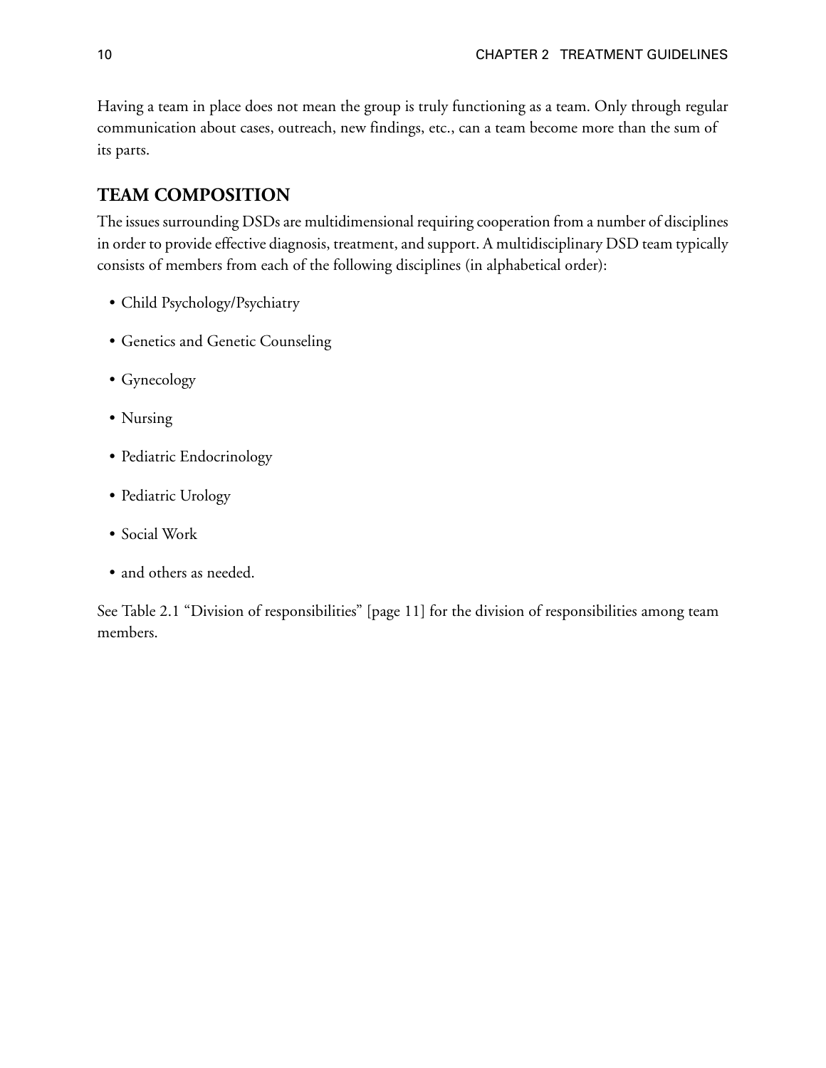Having a team in place does not mean the group is truly functioning as a team. Only through regular communication about cases, outreach, new findings, etc., can a team become more than the sum of its parts.

## TEAM COMPOSITION

The issues surrounding DSDs are multidimensional requiring cooperation from a number of disciplines in order to provide effective diagnosis, treatment, and support. A multidisciplinary DSD team typically consists of members from each of the following disciplines (in alphabetical order):

- Child Psychology/Psychiatry
- Genetics and Genetic Counseling
- Gynecology
- Nursing
- Pediatric Endocrinology
- Pediatric Urology
- Social Work
- and others as needed.

See Table 2.1 “Division of responsibilities” [page 11] for the division of responsibilities among team members.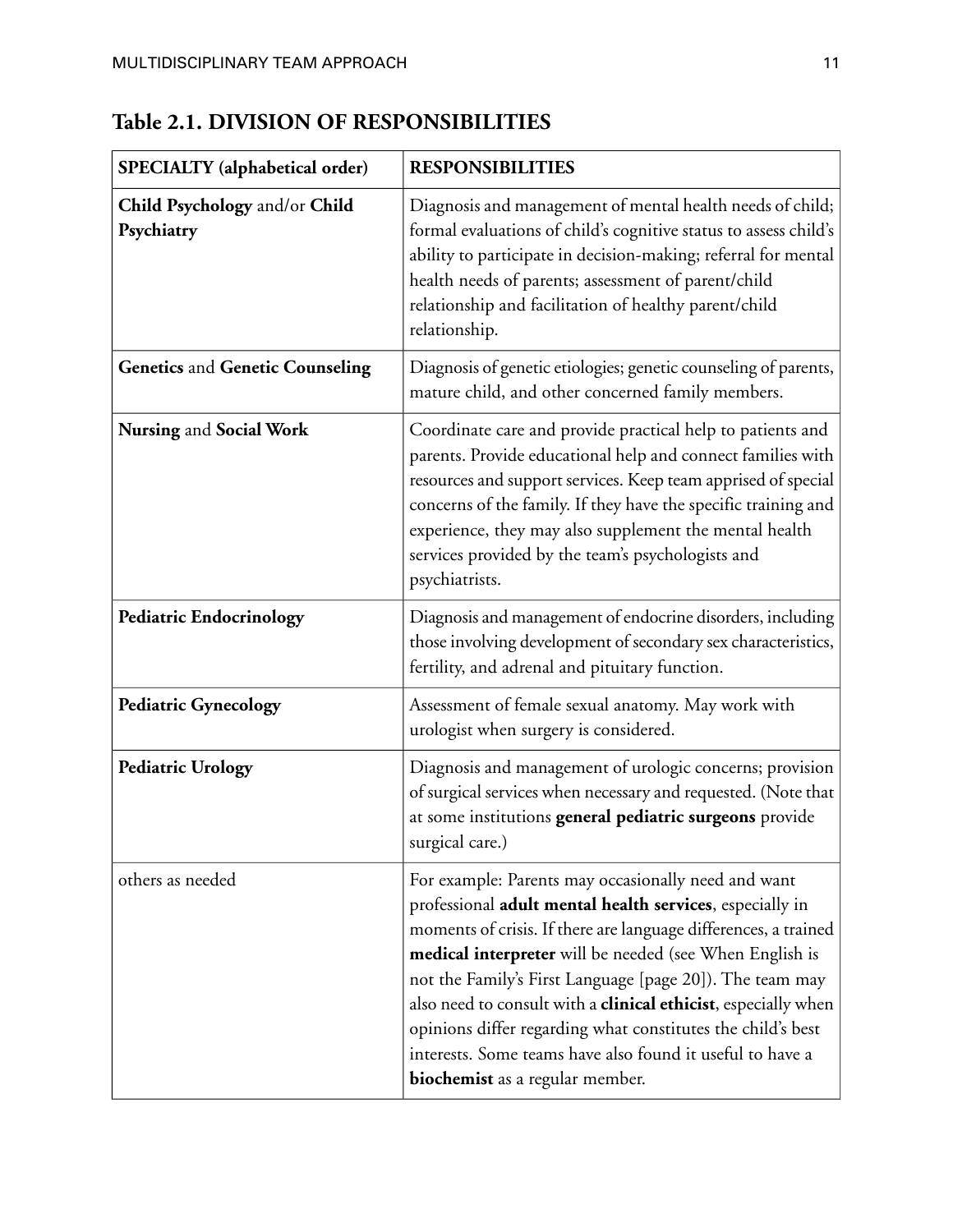## Table 2.1. DIVISION OF RESPONSIBILITIES

| **SPECIALTY (alphabetical order)** | **RESPONSIBILITIES** |
|---|---|
| **Child Psychology** and/or **Child Psychiatry** | Diagnosis and management of mental health needs of child; formal evaluations of child's cognitive status to assess child's ability to participate in decision-making; referral for mental health needs of parents; assessment of parent/child relationship and facilitation of healthy parent/child relationship. |
| **Genetics** and **Genetic Counseling** | Diagnosis of genetic etiologies; genetic counseling of parents, mature child, and other concerned family members. |
| **Nursing** and **Social Work** | Coordinate care and provide practical help to patients and parents. Provide educational help and connect families with resources and support services. Keep team apprised of special concerns of the family. If they have the specific training and experience, they may also supplement the mental health services provided by the team's psychologists and psychiatrists. |
| **Pediatric Endocrinology** | Diagnosis and management of endocrine disorders, including those involving development of secondary sex characteristics, fertility, and adrenal and pituitary function. |
| **Pediatric Gynecology** | Assessment of female sexual anatomy. May work with urologist when surgery is considered. |
| **Pediatric Urology** | Diagnosis and management of urologic concerns; provision of surgical services when necessary and requested. (Note that at some institutions **general pediatric surgeons** provide surgical care.) |
| others as needed | For example: Parents may occasionally need and want professional **adult mental health services**, especially in moments of crisis. If there are language differences, a trained **medical interpreter** will be needed (see When English is not the Family's First Language [page 20]). The team may also need to consult with a **clinical ethicist**, especially when opinions differ regarding what constitutes the child's best interests. Some teams have also found it useful to have a **biochemist** as a regular member. |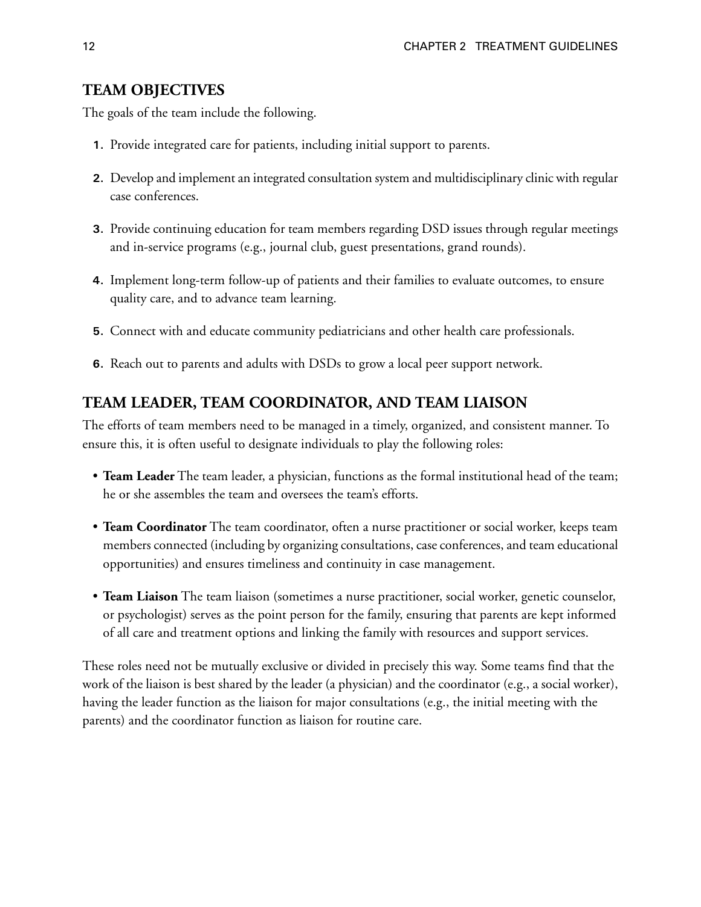## TEAM OBJECTIVES

The goals of the team include the following.

1. Provide integrated care for patients, including initial support to parents.
2. Develop and implement an integrated consultation system and multidisciplinary clinic with regular case conferences.
3. Provide continuing education for team members regarding DSD issues through regular meetings and in-service programs (e.g., journal club, guest presentations, grand rounds).
4. Implement long-term follow-up of patients and their families to evaluate outcomes, to ensure quality care, and to advance team learning.
5. Connect with and educate community pediatricians and other health care professionals.
6. Reach out to parents and adults with DSDs to grow a local peer support network.

## TEAM LEADER, TEAM COORDINATOR, AND TEAM LIAISON

The efforts of team members need to be managed in a timely, organized, and consistent manner. To ensure this, it is often useful to designate individuals to play the following roles:

- **Team Leader** The team leader, a physician, functions as the formal institutional head of the team; he or she assembles the team and oversees the team's efforts.
- **Team Coordinator** The team coordinator, often a nurse practitioner or social worker, keeps team members connected (including by organizing consultations, case conferences, and team educational opportunities) and ensures timeliness and continuity in case management.
- **Team Liaison** The team liaison (sometimes a nurse practitioner, social worker, genetic counselor, or psychologist) serves as the point person for the family, ensuring that parents are kept informed of all care and treatment options and linking the family with resources and support services.

These roles need not be mutually exclusive or divided in precisely this way. Some teams find that the work of the liaison is best shared by the leader (a physician) and the coordinator (e.g., a social worker), having the leader function as the liaison for major consultations (e.g., the initial meeting with the parents) and the coordinator function as liaison for routine care.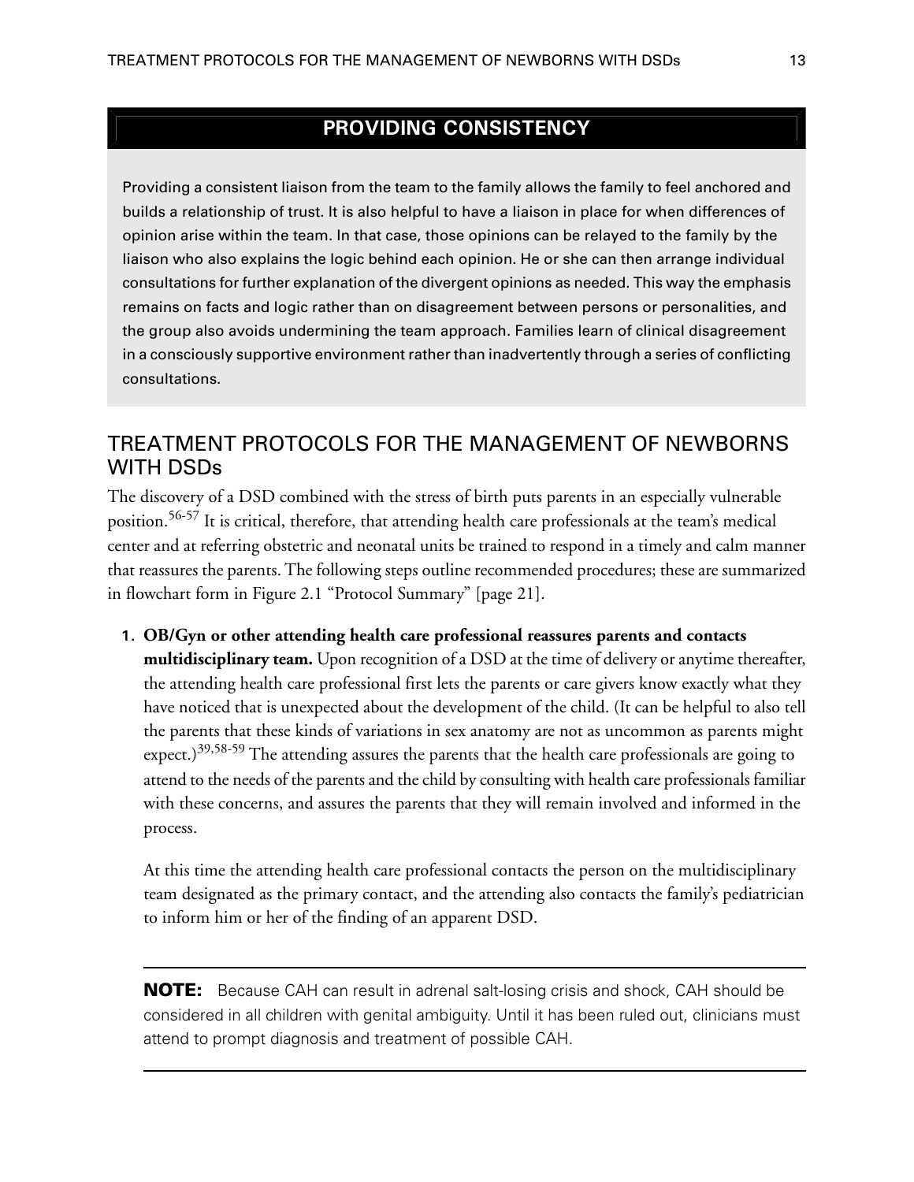## PROVIDING CONSISTENCY

Providing a consistent liaison from the team to the family allows the family to feel anchored and builds a relationship of trust. It is also helpful to have a liaison in place for when differences of opinion arise within the team. In that case, those opinions can be relayed to the family by the liaison who also explains the logic behind each opinion. He or she can then arrange individual consultations for further explanation of the divergent opinions as needed. This way the emphasis remains on facts and logic rather than on disagreement between persons or personalities, and the group also avoids undermining the team approach. Families learn of clinical disagreement in a consciously supportive environment rather than inadvertently through a series of conflicting consultations.

## TREATMENT PROTOCOLS FOR THE MANAGEMENT OF NEWBORNS WITH DSDs

The discovery of a DSD combined with the stress of birth puts parents in an especially vulnerable position.[56-57] It is critical, therefore, that attending health care professionals at the team's medical center and at referring obstetric and neonatal units be trained to respond in a timely and calm manner that reassures the parents. The following steps outline recommended procedures; these are summarized in flowchart form in Figure 2.1 "Protocol Summary" [page 21].

1. **OB/Gyn or other attending health care professional reassures parents and contacts multidisciplinary team.** Upon recognition of a DSD at the time of delivery or anytime thereafter, the attending health care professional first lets the parents or care givers know exactly what they have noticed that is unexpected about the development of the child. (It can be helpful to also tell the parents that these kinds of variations in sex anatomy are not as uncommon as parents might expect.)[39,58-59] The attending assures the parents that the health care professionals are going to attend to the needs of the parents and the child by consulting with health care professionals familiar with these concerns, and assures the parents that they will remain involved and informed in the process.

   At this time the attending health care professional contacts the person on the multidisciplinary team designated as the primary contact, and the attending also contacts the family's pediatrician to inform him or her of the finding of an apparent DSD.

---

**NOTE:** Because CAH can result in adrenal salt-losing crisis and shock, CAH should be considered in all children with genital ambiguity. Until it has been ruled out, clinicians must attend to prompt diagnosis and treatment of possible CAH.

---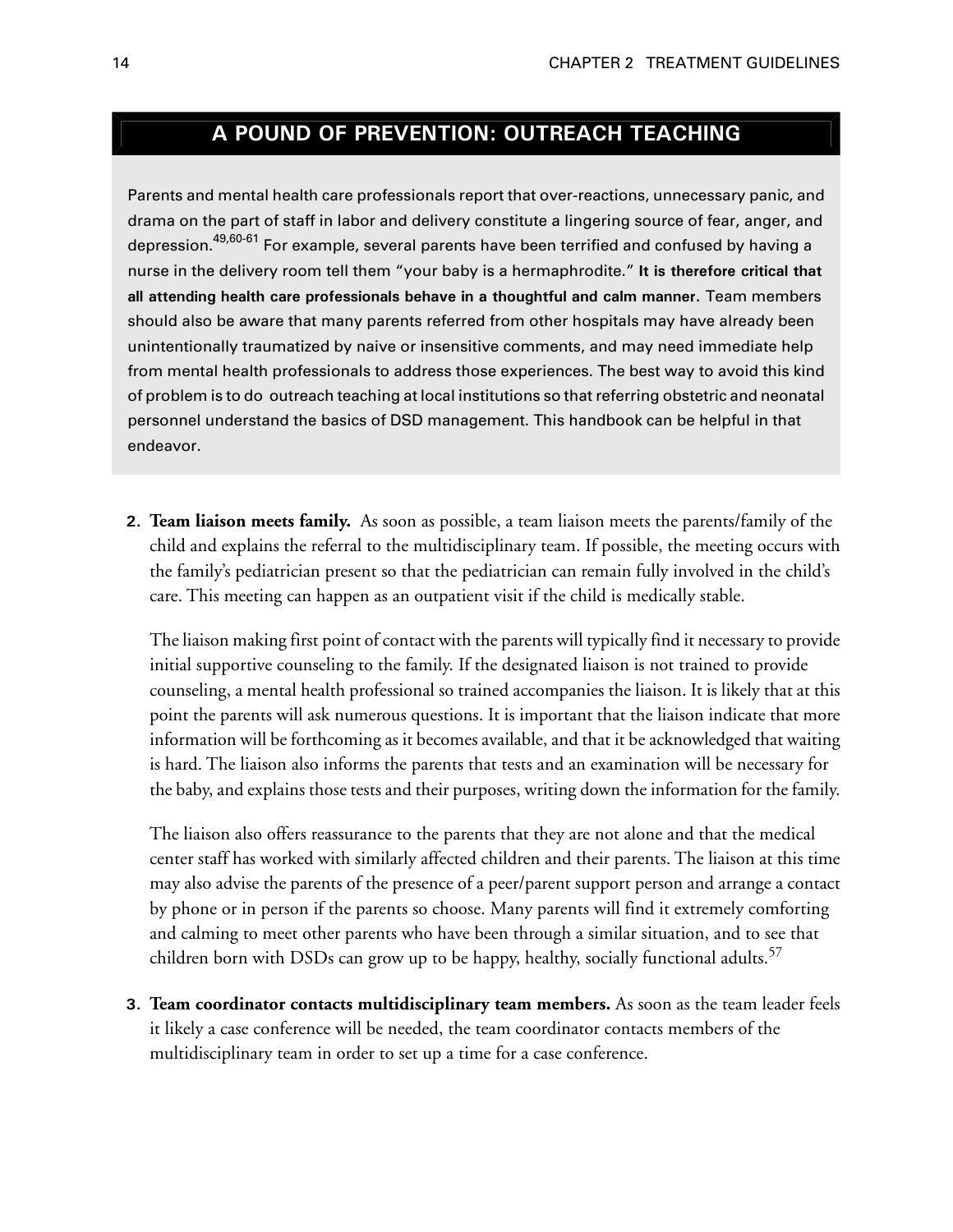## A POUND OF PREVENTION: OUTREACH TEACHING

Parents and mental health care professionals report that over-reactions, unnecessary panic, and drama on the part of staff in labor and delivery constitute a lingering source of fear, anger, and depression.[49,60-61] For example, several parents have been terrified and confused by having a nurse in the delivery room tell them "your baby is a hermaphrodite." **It is therefore critical that all attending health care professionals behave in a thoughtful and calm manner.** Team members should also be aware that many parents referred from other hospitals may have already been unintentionally traumatized by naive or insensitive comments, and may need immediate help from mental health professionals to address those experiences. The best way to avoid this kind of problem is to do outreach teaching at local institutions so that referring obstetric and neonatal personnel understand the basics of DSD management. This handbook can be helpful in that endeavor.

2. **Team liaison meets family.** As soon as possible, a team liaison meets the parents/family of the child and explains the referral to the multidisciplinary team. If possible, the meeting occurs with the family's pediatrician present so that the pediatrician can remain fully involved in the child's care. This meeting can happen as an outpatient visit if the child is medically stable.

   The liaison making first point of contact with the parents will typically find it necessary to provide initial supportive counseling to the family. If the designated liaison is not trained to provide counseling, a mental health professional so trained accompanies the liaison. It is likely that at this point the parents will ask numerous questions. It is important that the liaison indicate that more information will be forthcoming as it becomes available, and that it be acknowledged that waiting is hard. The liaison also informs the parents that tests and an examination will be necessary for the baby, and explains those tests and their purposes, writing down the information for the family.

   The liaison also offers reassurance to the parents that they are not alone and that the medical center staff has worked with similarly affected children and their parents. The liaison at this time may also advise the parents of the presence of a peer/parent support person and arrange a contact by phone or in person if the parents so choose. Many parents will find it extremely comforting and calming to meet other parents who have been through a similar situation, and to see that children born with DSDs can grow up to be happy, healthy, socially functional adults.[57]

3. **Team coordinator contacts multidisciplinary team members.** As soon as the team leader feels it likely a case conference will be needed, the team coordinator contacts members of the multidisciplinary team in order to set up a time for a case conference.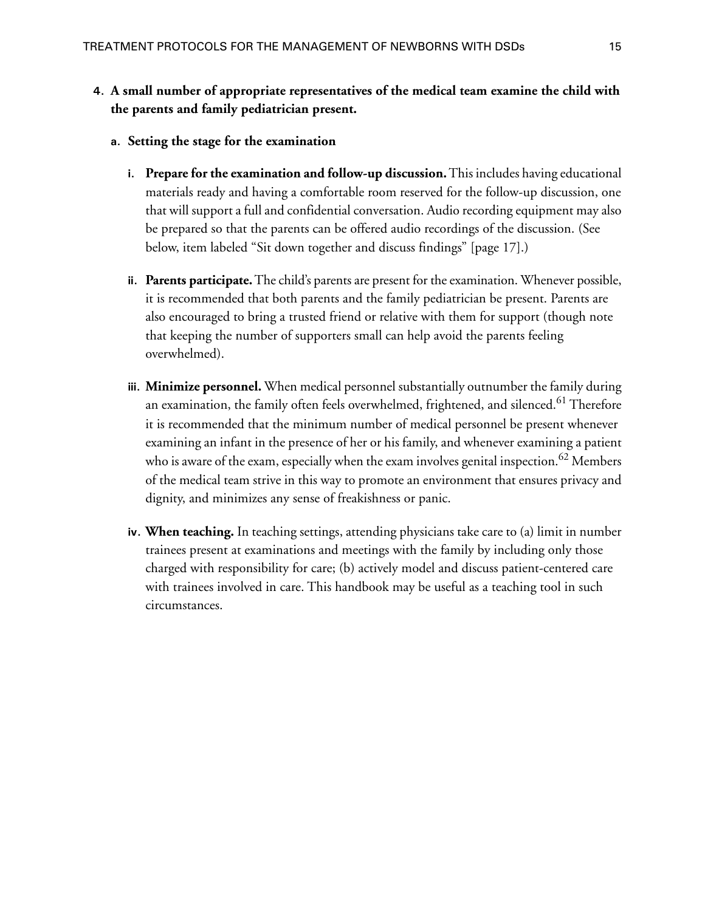4. **A small number of appropriate representatives of the medical team examine the child with the parents and family pediatrician present.**

   a. **Setting the stage for the examination**

      i. **Prepare for the examination and follow-up discussion.** This includes having educational materials ready and having a comfortable room reserved for the follow-up discussion, one that will support a full and confidential conversation. Audio recording equipment may also be prepared so that the parents can be offered audio recordings of the discussion. (See below, item labeled "Sit down together and discuss findings" [page 17].)

      ii. **Parents participate.** The child's parents are present for the examination. Whenever possible, it is recommended that both parents and the family pediatrician be present. Parents are also encouraged to bring a trusted friend or relative with them for support (though note that keeping the number of supporters small can help avoid the parents feeling overwhelmed).

      iii. **Minimize personnel.** When medical personnel substantially outnumber the family during an examination, the family often feels overwhelmed, frightened, and silenced.[61] Therefore it is recommended that the minimum number of medical personnel be present whenever examining an infant in the presence of her or his family, and whenever examining a patient who is aware of the exam, especially when the exam involves genital inspection.[62] Members of the medical team strive in this way to promote an environment that ensures privacy and dignity, and minimizes any sense of freakishness or panic.

      iv. **When teaching.** In teaching settings, attending physicians take care to (a) limit in number trainees present at examinations and meetings with the family by including only those charged with responsibility for care; (b) actively model and discuss patient-centered care with trainees involved in care. This handbook may be useful as a teaching tool in such circumstances.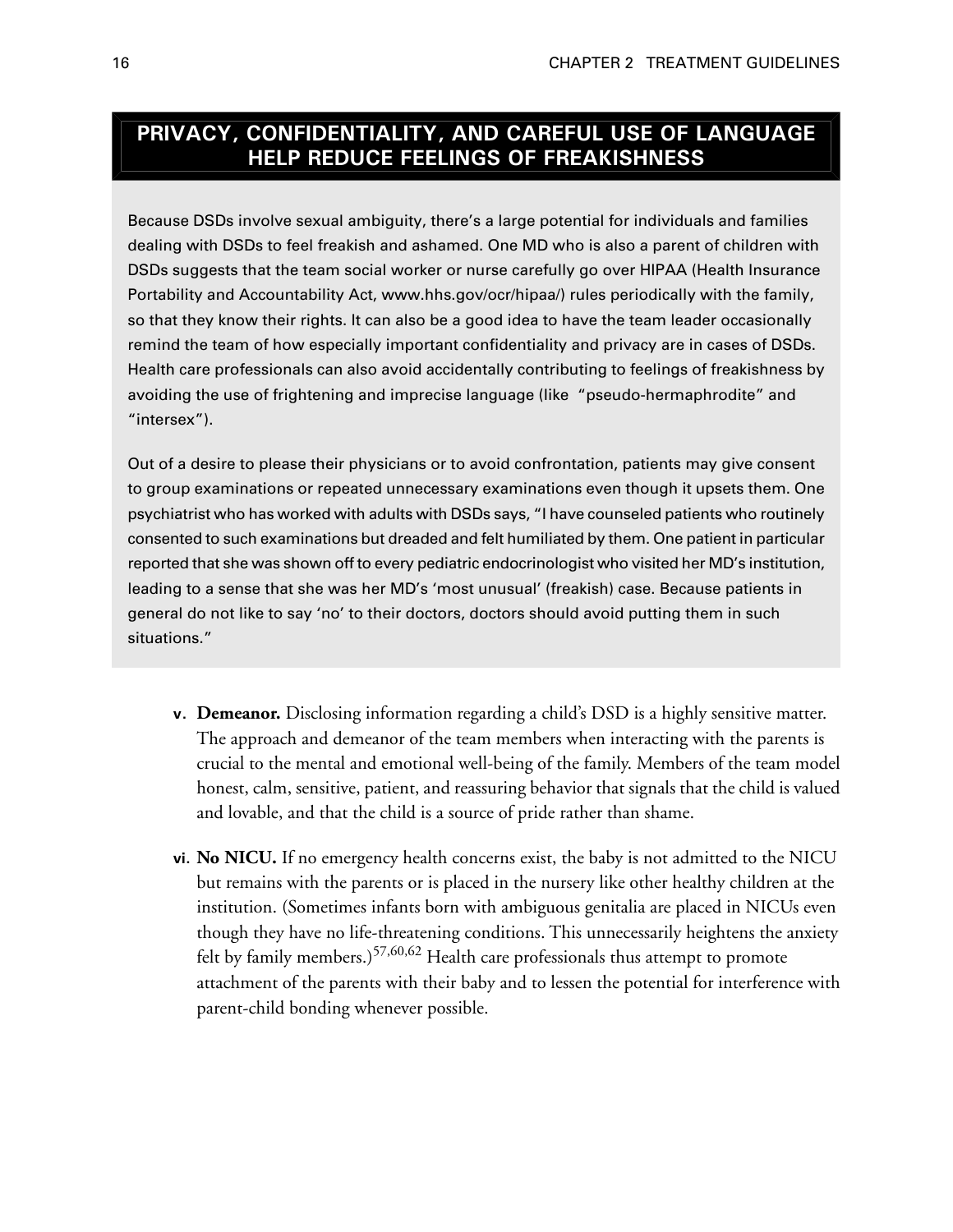## PRIVACY, CONFIDENTIALITY, AND CAREFUL USE OF LANGUAGE HELP REDUCE FEELINGS OF FREAKISHNESS

Because DSDs involve sexual ambiguity, there's a large potential for individuals and families dealing with DSDs to feel freakish and ashamed. One MD who is also a parent of children with DSDs suggests that the team social worker or nurse carefully go over HIPAA (Health Insurance Portability and Accountability Act, www.hhs.gov/ocr/hipaa/) rules periodically with the family, so that they know their rights. It can also be a good idea to have the team leader occasionally remind the team of how especially important confidentiality and privacy are in cases of DSDs. Health care professionals can also avoid accidentally contributing to feelings of freakishness by avoiding the use of frightening and imprecise language (like "pseudo-hermaphrodite" and "intersex").

Out of a desire to please their physicians or to avoid confrontation, patients may give consent to group examinations or repeated unnecessary examinations even though it upsets them. One psychiatrist who has worked with adults with DSDs says, "I have counseled patients who routinely consented to such examinations but dreaded and felt humiliated by them. One patient in particular reported that she was shown off to every pediatric endocrinologist who visited her MD's institution, leading to a sense that she was her MD's 'most unusual' (freakish) case. Because patients in general do not like to say 'no' to their doctors, doctors should avoid putting them in such situations."

v. **Demeanor.** Disclosing information regarding a child's DSD is a highly sensitive matter. The approach and demeanor of the team members when interacting with the parents is crucial to the mental and emotional well-being of the family. Members of the team model honest, calm, sensitive, patient, and reassuring behavior that signals that the child is valued and lovable, and that the child is a source of pride rather than shame.

vi. **No NICU.** If no emergency health concerns exist, the baby is not admitted to the NICU but remains with the parents or is placed in the nursery like other healthy children at the institution. (Sometimes infants born with ambiguous genitalia are placed in NICUs even though they have no life-threatening conditions. This unnecessarily heightens the anxiety felt by family members.)[57,60,62] Health care professionals thus attempt to promote attachment of the parents with their baby and to lessen the potential for interference with parent-child bonding whenever possible.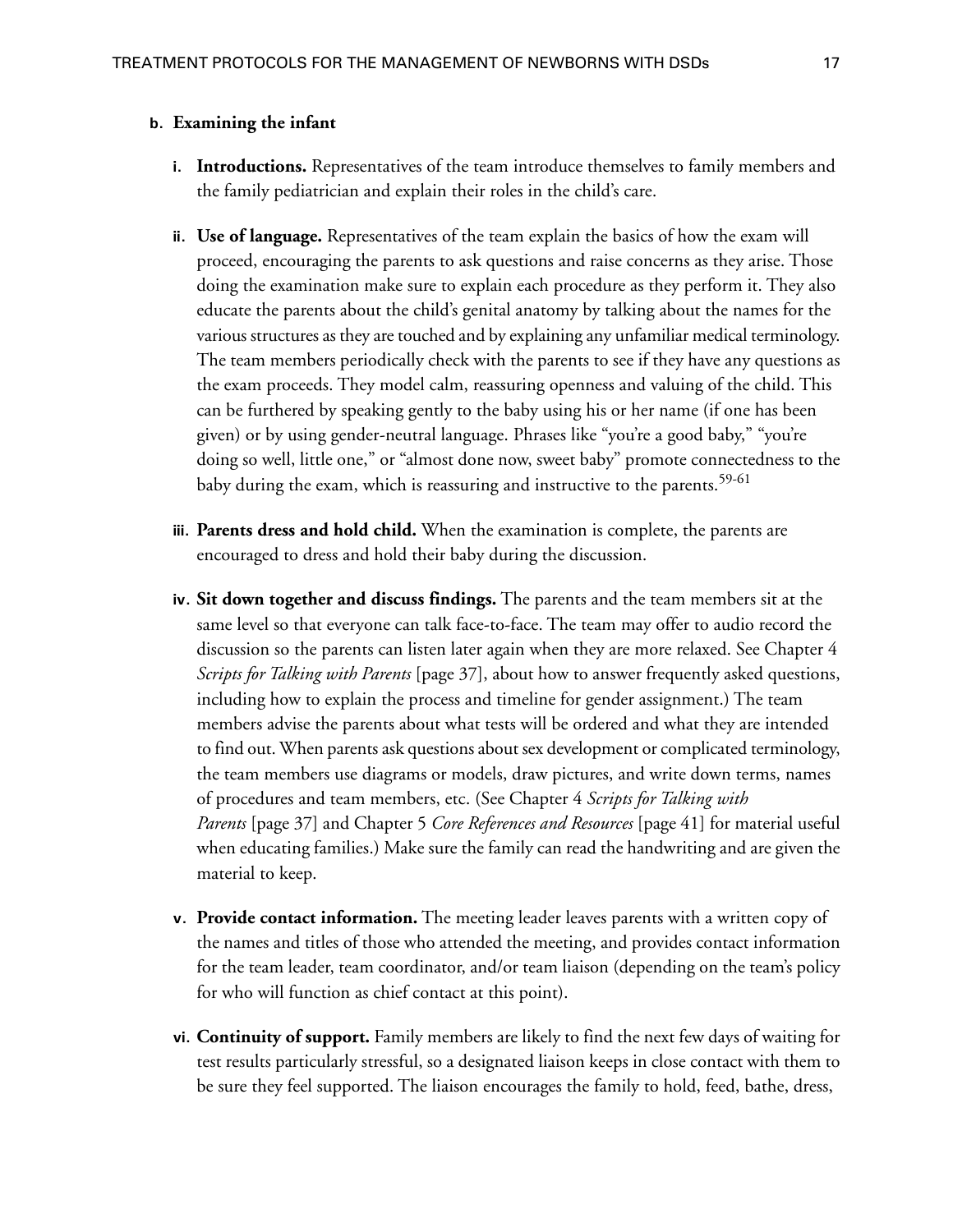**b. Examining the infant**

**i. Introductions.** Representatives of the team introduce themselves to family members and the family pediatrician and explain their roles in the child's care.

**ii. Use of language.** Representatives of the team explain the basics of how the exam will proceed, encouraging the parents to ask questions and raise concerns as they arise. Those doing the examination make sure to explain each procedure as they perform it. They also educate the parents about the child's genital anatomy by talking about the names for the various structures as they are touched and by explaining any unfamiliar medical terminology. The team members periodically check with the parents to see if they have any questions as the exam proceeds. They model calm, reassuring openness and valuing of the child. This can be furthered by speaking gently to the baby using his or her name (if one has been given) or by using gender-neutral language. Phrases like "you're a good baby," "you're doing so well, little one," or "almost done now, sweet baby" promote connectedness to the baby during the exam, which is reassuring and instructive to the parents.[59-61]

**iii. Parents dress and hold child.** When the examination is complete, the parents are encouraged to dress and hold their baby during the discussion.

**iv. Sit down together and discuss findings.** The parents and the team members sit at the same level so that everyone can talk face-to-face. The team may offer to audio record the discussion so the parents can listen later again when they are more relaxed. See Chapter 4 *Scripts for Talking with Parents* [page 37], about how to answer frequently asked questions, including how to explain the process and timeline for gender assignment.) The team members advise the parents about what tests will be ordered and what they are intended to find out. When parents ask questions about sex development or complicated terminology, the team members use diagrams or models, draw pictures, and write down terms, names of procedures and team members, etc. (See Chapter 4 *Scripts for Talking with Parents* [page 37] and Chapter 5 *Core References and Resources* [page 41] for material useful when educating families.) Make sure the family can read the handwriting and are given the material to keep.

**v. Provide contact information.** The meeting leader leaves parents with a written copy of the names and titles of those who attended the meeting, and provides contact information for the team leader, team coordinator, and/or team liaison (depending on the team's policy for who will function as chief contact at this point).

**vi. Continuity of support.** Family members are likely to find the next few days of waiting for test results particularly stressful, so a designated liaison keeps in close contact with them to be sure they feel supported. The liaison encourages the family to hold, feed, bathe, dress,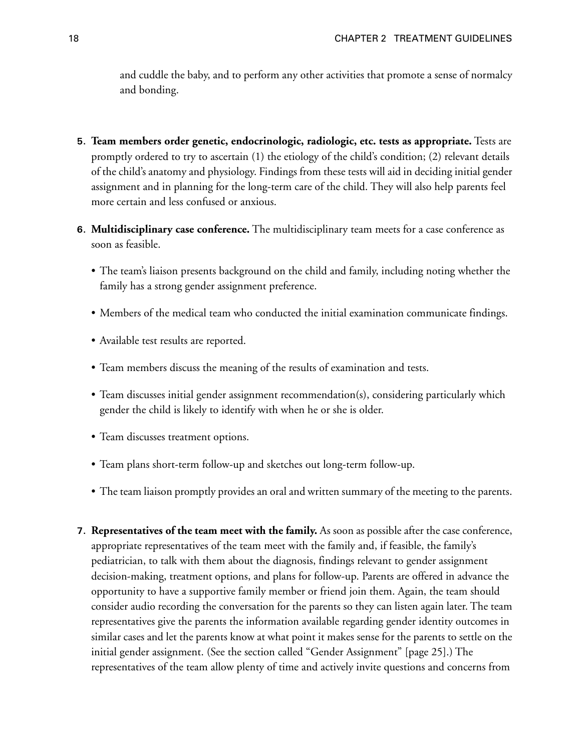and cuddle the baby, and to perform any other activities that promote a sense of normalcy and bonding.

5. **Team members order genetic, endocrinologic, radiologic, etc. tests as appropriate.** Tests are promptly ordered to try to ascertain (1) the etiology of the child's condition; (2) relevant details of the child's anatomy and physiology. Findings from these tests will aid in deciding initial gender assignment and in planning for the long-term care of the child. They will also help parents feel more certain and less confused or anxious.

6. **Multidisciplinary case conference.** The multidisciplinary team meets for a case conference as soon as feasible.

   - The team's liaison presents background on the child and family, including noting whether the family has a strong gender assignment preference.
   - Members of the medical team who conducted the initial examination communicate findings.
   - Available test results are reported.
   - Team members discuss the meaning of the results of examination and tests.
   - Team discusses initial gender assignment recommendation(s), considering particularly which gender the child is likely to identify with when he or she is older.
   - Team discusses treatment options.
   - Team plans short-term follow-up and sketches out long-term follow-up.
   - The team liaison promptly provides an oral and written summary of the meeting to the parents.

7. **Representatives of the team meet with the family.** As soon as possible after the case conference, appropriate representatives of the team meet with the family and, if feasible, the family's pediatrician, to talk with them about the diagnosis, findings relevant to gender assignment decision-making, treatment options, and plans for follow-up. Parents are offered in advance the opportunity to have a supportive family member or friend join them. Again, the team should consider audio recording the conversation for the parents so they can listen again later. The team representatives give the parents the information available regarding gender identity outcomes in similar cases and let the parents know at what point it makes sense for the parents to settle on the initial gender assignment. (See the section called "Gender Assignment" [page 25].) The representatives of the team allow plenty of time and actively invite questions and concerns from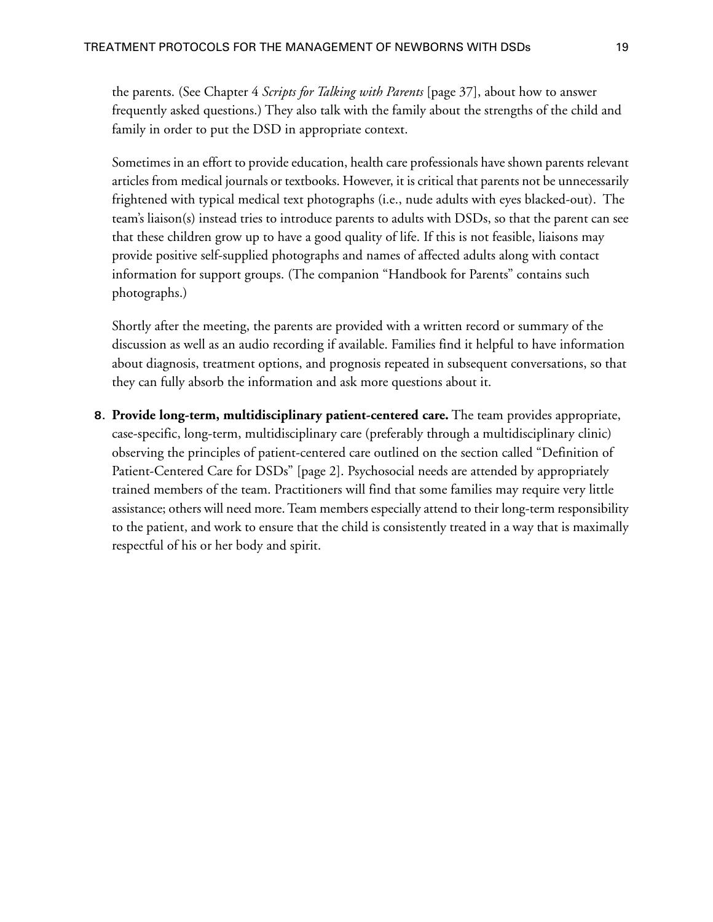the parents. (See Chapter 4 *Scripts for Talking with Parents* [page 37], about how to answer frequently asked questions.) They also talk with the family about the strengths of the child and family in order to put the DSD in appropriate context.

Sometimes in an effort to provide education, health care professionals have shown parents relevant articles from medical journals or textbooks. However, it is critical that parents not be unnecessarily frightened with typical medical text photographs (i.e., nude adults with eyes blacked-out). The team's liaison(s) instead tries to introduce parents to adults with DSDs, so that the parent can see that these children grow up to have a good quality of life. If this is not feasible, liaisons may provide positive self-supplied photographs and names of affected adults along with contact information for support groups. (The companion "Handbook for Parents" contains such photographs.)

Shortly after the meeting, the parents are provided with a written record or summary of the discussion as well as an audio recording if available. Families find it helpful to have information about diagnosis, treatment options, and prognosis repeated in subsequent conversations, so that they can fully absorb the information and ask more questions about it.

8. **Provide long-term, multidisciplinary patient-centered care.** The team provides appropriate, case-specific, long-term, multidisciplinary care (preferably through a multidisciplinary clinic) observing the principles of patient-centered care outlined on the section called "Definition of Patient-Centered Care for DSDs" [page 2]. Psychosocial needs are attended by appropriately trained members of the team. Practitioners will find that some families may require very little assistance; others will need more. Team members especially attend to their long-term responsibility to the patient, and work to ensure that the child is consistently treated in a way that is maximally respectful of his or her body and spirit.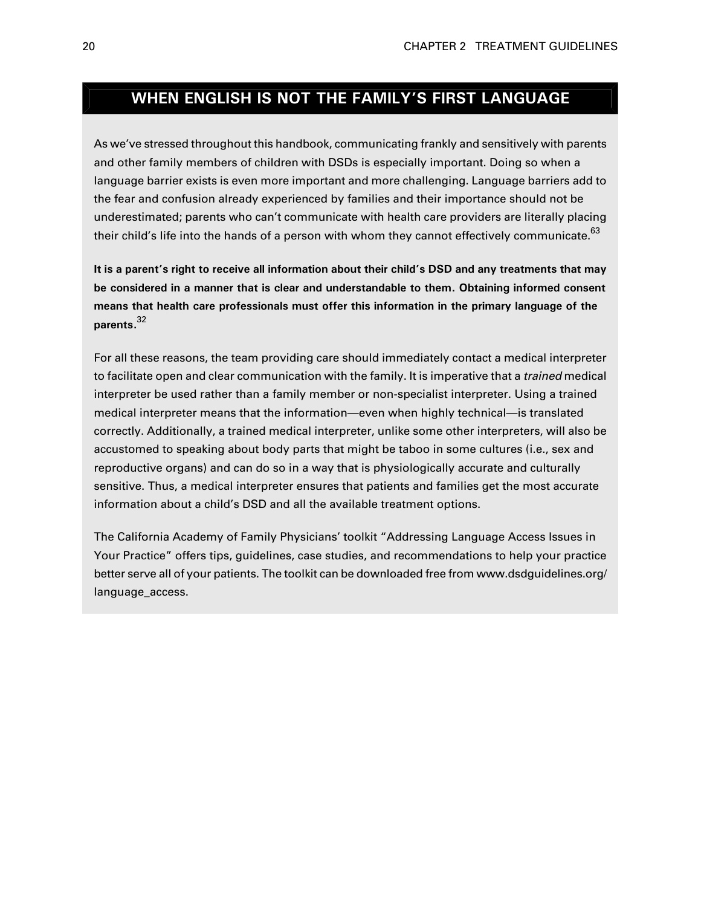## WHEN ENGLISH IS NOT THE FAMILY'S FIRST LANGUAGE

As we've stressed throughout this handbook, communicating frankly and sensitively with parents and other family members of children with DSDs is especially important. Doing so when a language barrier exists is even more important and more challenging. Language barriers add to the fear and confusion already experienced by families and their importance should not be underestimated; parents who can't communicate with health care providers are literally placing their child's life into the hands of a person with whom they cannot effectively communicate.[63]

**It is a parent's right to receive all information about their child's DSD and any treatments that may be considered in a manner that is clear and understandable to them. Obtaining informed consent means that health care professionals must offer this information in the primary language of the parents.**[32]

For all these reasons, the team providing care should immediately contact a medical interpreter to facilitate open and clear communication with the family. It is imperative that a *trained* medical interpreter be used rather than a family member or non-specialist interpreter. Using a trained medical interpreter means that the information—even when highly technical—is translated correctly. Additionally, a trained medical interpreter, unlike some other interpreters, will also be accustomed to speaking about body parts that might be taboo in some cultures (i.e., sex and reproductive organs) and can do so in a way that is physiologically accurate and culturally sensitive. Thus, a medical interpreter ensures that patients and families get the most accurate information about a child's DSD and all the available treatment options.

The California Academy of Family Physicians' toolkit "Addressing Language Access Issues in Your Practice" offers tips, guidelines, case studies, and recommendations to help your practice better serve all of your patients. The toolkit can be downloaded free from www.dsdguidelines.org/language_access.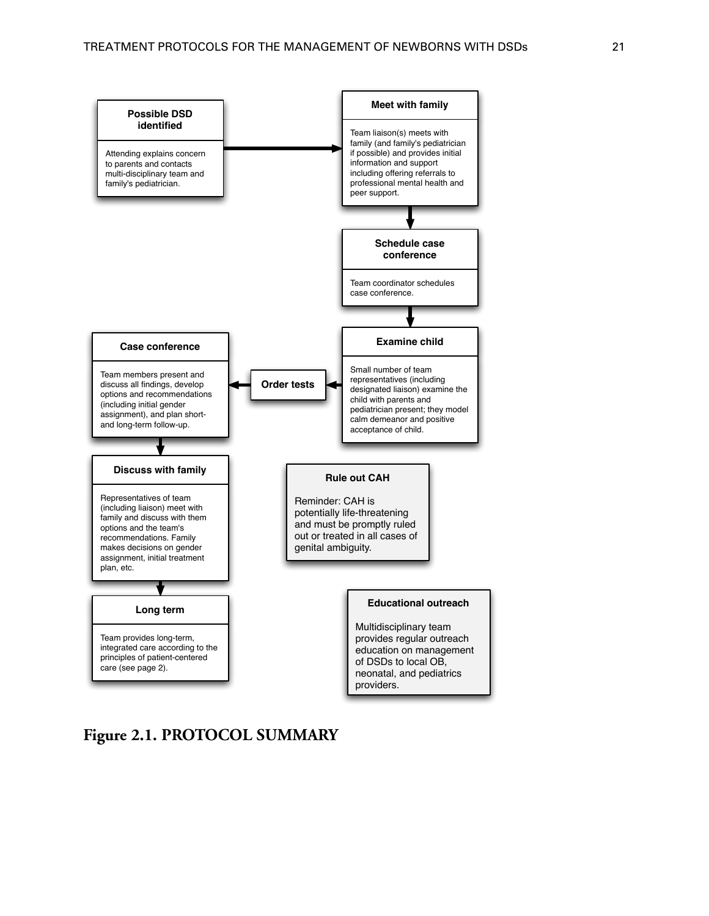**Possible DSD identified**

Attending explains concern to parents and contacts multi-disciplinary team and family's pediatrician.

**Meet with family**

Team liaison(s) meets with family (and family's pediatrician if possible) and provides initial information and support including offering referrals to professional mental health and peer support.

**Schedule case conference**

Team coordinator schedules case conference.

**Examine child**

Small number of team representatives (including designated liaison) examine the child with parents and pediatrician present; they model calm demeanor and positive acceptance of child.

**Order tests**

**Case conference**

Team members present and discuss all findings, develop options and recommendations (including initial gender assignment), and plan short- and long-term follow-up.

**Discuss with family**

Representatives of team (including liaison) meet with family and discuss with them options and the team's recommendations. Family makes decisions on gender assignment, initial treatment plan, etc.

**Long term**

Team provides long-term, integrated care according to the principles of patient-centered care (see page 2).

**Rule out CAH**

Reminder: CAH is potentially life-threatening and must be promptly ruled out or treated in all cases of genital ambiguity.

**Educational outreach**

Multidisciplinary team provides regular outreach education on management of DSDs to local OB, neonatal, and pediatrics providers.

**Figure 2.1. PROTOCOL SUMMARY**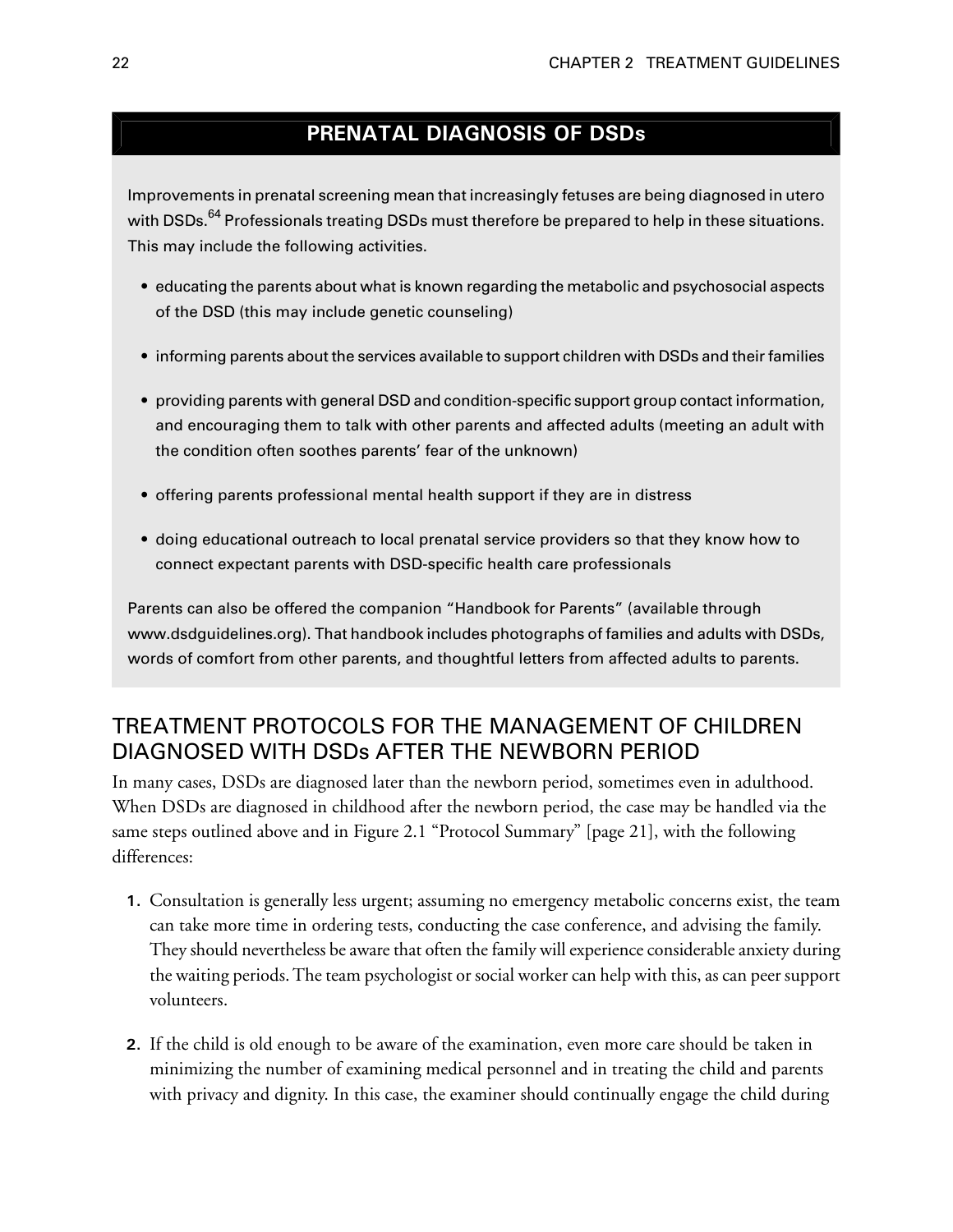## PRENATAL DIAGNOSIS OF DSDs

Improvements in prenatal screening mean that increasingly fetuses are being diagnosed in utero with DSDs.[64] Professionals treating DSDs must therefore be prepared to help in these situations. This may include the following activities.

- educating the parents about what is known regarding the metabolic and psychosocial aspects of the DSD (this may include genetic counseling)
- informing parents about the services available to support children with DSDs and their families
- providing parents with general DSD and condition-specific support group contact information, and encouraging them to talk with other parents and affected adults (meeting an adult with the condition often soothes parents' fear of the unknown)
- offering parents professional mental health support if they are in distress
- doing educational outreach to local prenatal service providers so that they know how to connect expectant parents with DSD-specific health care professionals

Parents can also be offered the companion "Handbook for Parents" (available through www.dsdguidelines.org). That handbook includes photographs of families and adults with DSDs, words of comfort from other parents, and thoughtful letters from affected adults to parents.

## TREATMENT PROTOCOLS FOR THE MANAGEMENT OF CHILDREN DIAGNOSED WITH DSDs AFTER THE NEWBORN PERIOD

In many cases, DSDs are diagnosed later than the newborn period, sometimes even in adulthood. When DSDs are diagnosed in childhood after the newborn period, the case may be handled via the same steps outlined above and in Figure 2.1 "Protocol Summary" [page 21], with the following differences:

1. Consultation is generally less urgent; assuming no emergency metabolic concerns exist, the team can take more time in ordering tests, conducting the case conference, and advising the family. They should nevertheless be aware that often the family will experience considerable anxiety during the waiting periods. The team psychologist or social worker can help with this, as can peer support volunteers.
2. If the child is old enough to be aware of the examination, even more care should be taken in minimizing the number of examining medical personnel and in treating the child and parents with privacy and dignity. In this case, the examiner should continually engage the child during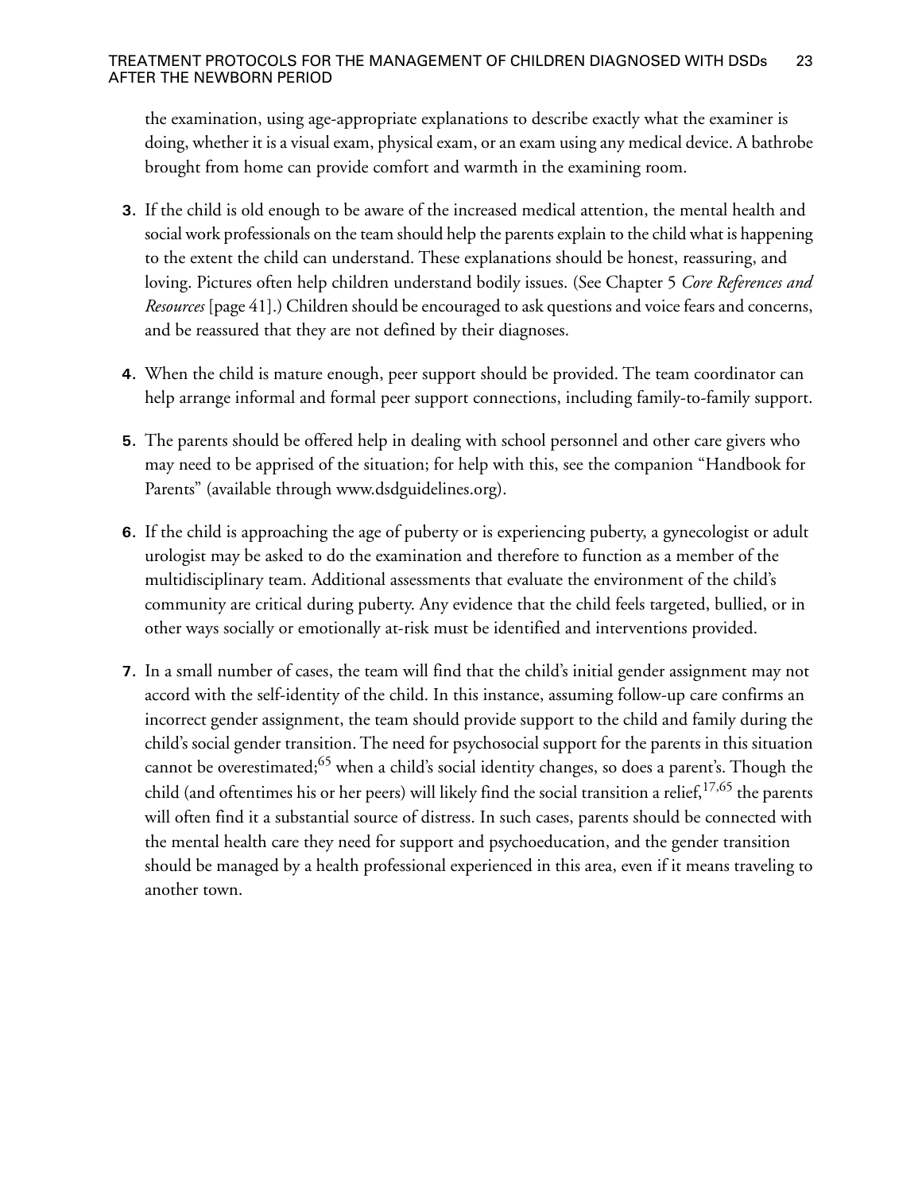the examination, using age-appropriate explanations to describe exactly what the examiner is doing, whether it is a visual exam, physical exam, or an exam using any medical device. A bathrobe brought from home can provide comfort and warmth in the examining room.

3. If the child is old enough to be aware of the increased medical attention, the mental health and social work professionals on the team should help the parents explain to the child what is happening to the extent the child can understand. These explanations should be honest, reassuring, and loving. Pictures often help children understand bodily issues. (See Chapter 5 *Core References and Resources* [page 41].) Children should be encouraged to ask questions and voice fears and concerns, and be reassured that they are not defined by their diagnoses.

4. When the child is mature enough, peer support should be provided. The team coordinator can help arrange informal and formal peer support connections, including family-to-family support.

5. The parents should be offered help in dealing with school personnel and other care givers who may need to be apprised of the situation; for help with this, see the companion "Handbook for Parents" (available through www.dsdguidelines.org).

6. If the child is approaching the age of puberty or is experiencing puberty, a gynecologist or adult urologist may be asked to do the examination and therefore to function as a member of the multidisciplinary team. Additional assessments that evaluate the environment of the child's community are critical during puberty. Any evidence that the child feels targeted, bullied, or in other ways socially or emotionally at-risk must be identified and interventions provided.

7. In a small number of cases, the team will find that the child's initial gender assignment may not accord with the self-identity of the child. In this instance, assuming follow-up care confirms an incorrect gender assignment, the team should provide support to the child and family during the child's social gender transition. The need for psychosocial support for the parents in this situation cannot be overestimated;[65] when a child's social identity changes, so does a parent's. Though the child (and oftentimes his or her peers) will likely find the social transition a relief,[17,65] the parents will often find it a substantial source of distress. In such cases, parents should be connected with the mental health care they need for support and psychoeducation, and the gender transition should be managed by a health professional experienced in this area, even if it means traveling to another town.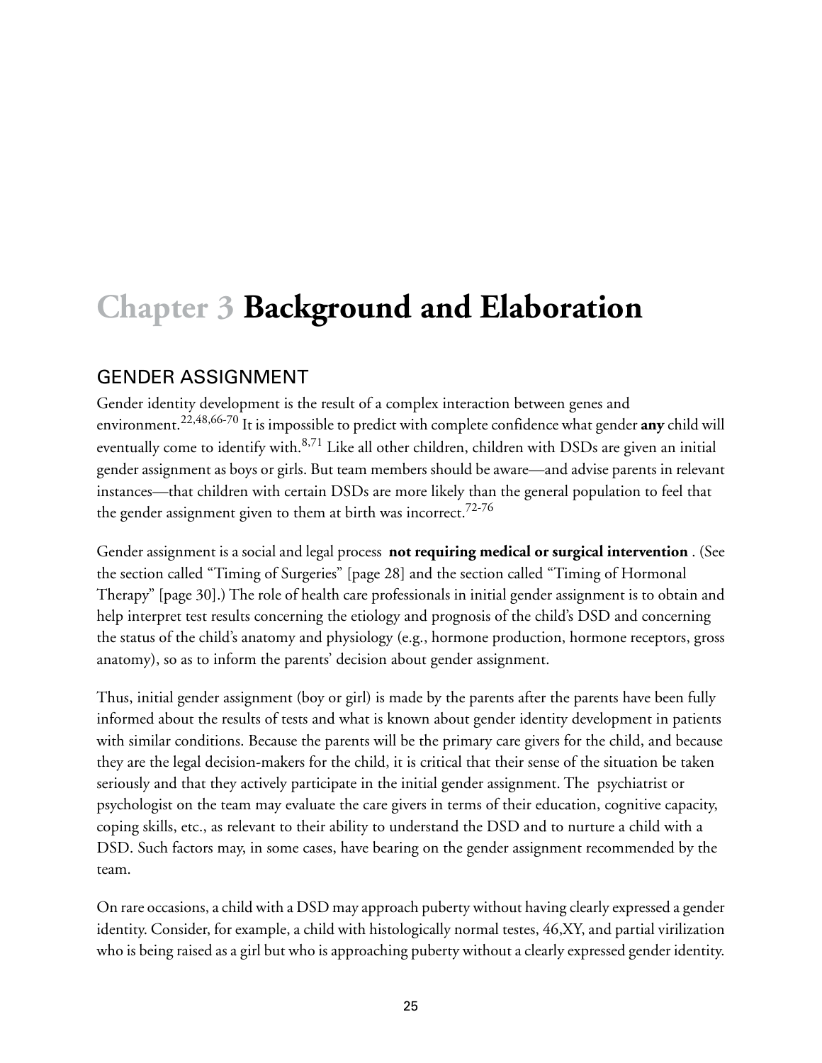# Chapter 3 Background and Elaboration

## GENDER ASSIGNMENT

Gender identity development is the result of a complex interaction between genes and environment.[22,48,66-70] It is impossible to predict with complete confidence what gender **any** child will eventually come to identify with.[8,71] Like all other children, children with DSDs are given an initial gender assignment as boys or girls. But team members should be aware—and advise parents in relevant instances—that children with certain DSDs are more likely than the general population to feel that the gender assignment given to them at birth was incorrect.[72-76]

Gender assignment is a social and legal process **not requiring medical or surgical intervention**. (See the section called "Timing of Surgeries" [page 28] and the section called "Timing of Hormonal Therapy" [page 30].) The role of health care professionals in initial gender assignment is to obtain and help interpret test results concerning the etiology and prognosis of the child's DSD and concerning the status of the child's anatomy and physiology (e.g., hormone production, hormone receptors, gross anatomy), so as to inform the parents' decision about gender assignment.

Thus, initial gender assignment (boy or girl) is made by the parents after the parents have been fully informed about the results of tests and what is known about gender identity development in patients with similar conditions. Because the parents will be the primary care givers for the child, and because they are the legal decision-makers for the child, it is critical that their sense of the situation be taken seriously and that they actively participate in the initial gender assignment. The psychiatrist or psychologist on the team may evaluate the care givers in terms of their education, cognitive capacity, coping skills, etc., as relevant to their ability to understand the DSD and to nurture a child with a DSD. Such factors may, in some cases, have bearing on the gender assignment recommended by the team.

On rare occasions, a child with a DSD may approach puberty without having clearly expressed a gender identity. Consider, for example, a child with histologically normal testes, 46,XY, and partial virilization who is being raised as a girl but who is approaching puberty without a clearly expressed gender identity.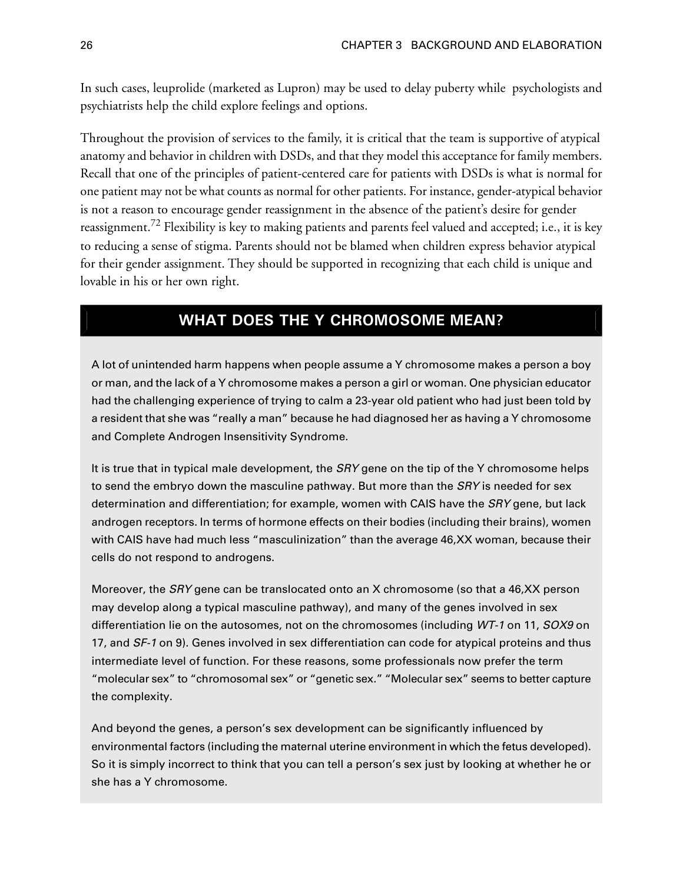In such cases, leuprolide (marketed as Lupron) may be used to delay puberty while psychologists and psychiatrists help the child explore feelings and options.

Throughout the provision of services to the family, it is critical that the team is supportive of atypical anatomy and behavior in children with DSDs, and that they model this acceptance for family members. Recall that one of the principles of patient-centered care for patients with DSDs is what is normal for one patient may not be what counts as normal for other patients. For instance, gender-atypical behavior is not a reason to encourage gender reassignment in the absence of the patient's desire for gender reassignment.[72] Flexibility is key to making patients and parents feel valued and accepted; i.e., it is key to reducing a sense of stigma. Parents should not be blamed when children express behavior atypical for their gender assignment. They should be supported in recognizing that each child is unique and lovable in his or her own right.

## WHAT DOES THE Y CHROMOSOME MEAN?

A lot of unintended harm happens when people assume a Y chromosome makes a person a boy or man, and the lack of a Y chromosome makes a person a girl or woman. One physician educator had the challenging experience of trying to calm a 23-year old patient who had just been told by a resident that she was "really a man" because he had diagnosed her as having a Y chromosome and Complete Androgen Insensitivity Syndrome.

It is true that in typical male development, the *SRY* gene on the tip of the Y chromosome helps to send the embryo down the masculine pathway. But more than the *SRY* is needed for sex determination and differentiation; for example, women with CAIS have the *SRY* gene, but lack androgen receptors. In terms of hormone effects on their bodies (including their brains), women with CAIS have had much less "masculinization" than the average 46,XX woman, because their cells do not respond to androgens.

Moreover, the *SRY* gene can be translocated onto an X chromosome (so that a 46,XX person may develop along a typical masculine pathway), and many of the genes involved in sex differentiation lie on the autosomes, not on the chromosomes (including *WT-1* on 11, *SOX9* on 17, and *SF-1* on 9). Genes involved in sex differentiation can code for atypical proteins and thus intermediate level of function. For these reasons, some professionals now prefer the term "molecular sex" to "chromosomal sex" or "genetic sex." "Molecular sex" seems to better capture the complexity.

And beyond the genes, a person's sex development can be significantly influenced by environmental factors (including the maternal uterine environment in which the fetus developed). So it is simply incorrect to think that you can tell a person's sex just by looking at whether he or she has a Y chromosome.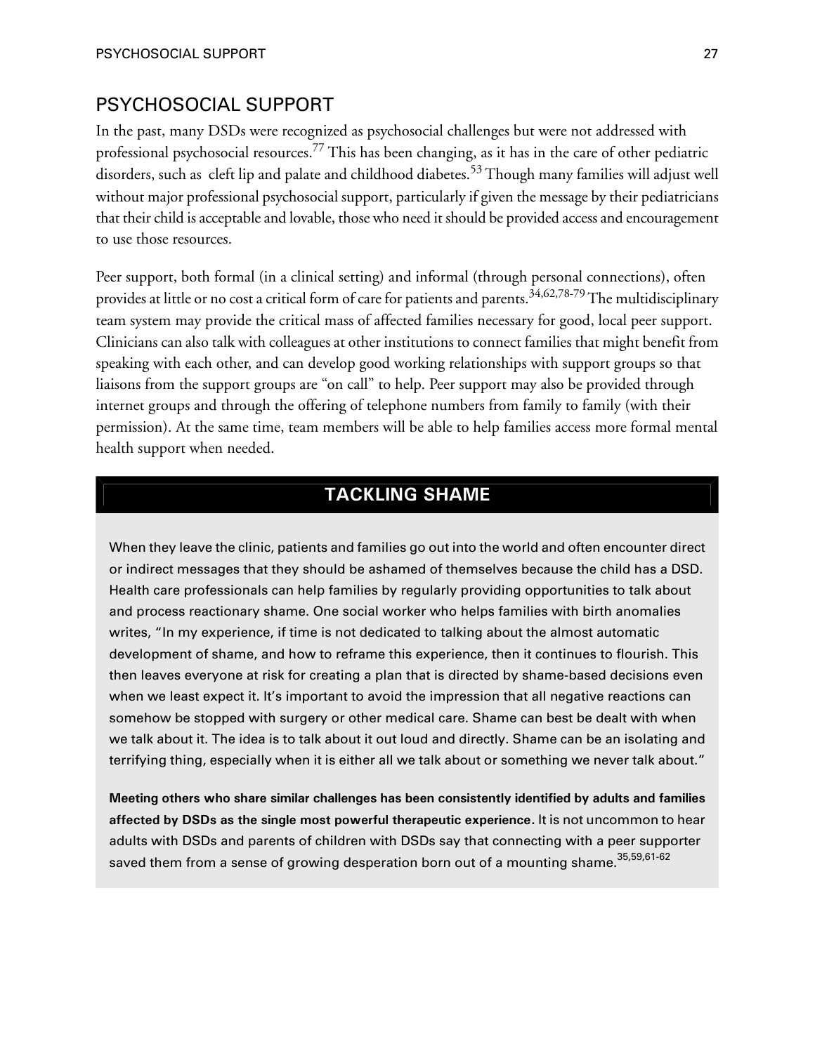## PSYCHOSOCIAL SUPPORT

In the past, many DSDs were recognized as psychosocial challenges but were not addressed with professional psychosocial resources.[77] This has been changing, as it has in the care of other pediatric disorders, such as cleft lip and palate and childhood diabetes.[53] Though many families will adjust well without major professional psychosocial support, particularly if given the message by their pediatricians that their child is acceptable and lovable, those who need it should be provided access and encouragement to use those resources.

Peer support, both formal (in a clinical setting) and informal (through personal connections), often provides at little or no cost a critical form of care for patients and parents.[34,62,78-79] The multidisciplinary team system may provide the critical mass of affected families necessary for good, local peer support. Clinicians can also talk with colleagues at other institutions to connect families that might benefit from speaking with each other, and can develop good working relationships with support groups so that liaisons from the support groups are "on call" to help. Peer support may also be provided through internet groups and through the offering of telephone numbers from family to family (with their permission). At the same time, team members will be able to help families access more formal mental health support when needed.

### TACKLING SHAME

When they leave the clinic, patients and families go out into the world and often encounter direct or indirect messages that they should be ashamed of themselves because the child has a DSD. Health care professionals can help families by regularly providing opportunities to talk about and process reactionary shame. One social worker who helps families with birth anomalies writes, "In my experience, if time is not dedicated to talking about the almost automatic development of shame, and how to reframe this experience, then it continues to flourish. This then leaves everyone at risk for creating a plan that is directed by shame-based decisions even when we least expect it. It's important to avoid the impression that all negative reactions can somehow be stopped with surgery or other medical care. Shame can best be dealt with when we talk about it. The idea is to talk about it out loud and directly. Shame can be an isolating and terrifying thing, especially when it is either all we talk about or something we never talk about."

**Meeting others who share similar challenges has been consistently identified by adults and families affected by DSDs as the single most powerful therapeutic experience.** It is not uncommon to hear adults with DSDs and parents of children with DSDs say that connecting with a peer supporter saved them from a sense of growing desperation born out of a mounting shame.[35,59,61-62]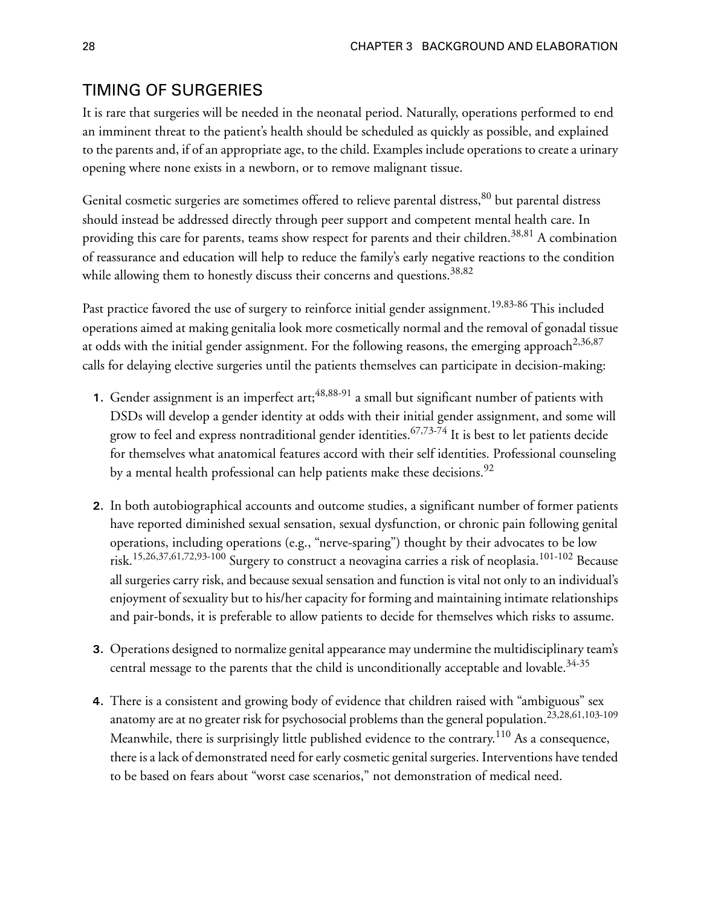## TIMING OF SURGERIES

It is rare that surgeries will be needed in the neonatal period. Naturally, operations performed to end an imminent threat to the patient's health should be scheduled as quickly as possible, and explained to the parents and, if of an appropriate age, to the child. Examples include operations to create a urinary opening where none exists in a newborn, or to remove malignant tissue.

Genital cosmetic surgeries are sometimes offered to relieve parental distress,[80] but parental distress should instead be addressed directly through peer support and competent mental health care. In providing this care for parents, teams show respect for parents and their children.[38,81] A combination of reassurance and education will help to reduce the family's early negative reactions to the condition while allowing them to honestly discuss their concerns and questions.[38,82]

Past practice favored the use of surgery to reinforce initial gender assignment.[19,83-86] This included operations aimed at making genitalia look more cosmetically normal and the removal of gonadal tissue at odds with the initial gender assignment. For the following reasons, the emerging approach[2,36,87] calls for delaying elective surgeries until the patients themselves can participate in decision-making:

1. Gender assignment is an imperfect art;[48,88-91] a small but significant number of patients with DSDs will develop a gender identity at odds with their initial gender assignment, and some will grow to feel and express nontraditional gender identities.[67,73-74] It is best to let patients decide for themselves what anatomical features accord with their self identities. Professional counseling by a mental health professional can help patients make these decisions.[92]

2. In both autobiographical accounts and outcome studies, a significant number of former patients have reported diminished sexual sensation, sexual dysfunction, or chronic pain following genital operations, including operations (e.g., "nerve-sparing") thought by their advocates to be low risk.[15,26,37,61,72,93-100] Surgery to construct a neovagina carries a risk of neoplasia.[101-102] Because all surgeries carry risk, and because sexual sensation and function is vital not only to an individual's enjoyment of sexuality but to his/her capacity for forming and maintaining intimate relationships and pair-bonds, it is preferable to allow patients to decide for themselves which risks to assume.

3. Operations designed to normalize genital appearance may undermine the multidisciplinary team's central message to the parents that the child is unconditionally acceptable and lovable.[34-35]

4. There is a consistent and growing body of evidence that children raised with "ambiguous" sex anatomy are at no greater risk for psychosocial problems than the general population.[23,28,61,103-109] Meanwhile, there is surprisingly little published evidence to the contrary.[110] As a consequence, there is a lack of demonstrated need for early cosmetic genital surgeries. Interventions have tended to be based on fears about "worst case scenarios," not demonstration of medical need.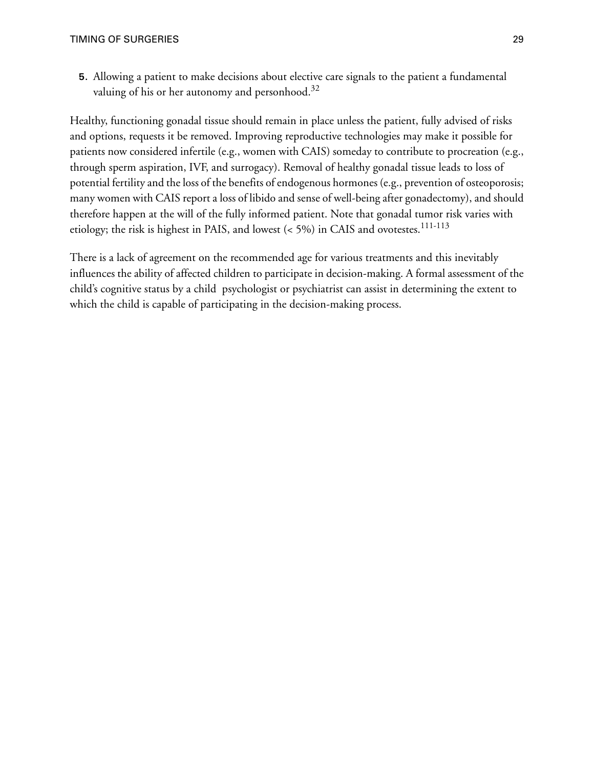5. Allowing a patient to make decisions about elective care signals to the patient a fundamental valuing of his or her autonomy and personhood.[32]

Healthy, functioning gonadal tissue should remain in place unless the patient, fully advised of risks and options, requests it be removed. Improving reproductive technologies may make it possible for patients now considered infertile (e.g., women with CAIS) someday to contribute to procreation (e.g., through sperm aspiration, IVF, and surrogacy). Removal of healthy gonadal tissue leads to loss of potential fertility and the loss of the benefits of endogenous hormones (e.g., prevention of osteoporosis; many women with CAIS report a loss of libido and sense of well-being after gonadectomy), and should therefore happen at the will of the fully informed patient. Note that gonadal tumor risk varies with etiology; the risk is highest in PAIS, and lowest (< 5%) in CAIS and ovotestes.[111-113]

There is a lack of agreement on the recommended age for various treatments and this inevitably influences the ability of affected children to participate in decision-making. A formal assessment of the child's cognitive status by a child psychologist or psychiatrist can assist in determining the extent to which the child is capable of participating in the decision-making process.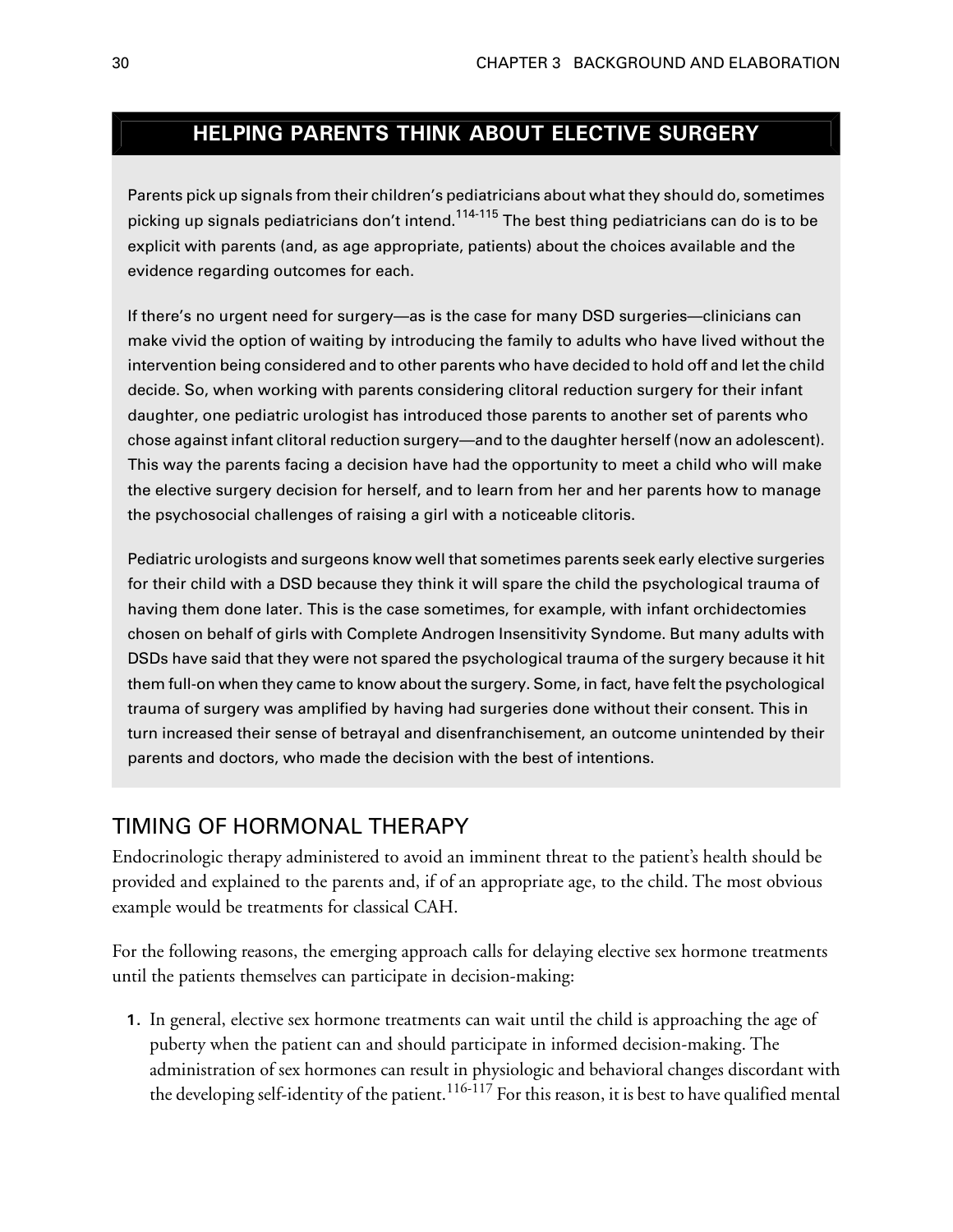## HELPING PARENTS THINK ABOUT ELECTIVE SURGERY

Parents pick up signals from their children's pediatricians about what they should do, sometimes picking up signals pediatricians don't intend.[114-115] The best thing pediatricians can do is to be explicit with parents (and, as age appropriate, patients) about the choices available and the evidence regarding outcomes for each.

If there's no urgent need for surgery—as is the case for many DSD surgeries—clinicians can make vivid the option of waiting by introducing the family to adults who have lived without the intervention being considered and to other parents who have decided to hold off and let the child decide. So, when working with parents considering clitoral reduction surgery for their infant daughter, one pediatric urologist has introduced those parents to another set of parents who chose against infant clitoral reduction surgery—and to the daughter herself (now an adolescent). This way the parents facing a decision have had the opportunity to meet a child who will make the elective surgery decision for herself, and to learn from her and her parents how to manage the psychosocial challenges of raising a girl with a noticeable clitoris.

Pediatric urologists and surgeons know well that sometimes parents seek early elective surgeries for their child with a DSD because they think it will spare the child the psychological trauma of having them done later. This is the case sometimes, for example, with infant orchidectomies chosen on behalf of girls with Complete Androgen Insensitivity Syndome. But many adults with DSDs have said that they were not spared the psychological trauma of the surgery because it hit them full-on when they came to know about the surgery. Some, in fact, have felt the psychological trauma of surgery was amplified by having had surgeries done without their consent. This in turn increased their sense of betrayal and disenfranchisement, an outcome unintended by their parents and doctors, who made the decision with the best of intentions.

## TIMING OF HORMONAL THERAPY

Endocrinologic therapy administered to avoid an imminent threat to the patient's health should be provided and explained to the parents and, if of an appropriate age, to the child. The most obvious example would be treatments for classical CAH.

For the following reasons, the emerging approach calls for delaying elective sex hormone treatments until the patients themselves can participate in decision-making:

1. In general, elective sex hormone treatments can wait until the child is approaching the age of puberty when the patient can and should participate in informed decision-making. The administration of sex hormones can result in physiologic and behavioral changes discordant with the developing self-identity of the patient.[116-117] For this reason, it is best to have qualified mental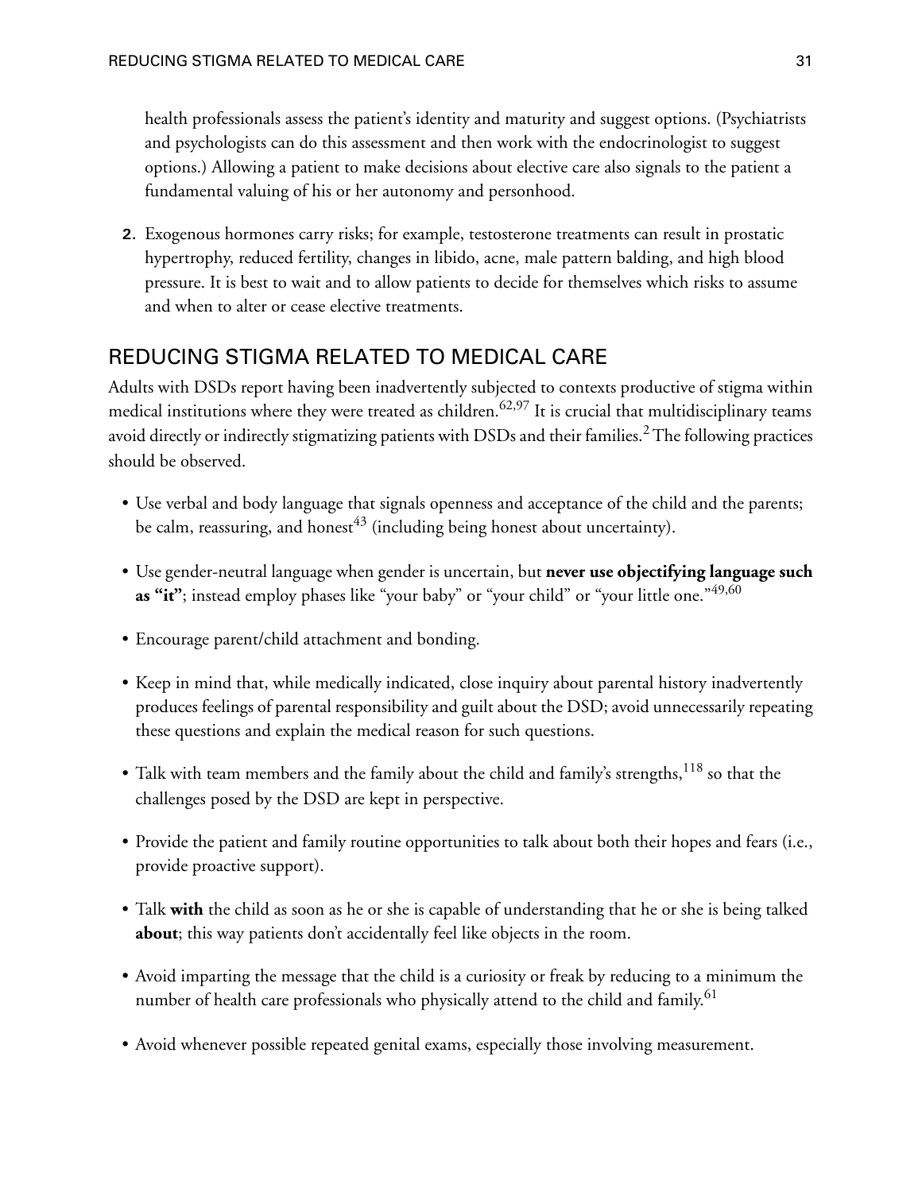health professionals assess the patient's identity and maturity and suggest options. (Psychiatrists and psychologists can do this assessment and then work with the endocrinologist to suggest options.) Allowing a patient to make decisions about elective care also signals to the patient a fundamental valuing of his or her autonomy and personhood.

2. Exogenous hormones carry risks; for example, testosterone treatments can result in prostatic hypertrophy, reduced fertility, changes in libido, acne, male pattern balding, and high blood pressure. It is best to wait and to allow patients to decide for themselves which risks to assume and when to alter or cease elective treatments.

## REDUCING STIGMA RELATED TO MEDICAL CARE

Adults with DSDs report having been inadvertently subjected to contexts productive of stigma within medical institutions where they were treated as children.[62,97] It is crucial that multidisciplinary teams avoid directly or indirectly stigmatizing patients with DSDs and their families.[2] The following practices should be observed.

- Use verbal and body language that signals openness and acceptance of the child and the parents; be calm, reassuring, and honest[43] (including being honest about uncertainty).
- Use gender-neutral language when gender is uncertain, but **never use objectifying language such as "it"**; instead employ phases like "your baby" or "your child" or "your little one."[49,60]
- Encourage parent/child attachment and bonding.
- Keep in mind that, while medically indicated, close inquiry about parental history inadvertently produces feelings of parental responsibility and guilt about the DSD; avoid unnecessarily repeating these questions and explain the medical reason for such questions.
- Talk with team members and the family about the child and family's strengths,[118] so that the challenges posed by the DSD are kept in perspective.
- Provide the patient and family routine opportunities to talk about both their hopes and fears (i.e., provide proactive support).
- Talk **with** the child as soon as he or she is capable of understanding that he or she is being talked **about**; this way patients don't accidentally feel like objects in the room.
- Avoid imparting the message that the child is a curiosity or freak by reducing to a minimum the number of health care professionals who physically attend to the child and family.[61]
- Avoid whenever possible repeated genital exams, especially those involving measurement.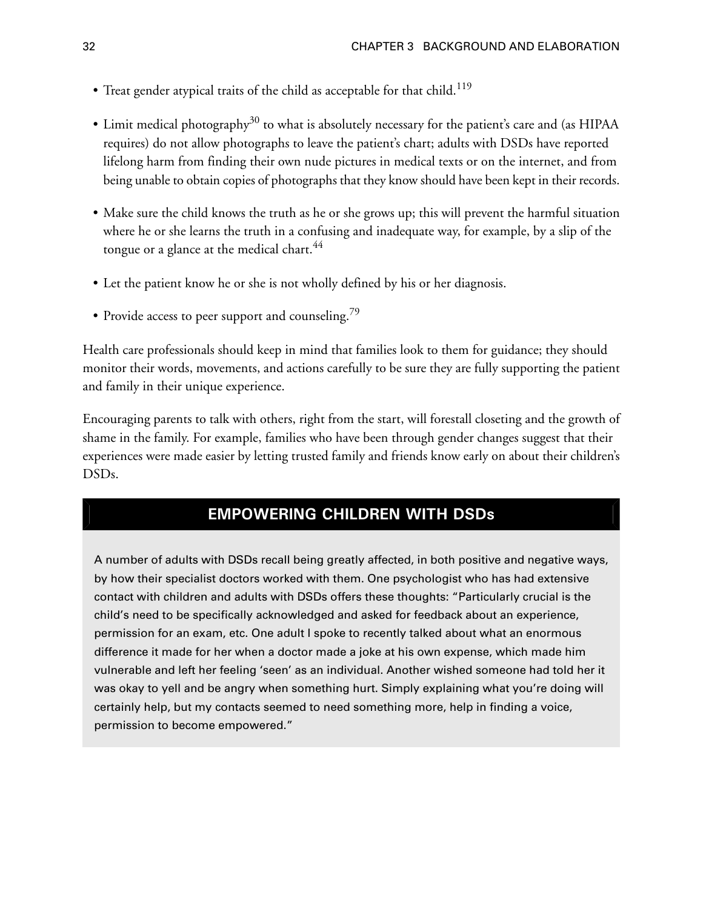- Treat gender atypical traits of the child as acceptable for that child.[119]
- Limit medical photography[30] to what is absolutely necessary for the patient's care and (as HIPAA requires) do not allow photographs to leave the patient's chart; adults with DSDs have reported lifelong harm from finding their own nude pictures in medical texts or on the internet, and from being unable to obtain copies of photographs that they know should have been kept in their records.
- Make sure the child knows the truth as he or she grows up; this will prevent the harmful situation where he or she learns the truth in a confusing and inadequate way, for example, by a slip of the tongue or a glance at the medical chart.[44]
- Let the patient know he or she is not wholly defined by his or her diagnosis.
- Provide access to peer support and counseling.[79]

Health care professionals should keep in mind that families look to them for guidance; they should monitor their words, movements, and actions carefully to be sure they are fully supporting the patient and family in their unique experience.

Encouraging parents to talk with others, right from the start, will forestall closeting and the growth of shame in the family. For example, families who have been through gender changes suggest that their experiences were made easier by letting trusted family and friends know early on about their children's DSDs.

## EMPOWERING CHILDREN WITH DSDs

A number of adults with DSDs recall being greatly affected, in both positive and negative ways, by how their specialist doctors worked with them. One psychologist who has had extensive contact with children and adults with DSDs offers these thoughts: "Particularly crucial is the child's need to be specifically acknowledged and asked for feedback about an experience, permission for an exam, etc. One adult I spoke to recently talked about what an enormous difference it made for her when a doctor made a joke at his own expense, which made him vulnerable and left her feeling 'seen' as an individual. Another wished someone had told her it was okay to yell and be angry when something hurt. Simply explaining what you're doing will certainly help, but my contacts seemed to need something more, help in finding a voice, permission to become empowered."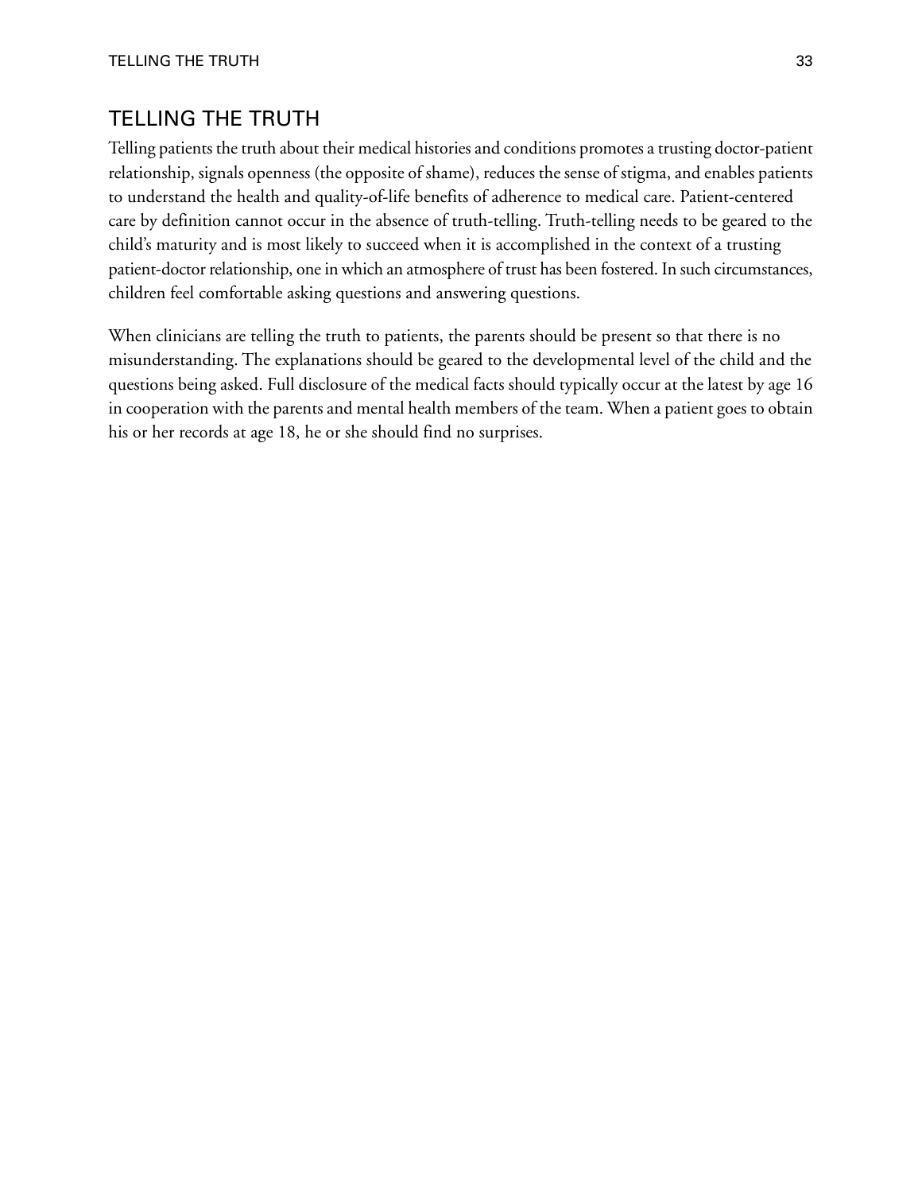## TELLING THE TRUTH

Telling patients the truth about their medical histories and conditions promotes a trusting doctor-patient relationship, signals openness (the opposite of shame), reduces the sense of stigma, and enables patients to understand the health and quality-of-life benefits of adherence to medical care. Patient-centered care by definition cannot occur in the absence of truth-telling. Truth-telling needs to be geared to the child's maturity and is most likely to succeed when it is accomplished in the context of a trusting patient-doctor relationship, one in which an atmosphere of trust has been fostered. In such circumstances, children feel comfortable asking questions and answering questions.

When clinicians are telling the truth to patients, the parents should be present so that there is no misunderstanding. The explanations should be geared to the developmental level of the child and the questions being asked. Full disclosure of the medical facts should typically occur at the latest by age 16 in cooperation with the parents and mental health members of the team. When a patient goes to obtain his or her records at age 18, he or she should find no surprises.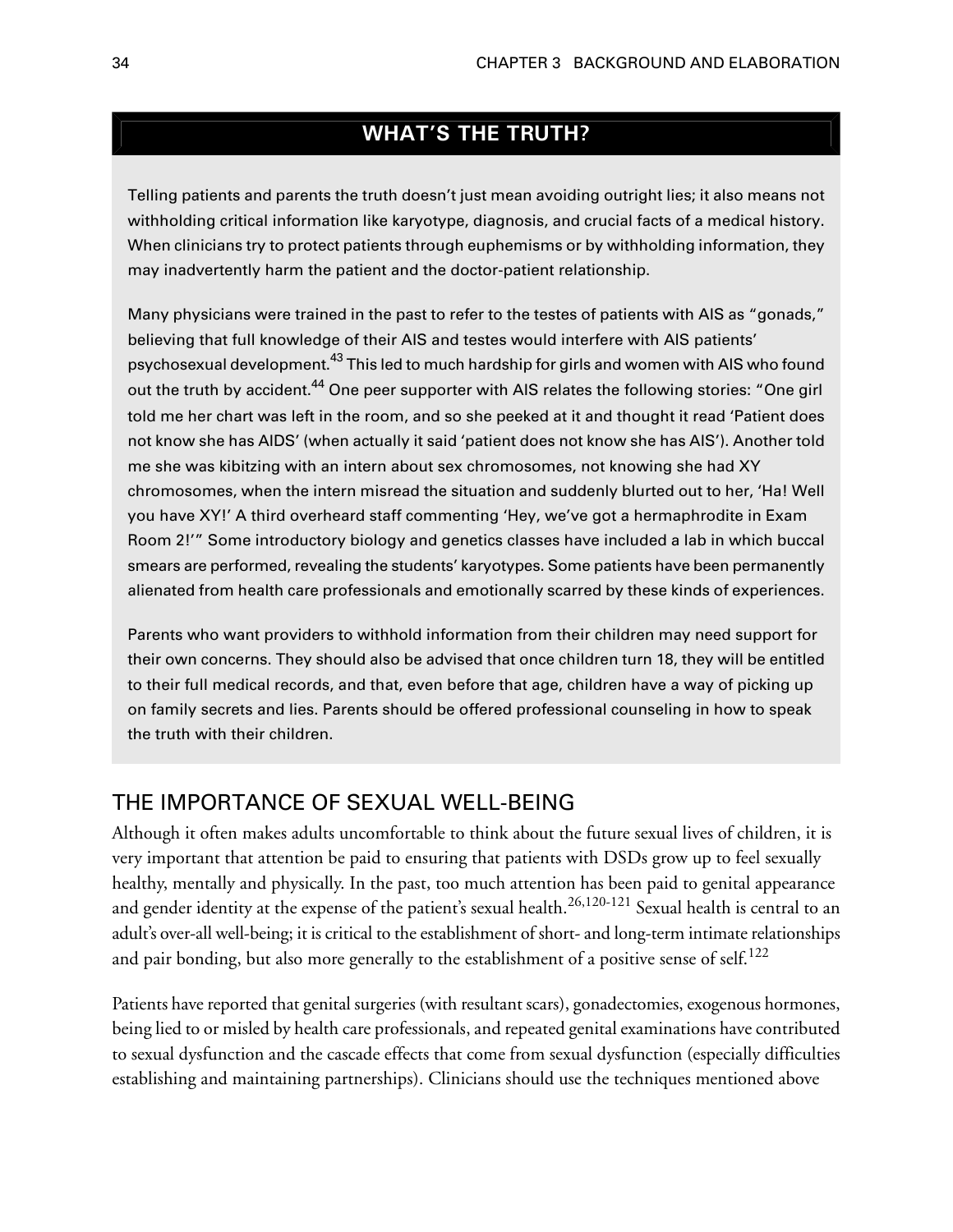## WHAT'S THE TRUTH?

Telling patients and parents the truth doesn't just mean avoiding outright lies; it also means not withholding critical information like karyotype, diagnosis, and crucial facts of a medical history. When clinicians try to protect patients through euphemisms or by withholding information, they may inadvertently harm the patient and the doctor-patient relationship.

Many physicians were trained in the past to refer to the testes of patients with AIS as "gonads," believing that full knowledge of their AIS and testes would interfere with AIS patients' psychosexual development.[43] This led to much hardship for girls and women with AIS who found out the truth by accident.[44] One peer supporter with AIS relates the following stories: "One girl told me her chart was left in the room, and so she peeked at it and thought it read 'Patient does not know she has AIDS' (when actually it said 'patient does not know she has AIS'). Another told me she was kibitzing with an intern about sex chromosomes, not knowing she had XY chromosomes, when the intern misread the situation and suddenly blurted out to her, 'Ha! Well you have XY!' A third overheard staff commenting 'Hey, we've got a hermaphrodite in Exam Room 2!'" Some introductory biology and genetics classes have included a lab in which buccal smears are performed, revealing the students' karyotypes. Some patients have been permanently alienated from health care professionals and emotionally scarred by these kinds of experiences.

Parents who want providers to withhold information from their children may need support for their own concerns. They should also be advised that once children turn 18, they will be entitled to their full medical records, and that, even before that age, children have a way of picking up on family secrets and lies. Parents should be offered professional counseling in how to speak the truth with their children.

## THE IMPORTANCE OF SEXUAL WELL-BEING

Although it often makes adults uncomfortable to think about the future sexual lives of children, it is very important that attention be paid to ensuring that patients with DSDs grow up to feel sexually healthy, mentally and physically. In the past, too much attention has been paid to genital appearance and gender identity at the expense of the patient's sexual health.[26,120-121] Sexual health is central to an adult's over-all well-being; it is critical to the establishment of short- and long-term intimate relationships and pair bonding, but also more generally to the establishment of a positive sense of self.[122]

Patients have reported that genital surgeries (with resultant scars), gonadectomies, exogenous hormones, being lied to or misled by health care professionals, and repeated genital examinations have contributed to sexual dysfunction and the cascade effects that come from sexual dysfunction (especially difficulties establishing and maintaining partnerships). Clinicians should use the techniques mentioned above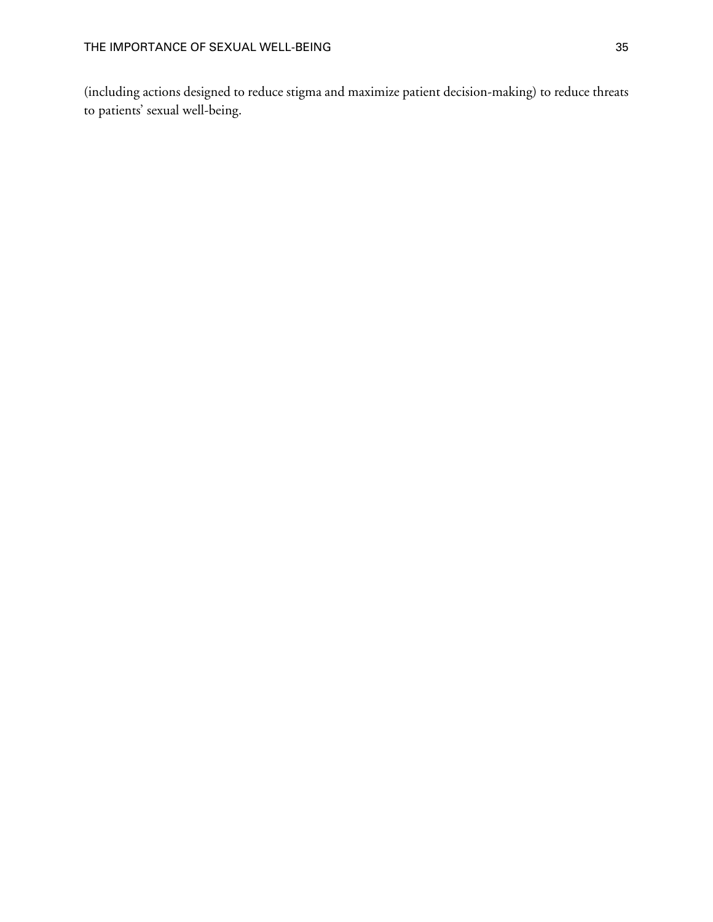(including actions designed to reduce stigma and maximize patient decision-making) to reduce threats to patients' sexual well-being.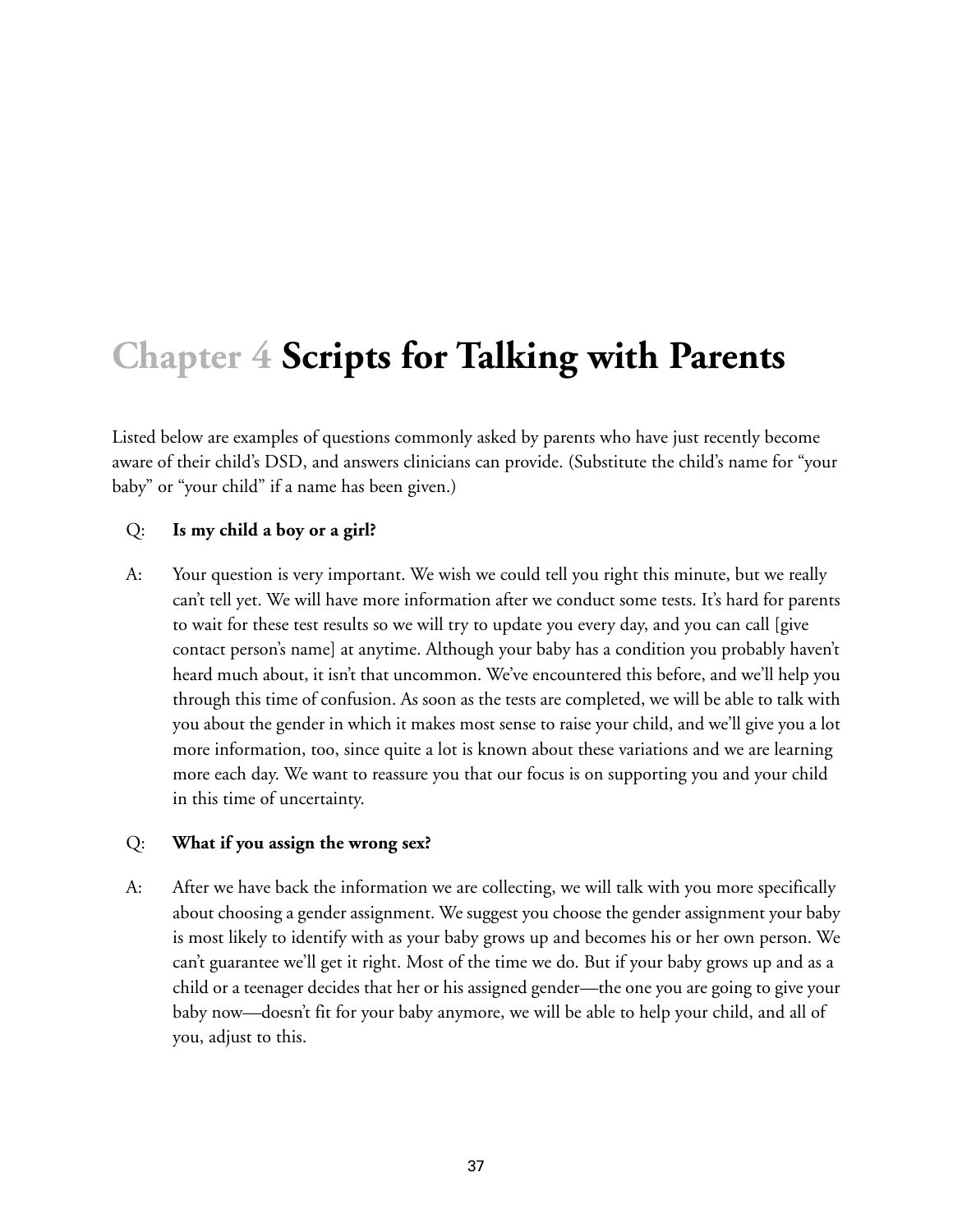# Chapter 4 Scripts for Talking with Parents

Listed below are examples of questions commonly asked by parents who have just recently become aware of their child's DSD, and answers clinicians can provide. (Substitute the child's name for "your baby" or "your child" if a name has been given.)

Q: **Is my child a boy or a girl?**

A: Your question is very important. We wish we could tell you right this minute, but we really can't tell yet. We will have more information after we conduct some tests. It's hard for parents to wait for these test results so we will try to update you every day, and you can call [give contact person's name] at anytime. Although your baby has a condition you probably haven't heard much about, it isn't that uncommon. We've encountered this before, and we'll help you through this time of confusion. As soon as the tests are completed, we will be able to talk with you about the gender in which it makes most sense to raise your child, and we'll give you a lot more information, too, since quite a lot is known about these variations and we are learning more each day. We want to reassure you that our focus is on supporting you and your child in this time of uncertainty.

Q: **What if you assign the wrong sex?**

A: After we have back the information we are collecting, we will talk with you more specifically about choosing a gender assignment. We suggest you choose the gender assignment your baby is most likely to identify with as your baby grows up and becomes his or her own person. We can't guarantee we'll get it right. Most of the time we do. But if your baby grows up and as a child or a teenager decides that her or his assigned gender—the one you are going to give your baby now—doesn't fit for your baby anymore, we will be able to help your child, and all of you, adjust to this.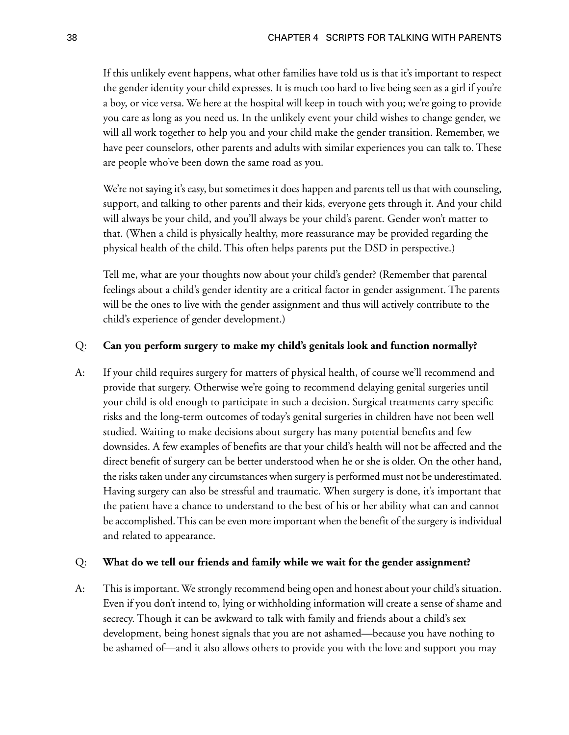If this unlikely event happens, what other families have told us is that it's important to respect the gender identity your child expresses. It is much too hard to live being seen as a girl if you're a boy, or vice versa. We here at the hospital will keep in touch with you; we're going to provide you care as long as you need us. In the unlikely event your child wishes to change gender, we will all work together to help you and your child make the gender transition. Remember, we have peer counselors, other parents and adults with similar experiences you can talk to. These are people who've been down the same road as you.

We're not saying it's easy, but sometimes it does happen and parents tell us that with counseling, support, and talking to other parents and their kids, everyone gets through it. And your child will always be your child, and you'll always be your child's parent. Gender won't matter to that. (When a child is physically healthy, more reassurance may be provided regarding the physical health of the child. This often helps parents put the DSD in perspective.)

Tell me, what are your thoughts now about your child's gender? (Remember that parental feelings about a child's gender identity are a critical factor in gender assignment. The parents will be the ones to live with the gender assignment and thus will actively contribute to the child's experience of gender development.)

Q: **Can you perform surgery to make my child's genitals look and function normally?**

A: If your child requires surgery for matters of physical health, of course we'll recommend and provide that surgery. Otherwise we're going to recommend delaying genital surgeries until your child is old enough to participate in such a decision. Surgical treatments carry specific risks and the long-term outcomes of today's genital surgeries in children have not been well studied. Waiting to make decisions about surgery has many potential benefits and few downsides. A few examples of benefits are that your child's health will not be affected and the direct benefit of surgery can be better understood when he or she is older. On the other hand, the risks taken under any circumstances when surgery is performed must not be underestimated. Having surgery can also be stressful and traumatic. When surgery is done, it's important that the patient have a chance to understand to the best of his or her ability what can and cannot be accomplished. This can be even more important when the benefit of the surgery is individual and related to appearance.

Q: **What do we tell our friends and family while we wait for the gender assignment?**

A: This is important. We strongly recommend being open and honest about your child's situation. Even if you don't intend to, lying or withholding information will create a sense of shame and secrecy. Though it can be awkward to talk with family and friends about a child's sex development, being honest signals that you are not ashamed—because you have nothing to be ashamed of—and it also allows others to provide you with the love and support you may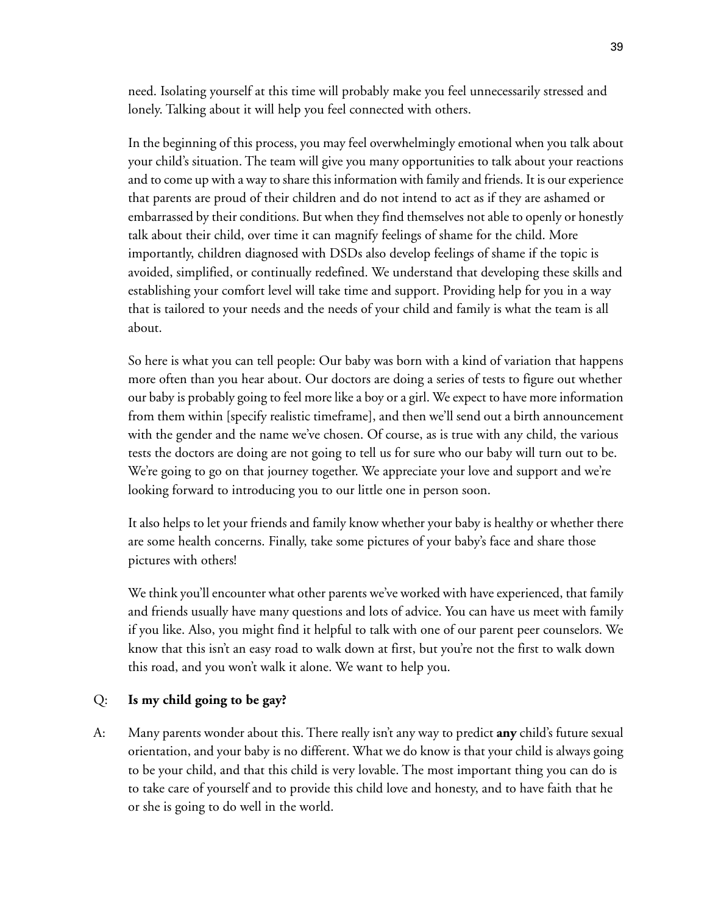need. Isolating yourself at this time will probably make you feel unnecessarily stressed and lonely. Talking about it will help you feel connected with others.

In the beginning of this process, you may feel overwhelmingly emotional when you talk about your child's situation. The team will give you many opportunities to talk about your reactions and to come up with a way to share this information with family and friends. It is our experience that parents are proud of their children and do not intend to act as if they are ashamed or embarrassed by their conditions. But when they find themselves not able to openly or honestly talk about their child, over time it can magnify feelings of shame for the child. More importantly, children diagnosed with DSDs also develop feelings of shame if the topic is avoided, simplified, or continually redefined. We understand that developing these skills and establishing your comfort level will take time and support. Providing help for you in a way that is tailored to your needs and the needs of your child and family is what the team is all about.

So here is what you can tell people: Our baby was born with a kind of variation that happens more often than you hear about. Our doctors are doing a series of tests to figure out whether our baby is probably going to feel more like a boy or a girl. We expect to have more information from them within [specify realistic timeframe], and then we'll send out a birth announcement with the gender and the name we've chosen. Of course, as is true with any child, the various tests the doctors are doing are not going to tell us for sure who our baby will turn out to be. We're going to go on that journey together. We appreciate your love and support and we're looking forward to introducing you to our little one in person soon.

It also helps to let your friends and family know whether your baby is healthy or whether there are some health concerns. Finally, take some pictures of your baby's face and share those pictures with others!

We think you'll encounter what other parents we've worked with have experienced, that family and friends usually have many questions and lots of advice. You can have us meet with family if you like. Also, you might find it helpful to talk with one of our parent peer counselors. We know that this isn't an easy road to walk down at first, but you're not the first to walk down this road, and you won't walk it alone. We want to help you.

Q: **Is my child going to be gay?**

A: Many parents wonder about this. There really isn't any way to predict **any** child's future sexual orientation, and your baby is no different. What we do know is that your child is always going to be your child, and that this child is very lovable. The most important thing you can do is to take care of yourself and to provide this child love and honesty, and to have faith that he or she is going to do well in the world.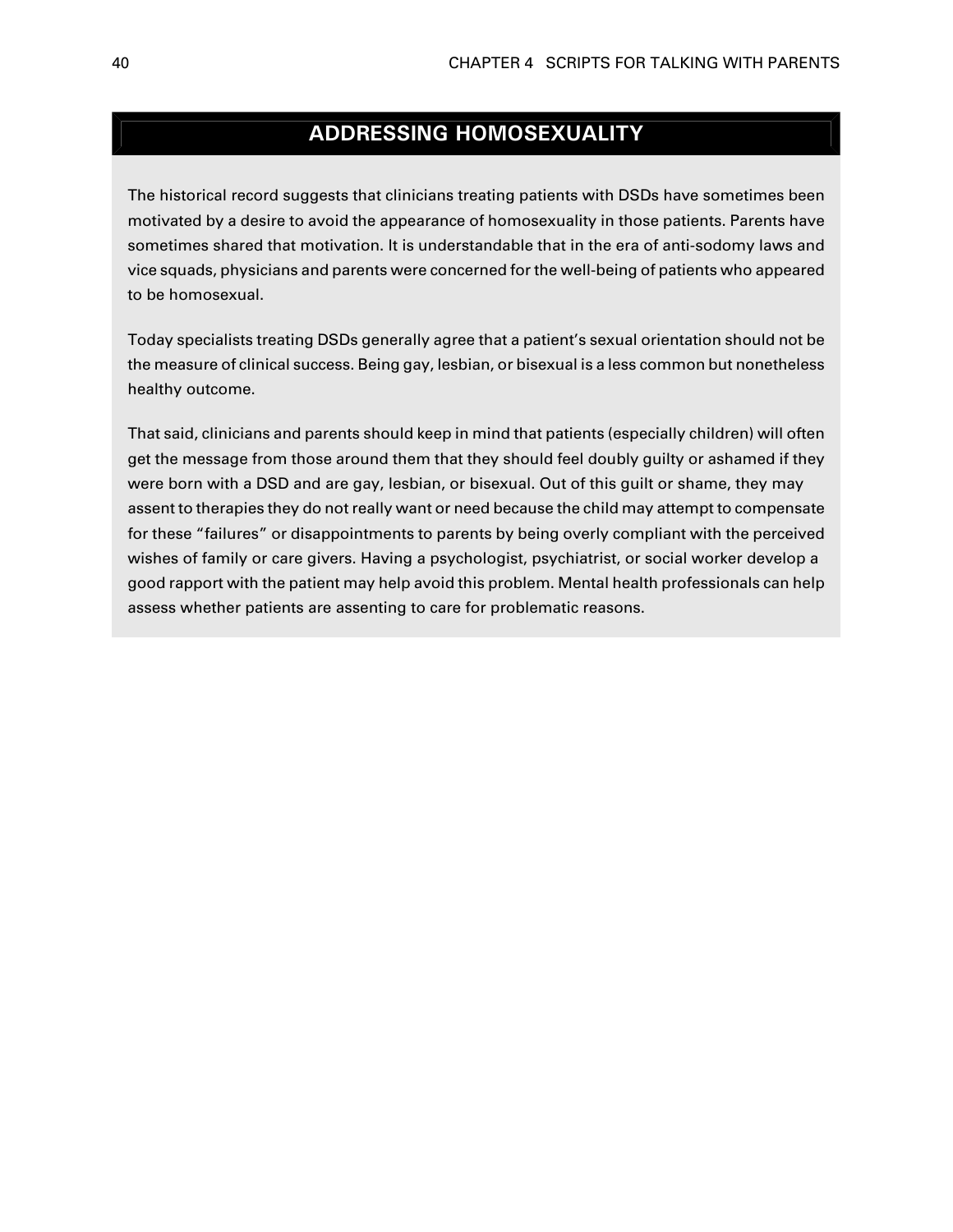## ADDRESSING HOMOSEXUALITY

The historical record suggests that clinicians treating patients with DSDs have sometimes been motivated by a desire to avoid the appearance of homosexuality in those patients. Parents have sometimes shared that motivation. It is understandable that in the era of anti-sodomy laws and vice squads, physicians and parents were concerned for the well-being of patients who appeared to be homosexual.

Today specialists treating DSDs generally agree that a patient's sexual orientation should not be the measure of clinical success. Being gay, lesbian, or bisexual is a less common but nonetheless healthy outcome.

That said, clinicians and parents should keep in mind that patients (especially children) will often get the message from those around them that they should feel doubly guilty or ashamed if they were born with a DSD and are gay, lesbian, or bisexual. Out of this guilt or shame, they may assent to therapies they do not really want or need because the child may attempt to compensate for these "failures" or disappointments to parents by being overly compliant with the perceived wishes of family or care givers. Having a psychologist, psychiatrist, or social worker develop a good rapport with the patient may help avoid this problem. Mental health professionals can help assess whether patients are assenting to care for problematic reasons.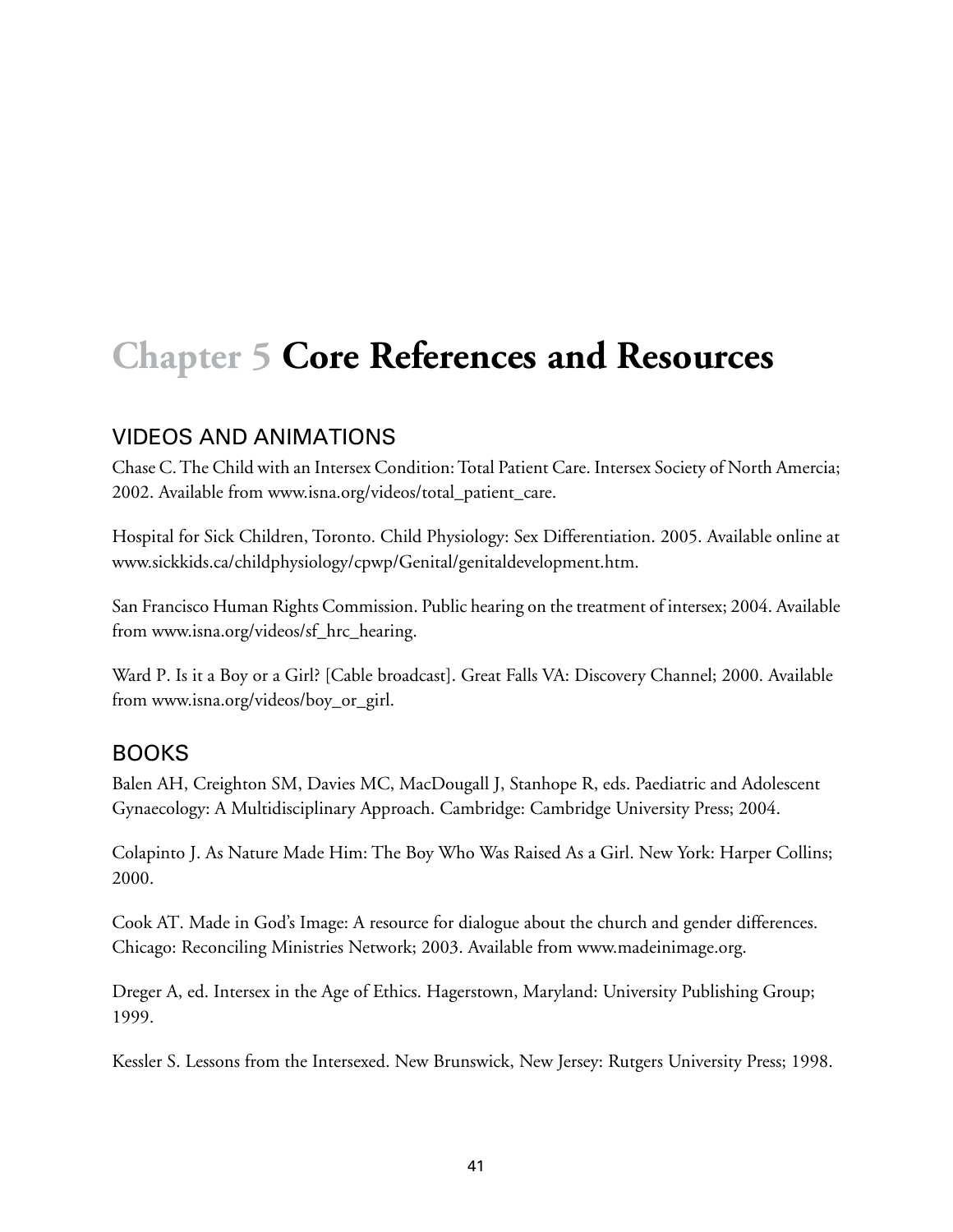# Chapter 5 Core References and Resources

## VIDEOS AND ANIMATIONS

Chase C. The Child with an Intersex Condition: Total Patient Care. Intersex Society of North Amercia; 2002. Available from www.isna.org/videos/total_patient_care.

Hospital for Sick Children, Toronto. Child Physiology: Sex Differentiation. 2005. Available online at www.sickkids.ca/childphysiology/cpwp/Genital/genitaldevelopment.htm.

San Francisco Human Rights Commission. Public hearing on the treatment of intersex; 2004. Available from www.isna.org/videos/sf_hrc_hearing.

Ward P. Is it a Boy or a Girl? [Cable broadcast]. Great Falls VA: Discovery Channel; 2000. Available from www.isna.org/videos/boy_or_girl.

## BOOKS

Balen AH, Creighton SM, Davies MC, MacDougall J, Stanhope R, eds. Paediatric and Adolescent Gynaecology: A Multidisciplinary Approach. Cambridge: Cambridge University Press; 2004.

Colapinto J. As Nature Made Him: The Boy Who Was Raised As a Girl. New York: Harper Collins; 2000.

Cook AT. Made in God's Image: A resource for dialogue about the church and gender differences. Chicago: Reconciling Ministries Network; 2003. Available from www.madeinimage.org.

Dreger A, ed. Intersex in the Age of Ethics. Hagerstown, Maryland: University Publishing Group; 1999.

Kessler S. Lessons from the Intersexed. New Brunswick, New Jersey: Rutgers University Press; 1998.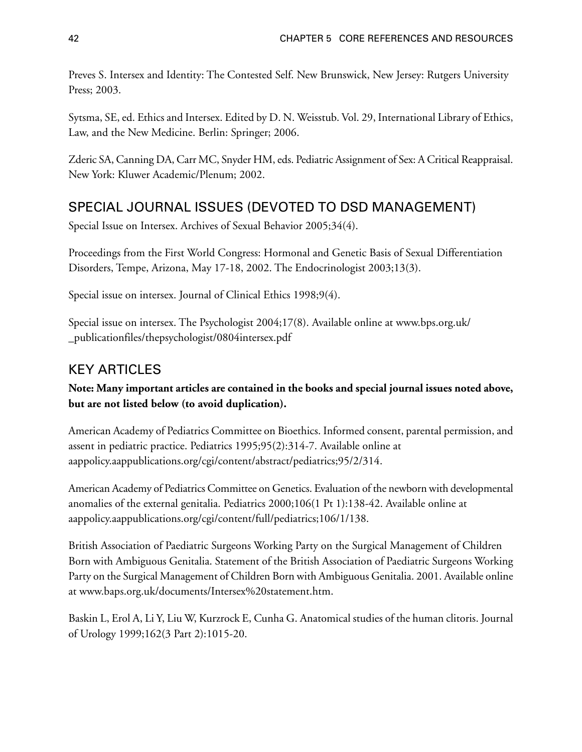Preves S. Intersex and Identity: The Contested Self. New Brunswick, New Jersey: Rutgers University Press; 2003.

Sytsma, SE, ed. Ethics and Intersex. Edited by D. N. Weisstub. Vol. 29, International Library of Ethics, Law, and the New Medicine. Berlin: Springer; 2006.

Zderic SA, Canning DA, Carr MC, Snyder HM, eds. Pediatric Assignment of Sex: A Critical Reappraisal. New York: Kluwer Academic/Plenum; 2002.

## SPECIAL JOURNAL ISSUES (DEVOTED TO DSD MANAGEMENT)

Special Issue on Intersex. Archives of Sexual Behavior 2005;34(4).

Proceedings from the First World Congress: Hormonal and Genetic Basis of Sexual Differentiation Disorders, Tempe, Arizona, May 17-18, 2002. The Endocrinologist 2003;13(3).

Special issue on intersex. Journal of Clinical Ethics 1998;9(4).

Special issue on intersex. The Psychologist 2004;17(8). Available online at www.bps.org.uk/_publicationfiles/thepsychologist/0804intersex.pdf

## KEY ARTICLES

**Note: Many important articles are contained in the books and special journal issues noted above, but are not listed below (to avoid duplication).**

American Academy of Pediatrics Committee on Bioethics. Informed consent, parental permission, and assent in pediatric practice. Pediatrics 1995;95(2):314-7. Available online at aappolicy.aappublications.org/cgi/content/abstract/pediatrics;95/2/314.

American Academy of Pediatrics Committee on Genetics. Evaluation of the newborn with developmental anomalies of the external genitalia. Pediatrics 2000;106(1 Pt 1):138-42. Available online at aappolicy.aappublications.org/cgi/content/full/pediatrics;106/1/138.

British Association of Paediatric Surgeons Working Party on the Surgical Management of Children Born with Ambiguous Genitalia. Statement of the British Association of Paediatric Surgeons Working Party on the Surgical Management of Children Born with Ambiguous Genitalia. 2001. Available online at www.baps.org.uk/documents/Intersex%20statement.htm.

Baskin L, Erol A, Li Y, Liu W, Kurzrock E, Cunha G. Anatomical studies of the human clitoris. Journal of Urology 1999;162(3 Part 2):1015-20.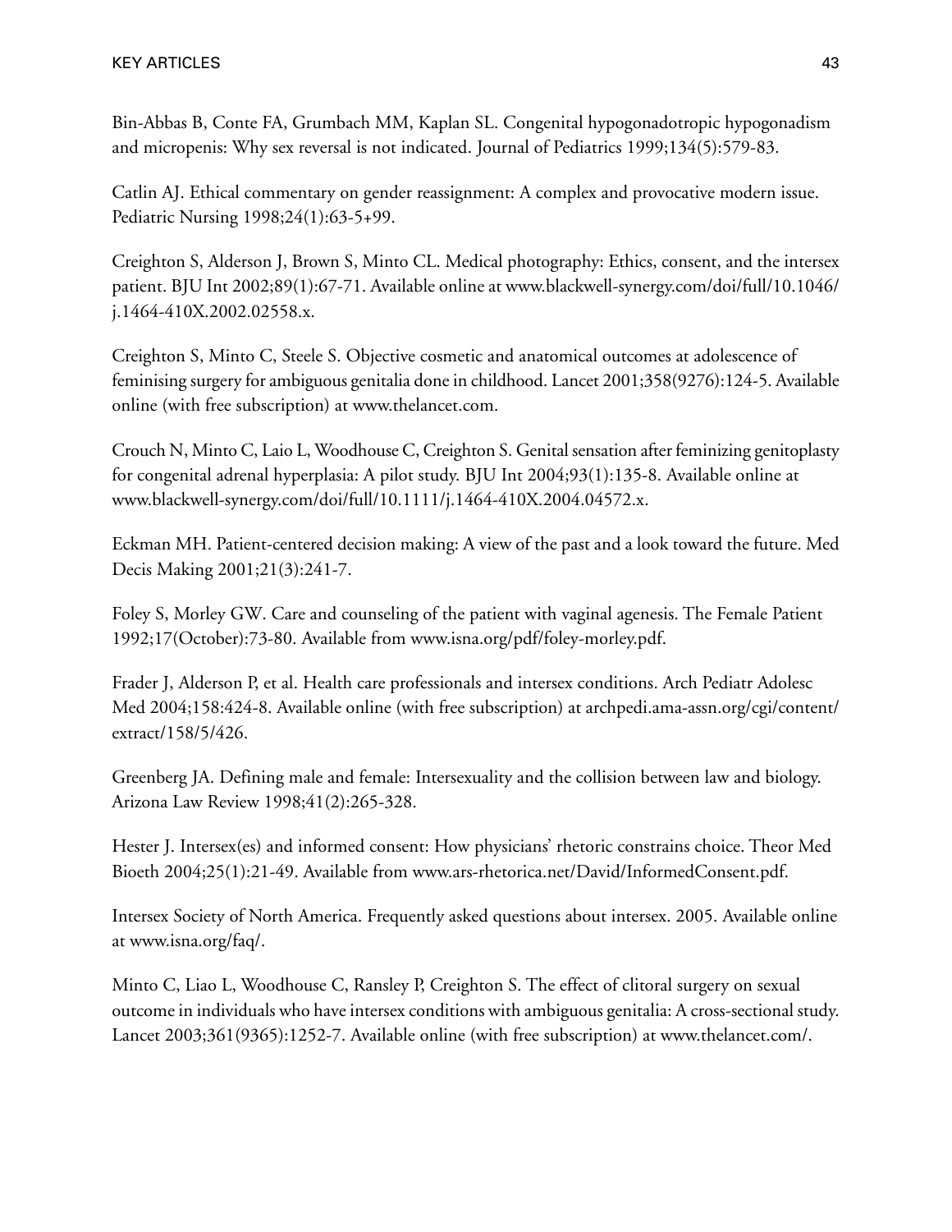Bin-Abbas B, Conte FA, Grumbach MM, Kaplan SL. Congenital hypogonadotropic hypogonadism and micropenis: Why sex reversal is not indicated. Journal of Pediatrics 1999;134(5):579-83.

Catlin AJ. Ethical commentary on gender reassignment: A complex and provocative modern issue. Pediatric Nursing 1998;24(1):63-5+99.

Creighton S, Alderson J, Brown S, Minto CL. Medical photography: Ethics, consent, and the intersex patient. BJU Int 2002;89(1):67-71. Available online at www.blackwell-synergy.com/doi/full/10.1046/j.1464-410X.2002.02558.x.

Creighton S, Minto C, Steele S. Objective cosmetic and anatomical outcomes at adolescence of feminising surgery for ambiguous genitalia done in childhood. Lancet 2001;358(9276):124-5. Available online (with free subscription) at www.thelancet.com.

Crouch N, Minto C, Laio L, Woodhouse C, Creighton S. Genital sensation after feminizing genitoplasty for congenital adrenal hyperplasia: A pilot study. BJU Int 2004;93(1):135-8. Available online at www.blackwell-synergy.com/doi/full/10.1111/j.1464-410X.2004.04572.x.

Eckman MH. Patient-centered decision making: A view of the past and a look toward the future. Med Decis Making 2001;21(3):241-7.

Foley S, Morley GW. Care and counseling of the patient with vaginal agenesis. The Female Patient 1992;17(October):73-80. Available from www.isna.org/pdf/foley-morley.pdf.

Frader J, Alderson P, et al. Health care professionals and intersex conditions. Arch Pediatr Adolesc Med 2004;158:424-8. Available online (with free subscription) at archpedi.ama-assn.org/cgi/content/extract/158/5/426.

Greenberg JA. Defining male and female: Intersexuality and the collision between law and biology. Arizona Law Review 1998;41(2):265-328.

Hester J. Intersex(es) and informed consent: How physicians' rhetoric constrains choice. Theor Med Bioeth 2004;25(1):21-49. Available from www.ars-rhetorica.net/David/InformedConsent.pdf.

Intersex Society of North America. Frequently asked questions about intersex. 2005. Available online at www.isna.org/faq/.

Minto C, Liao L, Woodhouse C, Ransley P, Creighton S. The effect of clitoral surgery on sexual outcome in individuals who have intersex conditions with ambiguous genitalia: A cross-sectional study. Lancet 2003;361(9365):1252-7. Available online (with free subscription) at www.thelancet.com/.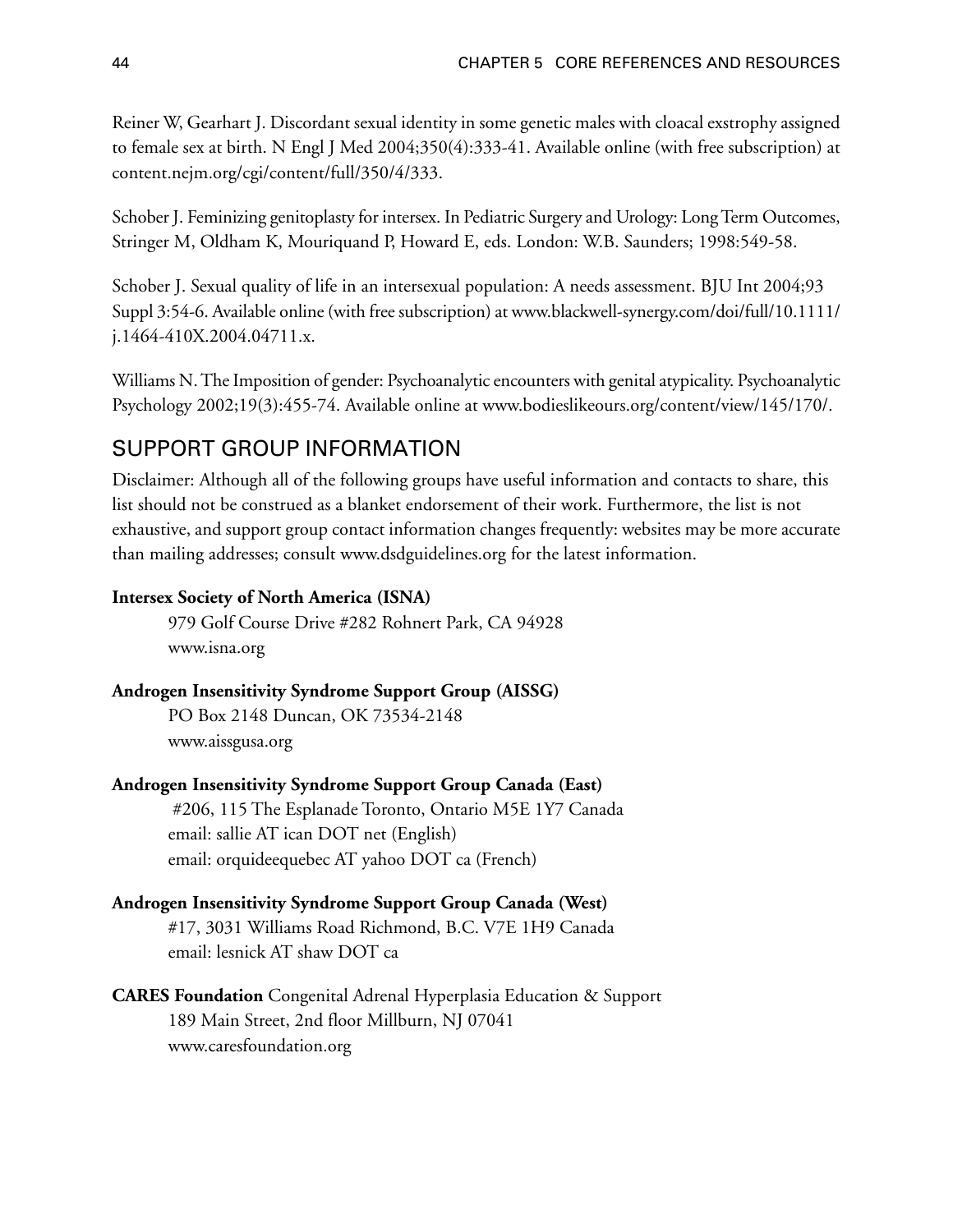Reiner W, Gearhart J. Discordant sexual identity in some genetic males with cloacal exstrophy assigned to female sex at birth. N Engl J Med 2004;350(4):333-41. Available online (with free subscription) at content.nejm.org/cgi/content/full/350/4/333.

Schober J. Feminizing genitoplasty for intersex. In Pediatric Surgery and Urology: Long Term Outcomes, Stringer M, Oldham K, Mouriquand P, Howard E, eds. London: W.B. Saunders; 1998:549-58.

Schober J. Sexual quality of life in an intersexual population: A needs assessment. BJU Int 2004;93 Suppl 3:54-6. Available online (with free subscription) at www.blackwell-synergy.com/doi/full/10.1111/j.1464-410X.2004.04711.x.

Williams N. The Imposition of gender: Psychoanalytic encounters with genital atypicality. Psychoanalytic Psychology 2002;19(3):455-74. Available online at www.bodieslikeours.org/content/view/145/170/.

## SUPPORT GROUP INFORMATION

Disclaimer: Although all of the following groups have useful information and contacts to share, this list should not be construed as a blanket endorsement of their work. Furthermore, the list is not exhaustive, and support group contact information changes frequently: websites may be more accurate than mailing addresses; consult www.dsdguidelines.org for the latest information.

**Intersex Society of North America (ISNA)**
979 Golf Course Drive #282 Rohnert Park, CA 94928
www.isna.org

**Androgen Insensitivity Syndrome Support Group (AISSG)**
PO Box 2148 Duncan, OK 73534-2148
www.aissgusa.org

**Androgen Insensitivity Syndrome Support Group Canada (East)**
#206, 115 The Esplanade Toronto, Ontario M5E 1Y7 Canada
email: sallie AT ican DOT net (English)
email: orquideequebec AT yahoo DOT ca (French)

**Androgen Insensitivity Syndrome Support Group Canada (West)**
#17, 3031 Williams Road Richmond, B.C. V7E 1H9 Canada
email: lesnick AT shaw DOT ca

**CARES Foundation** Congenital Adrenal Hyperplasia Education & Support
189 Main Street, 2nd floor Millburn, NJ 07041
www.caresfoundation.org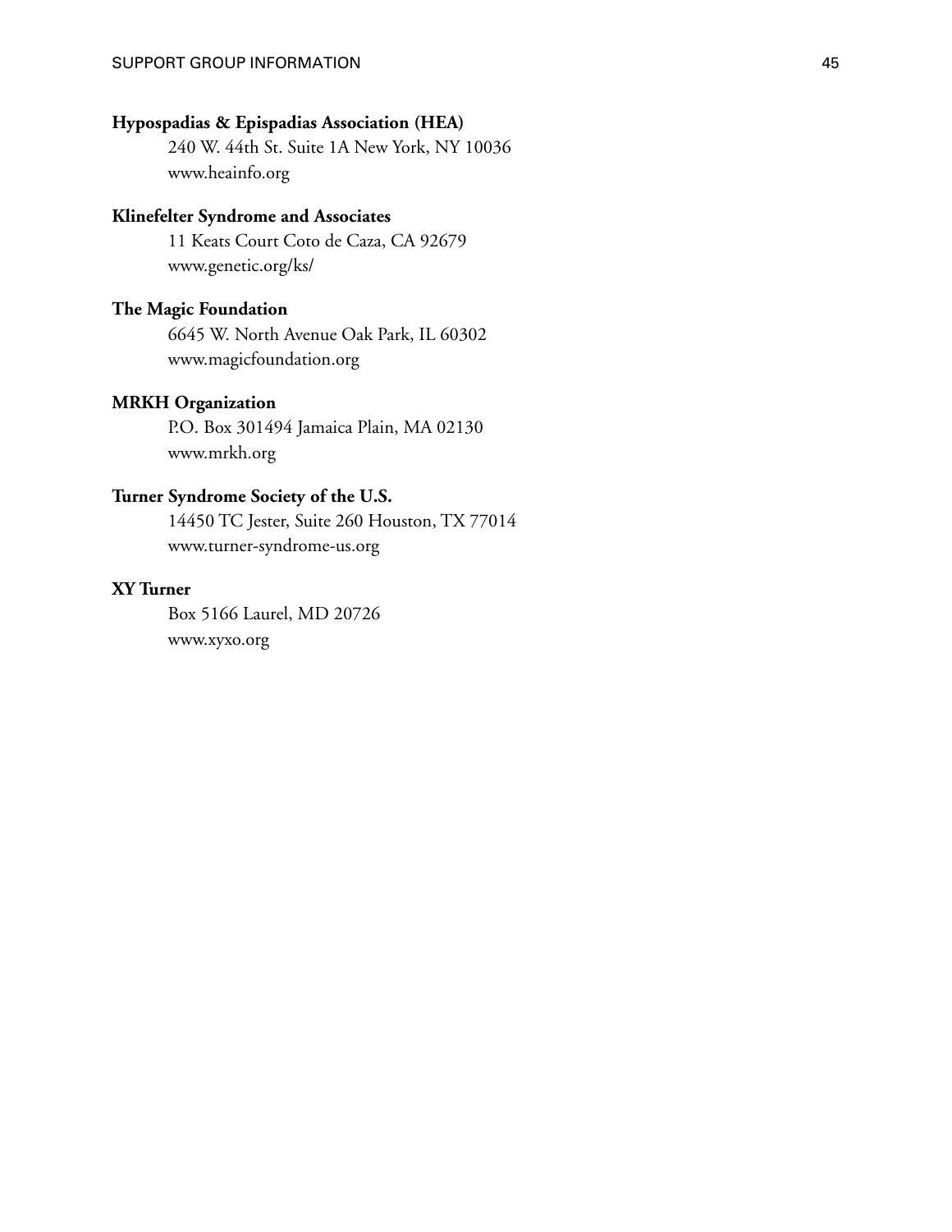**Hypospadias & Epispadias Association (HEA)**

240 W. 44th St. Suite 1A New York, NY 10036
www.heainfo.org

**Klinefelter Syndrome and Associates**

11 Keats Court Coto de Caza, CA 92679
www.genetic.org/ks/

**The Magic Foundation**

6645 W. North Avenue Oak Park, IL 60302
www.magicfoundation.org

**MRKH Organization**

P.O. Box 301494 Jamaica Plain, MA 02130
www.mrkh.org

**Turner Syndrome Society of the U.S.**

14450 TC Jester, Suite 260 Houston, TX 77014
www.turner-syndrome-us.org

**XY Turner**

Box 5166 Laurel, MD 20726
www.xyxo.org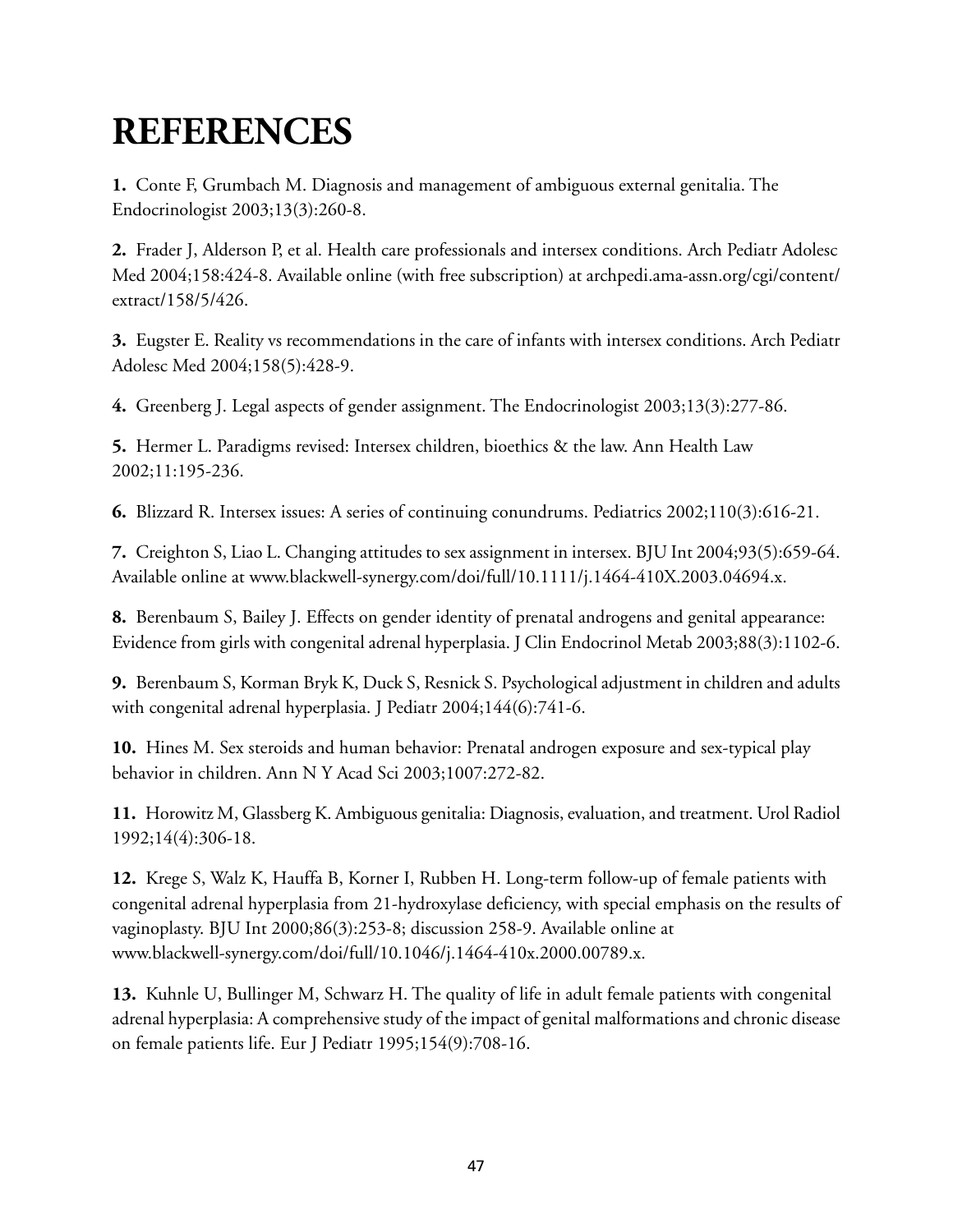# REFERENCES

**1.** Conte F, Grumbach M. Diagnosis and management of ambiguous external genitalia. The Endocrinologist 2003;13(3):260-8.

**2.** Frader J, Alderson P, et al. Health care professionals and intersex conditions. Arch Pediatr Adolesc Med 2004;158:424-8. Available online (with free subscription) at archpedi.ama-assn.org/cgi/content/extract/158/5/426.

**3.** Eugster E. Reality vs recommendations in the care of infants with intersex conditions. Arch Pediatr Adolesc Med 2004;158(5):428-9.

**4.** Greenberg J. Legal aspects of gender assignment. The Endocrinologist 2003;13(3):277-86.

**5.** Hermer L. Paradigms revised: Intersex children, bioethics & the law. Ann Health Law 2002;11:195-236.

**6.** Blizzard R. Intersex issues: A series of continuing conundrums. Pediatrics 2002;110(3):616-21.

**7.** Creighton S, Liao L. Changing attitudes to sex assignment in intersex. BJU Int 2004;93(5):659-64. Available online at www.blackwell-synergy.com/doi/full/10.1111/j.1464-410X.2003.04694.x.

**8.** Berenbaum S, Bailey J. Effects on gender identity of prenatal androgens and genital appearance: Evidence from girls with congenital adrenal hyperplasia. J Clin Endocrinol Metab 2003;88(3):1102-6.

**9.** Berenbaum S, Korman Bryk K, Duck S, Resnick S. Psychological adjustment in children and adults with congenital adrenal hyperplasia. J Pediatr 2004;144(6):741-6.

**10.** Hines M. Sex steroids and human behavior: Prenatal androgen exposure and sex-typical play behavior in children. Ann N Y Acad Sci 2003;1007:272-82.

**11.** Horowitz M, Glassberg K. Ambiguous genitalia: Diagnosis, evaluation, and treatment. Urol Radiol 1992;14(4):306-18.

**12.** Krege S, Walz K, Hauffa B, Korner I, Rubben H. Long-term follow-up of female patients with congenital adrenal hyperplasia from 21-hydroxylase deficiency, with special emphasis on the results of vaginoplasty. BJU Int 2000;86(3):253-8; discussion 258-9. Available online at www.blackwell-synergy.com/doi/full/10.1046/j.1464-410x.2000.00789.x.

**13.** Kuhnle U, Bullinger M, Schwarz H. The quality of life in adult female patients with congenital adrenal hyperplasia: A comprehensive study of the impact of genital malformations and chronic disease on female patients life. Eur J Pediatr 1995;154(9):708-16.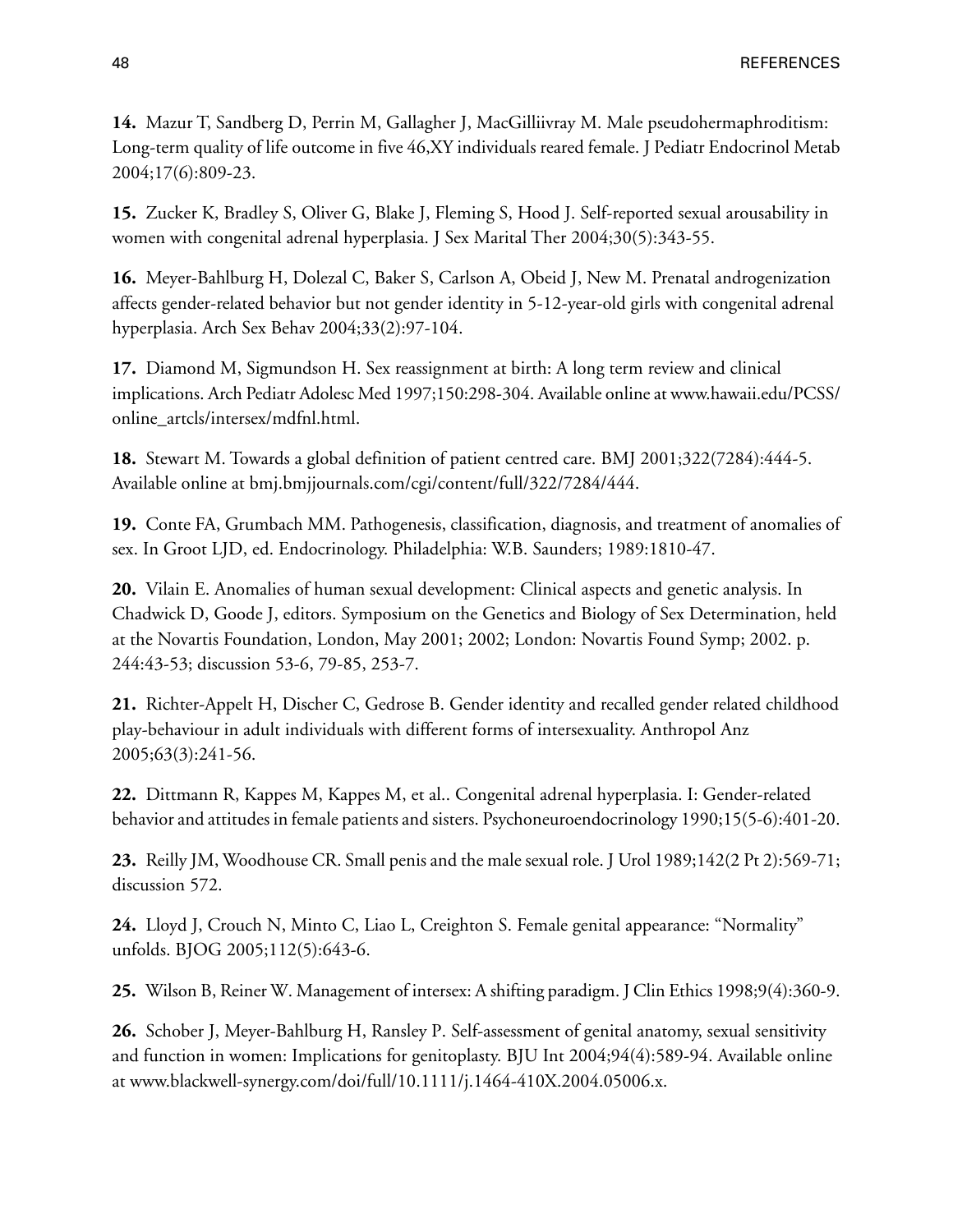**14.** Mazur T, Sandberg D, Perrin M, Gallagher J, MacGilliivray M. Male pseudohermaphroditism: Long-term quality of life outcome in five 46,XY individuals reared female. J Pediatr Endocrinol Metab 2004;17(6):809-23.

**15.** Zucker K, Bradley S, Oliver G, Blake J, Fleming S, Hood J. Self-reported sexual arousability in women with congenital adrenal hyperplasia. J Sex Marital Ther 2004;30(5):343-55.

**16.** Meyer-Bahlburg H, Dolezal C, Baker S, Carlson A, Obeid J, New M. Prenatal androgenization affects gender-related behavior but not gender identity in 5-12-year-old girls with congenital adrenal hyperplasia. Arch Sex Behav 2004;33(2):97-104.

**17.** Diamond M, Sigmundson H. Sex reassignment at birth: A long term review and clinical implications. Arch Pediatr Adolesc Med 1997;150:298-304. Available online at www.hawaii.edu/PCSS/online_artcls/intersex/mdfnl.html.

**18.** Stewart M. Towards a global definition of patient centred care. BMJ 2001;322(7284):444-5. Available online at bmj.bmjjournals.com/cgi/content/full/322/7284/444.

**19.** Conte FA, Grumbach MM. Pathogenesis, classification, diagnosis, and treatment of anomalies of sex. In Groot LJD, ed. Endocrinology. Philadelphia: W.B. Saunders; 1989:1810-47.

**20.** Vilain E. Anomalies of human sexual development: Clinical aspects and genetic analysis. In Chadwick D, Goode J, editors. Symposium on the Genetics and Biology of Sex Determination, held at the Novartis Foundation, London, May 2001; 2002; London: Novartis Found Symp; 2002. p. 244:43-53; discussion 53-6, 79-85, 253-7.

**21.** Richter-Appelt H, Discher C, Gedrose B. Gender identity and recalled gender related childhood play-behaviour in adult individuals with different forms of intersexuality. Anthropol Anz 2005;63(3):241-56.

**22.** Dittmann R, Kappes M, Kappes M, et al.. Congenital adrenal hyperplasia. I: Gender-related behavior and attitudes in female patients and sisters. Psychoneuroendocrinology 1990;15(5-6):401-20.

**23.** Reilly JM, Woodhouse CR. Small penis and the male sexual role. J Urol 1989;142(2 Pt 2):569-71; discussion 572.

**24.** Lloyd J, Crouch N, Minto C, Liao L, Creighton S. Female genital appearance: "Normality" unfolds. BJOG 2005;112(5):643-6.

**25.** Wilson B, Reiner W. Management of intersex: A shifting paradigm. J Clin Ethics 1998;9(4):360-9.

**26.** Schober J, Meyer-Bahlburg H, Ransley P. Self-assessment of genital anatomy, sexual sensitivity and function in women: Implications for genitoplasty. BJU Int 2004;94(4):589-94. Available online at www.blackwell-synergy.com/doi/full/10.1111/j.1464-410X.2004.05006.x.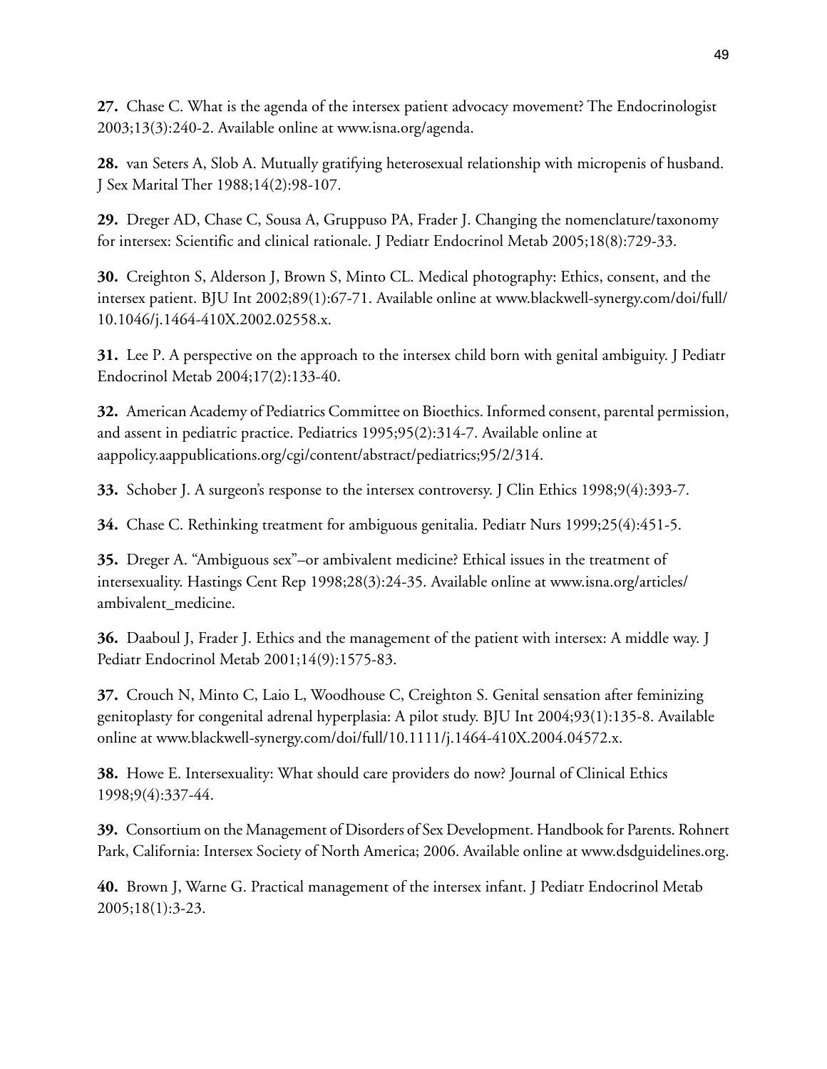**27.** Chase C. What is the agenda of the intersex patient advocacy movement? The Endocrinologist 2003;13(3):240-2. Available online at www.isna.org/agenda.

**28.** van Seters A, Slob A. Mutually gratifying heterosexual relationship with micropenis of husband. J Sex Marital Ther 1988;14(2):98-107.

**29.** Dreger AD, Chase C, Sousa A, Gruppuso PA, Frader J. Changing the nomenclature/taxonomy for intersex: Scientific and clinical rationale. J Pediatr Endocrinol Metab 2005;18(8):729-33.

**30.** Creighton S, Alderson J, Brown S, Minto CL. Medical photography: Ethics, consent, and the intersex patient. BJU Int 2002;89(1):67-71. Available online at www.blackwell-synergy.com/doi/full/10.1046/j.1464-410X.2002.02558.x.

**31.** Lee P. A perspective on the approach to the intersex child born with genital ambiguity. J Pediatr Endocrinol Metab 2004;17(2):133-40.

**32.** American Academy of Pediatrics Committee on Bioethics. Informed consent, parental permission, and assent in pediatric practice. Pediatrics 1995;95(2):314-7. Available online at aappolicy.aappublications.org/cgi/content/abstract/pediatrics;95/2/314.

**33.** Schober J. A surgeon's response to the intersex controversy. J Clin Ethics 1998;9(4):393-7.

**34.** Chase C. Rethinking treatment for ambiguous genitalia. Pediatr Nurs 1999;25(4):451-5.

**35.** Dreger A. "Ambiguous sex"–or ambivalent medicine? Ethical issues in the treatment of intersexuality. Hastings Cent Rep 1998;28(3):24-35. Available online at www.isna.org/articles/ambivalent_medicine.

**36.** Daaboul J, Frader J. Ethics and the management of the patient with intersex: A middle way. J Pediatr Endocrinol Metab 2001;14(9):1575-83.

**37.** Crouch N, Minto C, Laio L, Woodhouse C, Creighton S. Genital sensation after feminizing genitoplasty for congenital adrenal hyperplasia: A pilot study. BJU Int 2004;93(1):135-8. Available online at www.blackwell-synergy.com/doi/full/10.1111/j.1464-410X.2004.04572.x.

**38.** Howe E. Intersexuality: What should care providers do now? Journal of Clinical Ethics 1998;9(4):337-44.

**39.** Consortium on the Management of Disorders of Sex Development. Handbook for Parents. Rohnert Park, California: Intersex Society of North America; 2006. Available online at www.dsdguidelines.org.

**40.** Brown J, Warne G. Practical management of the intersex infant. J Pediatr Endocrinol Metab 2005;18(1):3-23.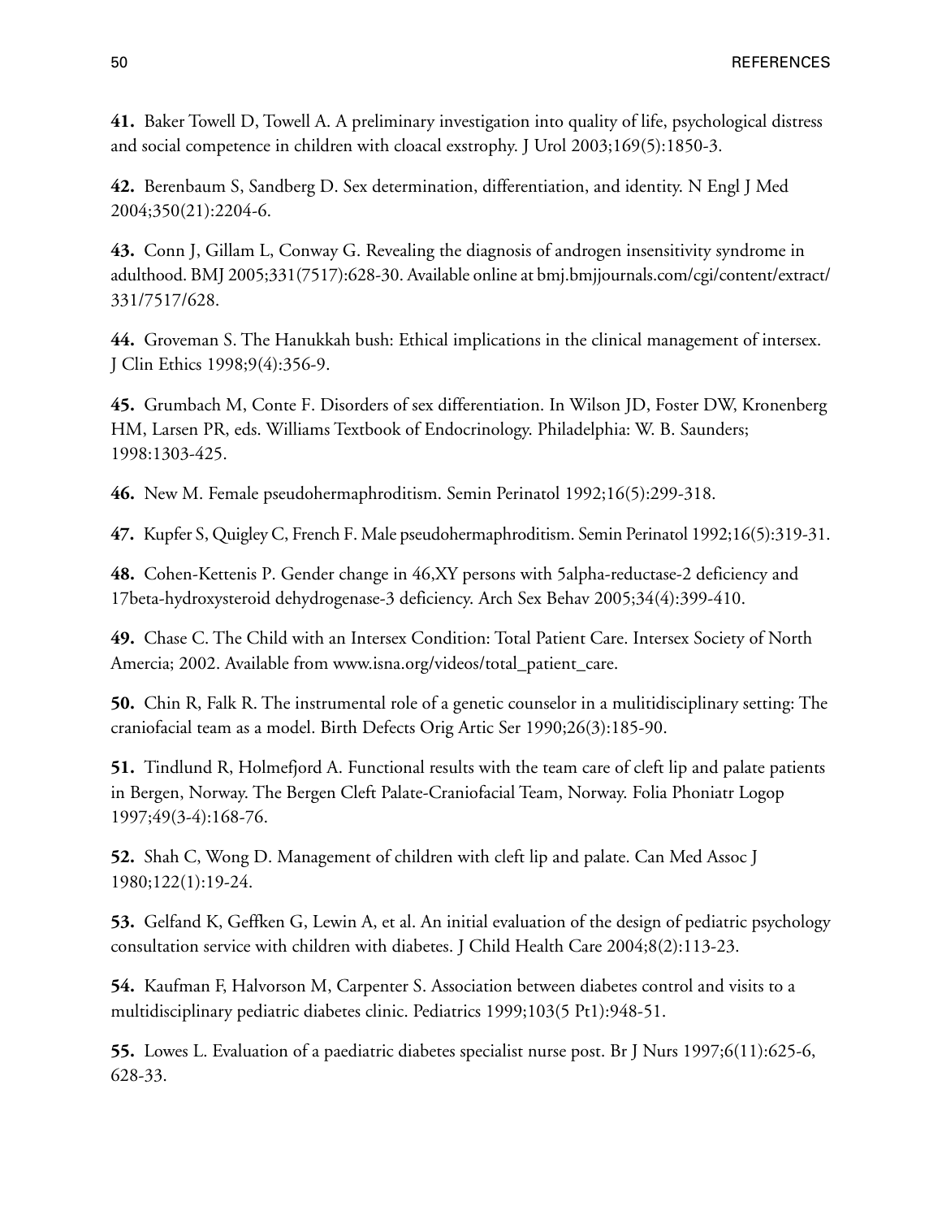**41.** Baker Towell D, Towell A. A preliminary investigation into quality of life, psychological distress and social competence in children with cloacal exstrophy. J Urol 2003;169(5):1850-3.

**42.** Berenbaum S, Sandberg D. Sex determination, differentiation, and identity. N Engl J Med 2004;350(21):2204-6.

**43.** Conn J, Gillam L, Conway G. Revealing the diagnosis of androgen insensitivity syndrome in adulthood. BMJ 2005;331(7517):628-30. Available online at bmj.bmjjournals.com/cgi/content/extract/331/7517/628.

**44.** Groveman S. The Hanukkah bush: Ethical implications in the clinical management of intersex. J Clin Ethics 1998;9(4):356-9.

**45.** Grumbach M, Conte F. Disorders of sex differentiation. In Wilson JD, Foster DW, Kronenberg HM, Larsen PR, eds. Williams Textbook of Endocrinology. Philadelphia: W. B. Saunders; 1998:1303-425.

**46.** New M. Female pseudohermaphroditism. Semin Perinatol 1992;16(5):299-318.

**47.** Kupfer S, Quigley C, French F. Male pseudohermaphroditism. Semin Perinatol 1992;16(5):319-31.

**48.** Cohen-Kettenis P. Gender change in 46,XY persons with 5alpha-reductase-2 deficiency and 17beta-hydroxysteroid dehydrogenase-3 deficiency. Arch Sex Behav 2005;34(4):399-410.

**49.** Chase C. The Child with an Intersex Condition: Total Patient Care. Intersex Society of North Amercia; 2002. Available from www.isna.org/videos/total_patient_care.

**50.** Chin R, Falk R. The instrumental role of a genetic counselor in a mulitidisciplinary setting: The craniofacial team as a model. Birth Defects Orig Artic Ser 1990;26(3):185-90.

**51.** Tindlund R, Holmefjord A. Functional results with the team care of cleft lip and palate patients in Bergen, Norway. The Bergen Cleft Palate-Craniofacial Team, Norway. Folia Phoniatr Logop 1997;49(3-4):168-76.

**52.** Shah C, Wong D. Management of children with cleft lip and palate. Can Med Assoc J 1980;122(1):19-24.

**53.** Gelfand K, Geffken G, Lewin A, et al. An initial evaluation of the design of pediatric psychology consultation service with children with diabetes. J Child Health Care 2004;8(2):113-23.

**54.** Kaufman F, Halvorson M, Carpenter S. Association between diabetes control and visits to a multidisciplinary pediatric diabetes clinic. Pediatrics 1999;103(5 Pt1):948-51.

**55.** Lowes L. Evaluation of a paediatric diabetes specialist nurse post. Br J Nurs 1997;6(11):625-6, 628-33.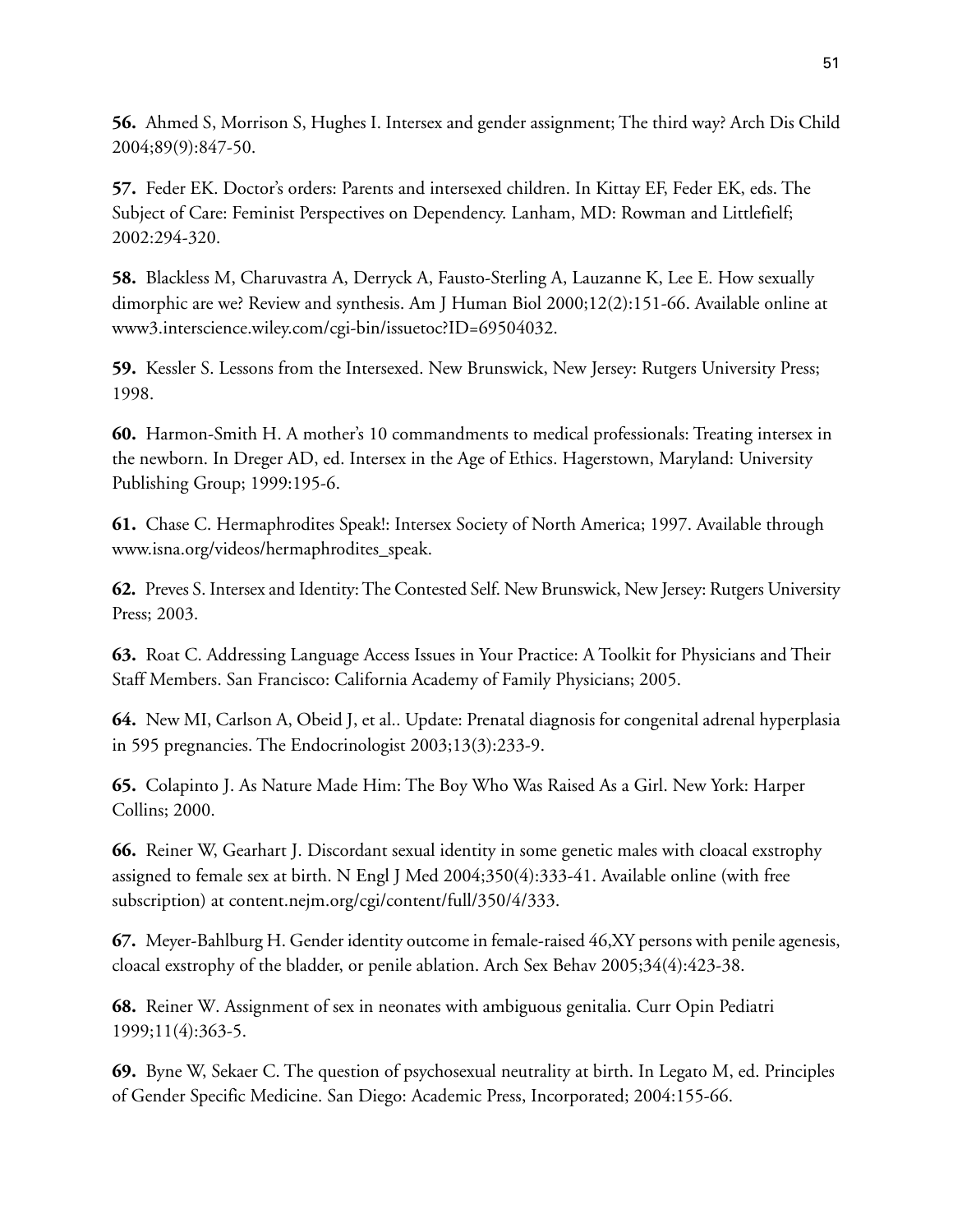**56.** Ahmed S, Morrison S, Hughes I. Intersex and gender assignment; The third way? Arch Dis Child 2004;89(9):847-50.

**57.** Feder EK. Doctor's orders: Parents and intersexed children. In Kittay EF, Feder EK, eds. The Subject of Care: Feminist Perspectives on Dependency. Lanham, MD: Rowman and Littlefielf; 2002:294-320.

**58.** Blackless M, Charuvastra A, Derryck A, Fausto-Sterling A, Lauzanne K, Lee E. How sexually dimorphic are we? Review and synthesis. Am J Human Biol 2000;12(2):151-66. Available online at www3.interscience.wiley.com/cgi-bin/issuetoc?ID=69504032.

**59.** Kessler S. Lessons from the Intersexed. New Brunswick, New Jersey: Rutgers University Press; 1998.

**60.** Harmon-Smith H. A mother's 10 commandments to medical professionals: Treating intersex in the newborn. In Dreger AD, ed. Intersex in the Age of Ethics. Hagerstown, Maryland: University Publishing Group; 1999:195-6.

**61.** Chase C. Hermaphrodites Speak!: Intersex Society of North America; 1997. Available through www.isna.org/videos/hermaphrodites_speak.

**62.** Preves S. Intersex and Identity: The Contested Self. New Brunswick, New Jersey: Rutgers University Press; 2003.

**63.** Roat C. Addressing Language Access Issues in Your Practice: A Toolkit for Physicians and Their Staff Members. San Francisco: California Academy of Family Physicians; 2005.

**64.** New MI, Carlson A, Obeid J, et al.. Update: Prenatal diagnosis for congenital adrenal hyperplasia in 595 pregnancies. The Endocrinologist 2003;13(3):233-9.

**65.** Colapinto J. As Nature Made Him: The Boy Who Was Raised As a Girl. New York: Harper Collins; 2000.

**66.** Reiner W, Gearhart J. Discordant sexual identity in some genetic males with cloacal exstrophy assigned to female sex at birth. N Engl J Med 2004;350(4):333-41. Available online (with free subscription) at content.nejm.org/cgi/content/full/350/4/333.

**67.** Meyer-Bahlburg H. Gender identity outcome in female-raised 46,XY persons with penile agenesis, cloacal exstrophy of the bladder, or penile ablation. Arch Sex Behav 2005;34(4):423-38.

**68.** Reiner W. Assignment of sex in neonates with ambiguous genitalia. Curr Opin Pediatri 1999;11(4):363-5.

**69.** Byne W, Sekaer C. The question of psychosexual neutrality at birth. In Legato M, ed. Principles of Gender Specific Medicine. San Diego: Academic Press, Incorporated; 2004:155-66.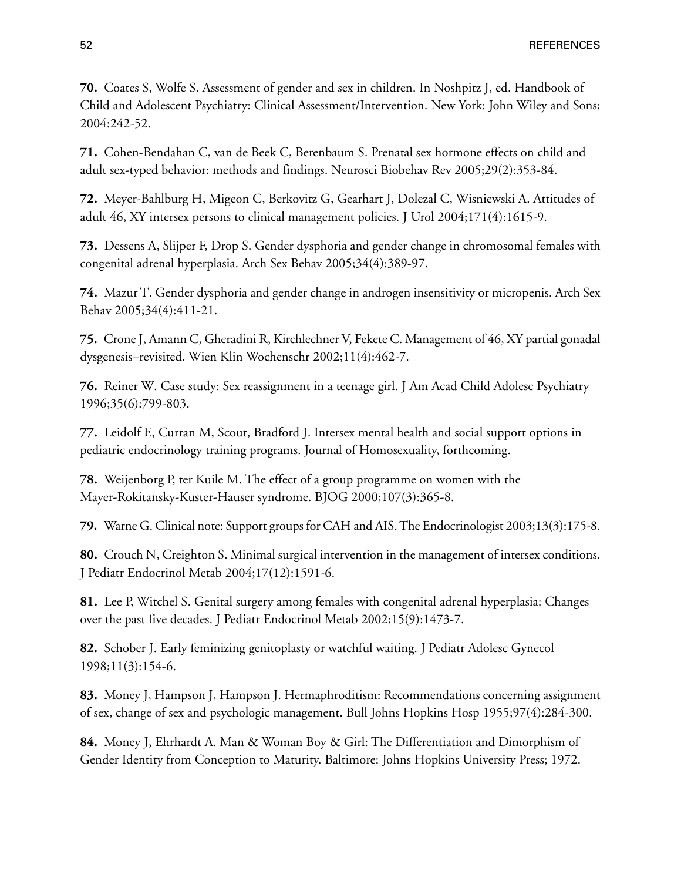**70.** Coates S, Wolfe S. Assessment of gender and sex in children. In Noshpitz J, ed. Handbook of Child and Adolescent Psychiatry: Clinical Assessment/Intervention. New York: John Wiley and Sons; 2004:242-52.

**71.** Cohen-Bendahan C, van de Beek C, Berenbaum S. Prenatal sex hormone effects on child and adult sex-typed behavior: methods and findings. Neurosci Biobehav Rev 2005;29(2):353-84.

**72.** Meyer-Bahlburg H, Migeon C, Berkovitz G, Gearhart J, Dolezal C, Wisniewski A. Attitudes of adult 46, XY intersex persons to clinical management policies. J Urol 2004;171(4):1615-9.

**73.** Dessens A, Slijper F, Drop S. Gender dysphoria and gender change in chromosomal females with congenital adrenal hyperplasia. Arch Sex Behav 2005;34(4):389-97.

**74.** Mazur T. Gender dysphoria and gender change in androgen insensitivity or micropenis. Arch Sex Behav 2005;34(4):411-21.

**75.** Crone J, Amann C, Gheradini R, Kirchlechner V, Fekete C. Management of 46, XY partial gonadal dysgenesis–revisited. Wien Klin Wochenschr 2002;11(4):462-7.

**76.** Reiner W. Case study: Sex reassignment in a teenage girl. J Am Acad Child Adolesc Psychiatry 1996;35(6):799-803.

**77.** Leidolf E, Curran M, Scout, Bradford J. Intersex mental health and social support options in pediatric endocrinology training programs. Journal of Homosexuality, forthcoming.

**78.** Weijenborg P, ter Kuile M. The effect of a group programme on women with the Mayer-Rokitansky-Kuster-Hauser syndrome. BJOG 2000;107(3):365-8.

**79.** Warne G. Clinical note: Support groups for CAH and AIS. The Endocrinologist 2003;13(3):175-8.

**80.** Crouch N, Creighton S. Minimal surgical intervention in the management of intersex conditions. J Pediatr Endocrinol Metab 2004;17(12):1591-6.

**81.** Lee P, Witchel S. Genital surgery among females with congenital adrenal hyperplasia: Changes over the past five decades. J Pediatr Endocrinol Metab 2002;15(9):1473-7.

**82.** Schober J. Early feminizing genitoplasty or watchful waiting. J Pediatr Adolesc Gynecol 1998;11(3):154-6.

**83.** Money J, Hampson J, Hampson J. Hermaphroditism: Recommendations concerning assignment of sex, change of sex and psychologic management. Bull Johns Hopkins Hosp 1955;97(4):284-300.

**84.** Money J, Ehrhardt A. Man & Woman Boy & Girl: The Differentiation and Dimorphism of Gender Identity from Conception to Maturity. Baltimore: Johns Hopkins University Press; 1972.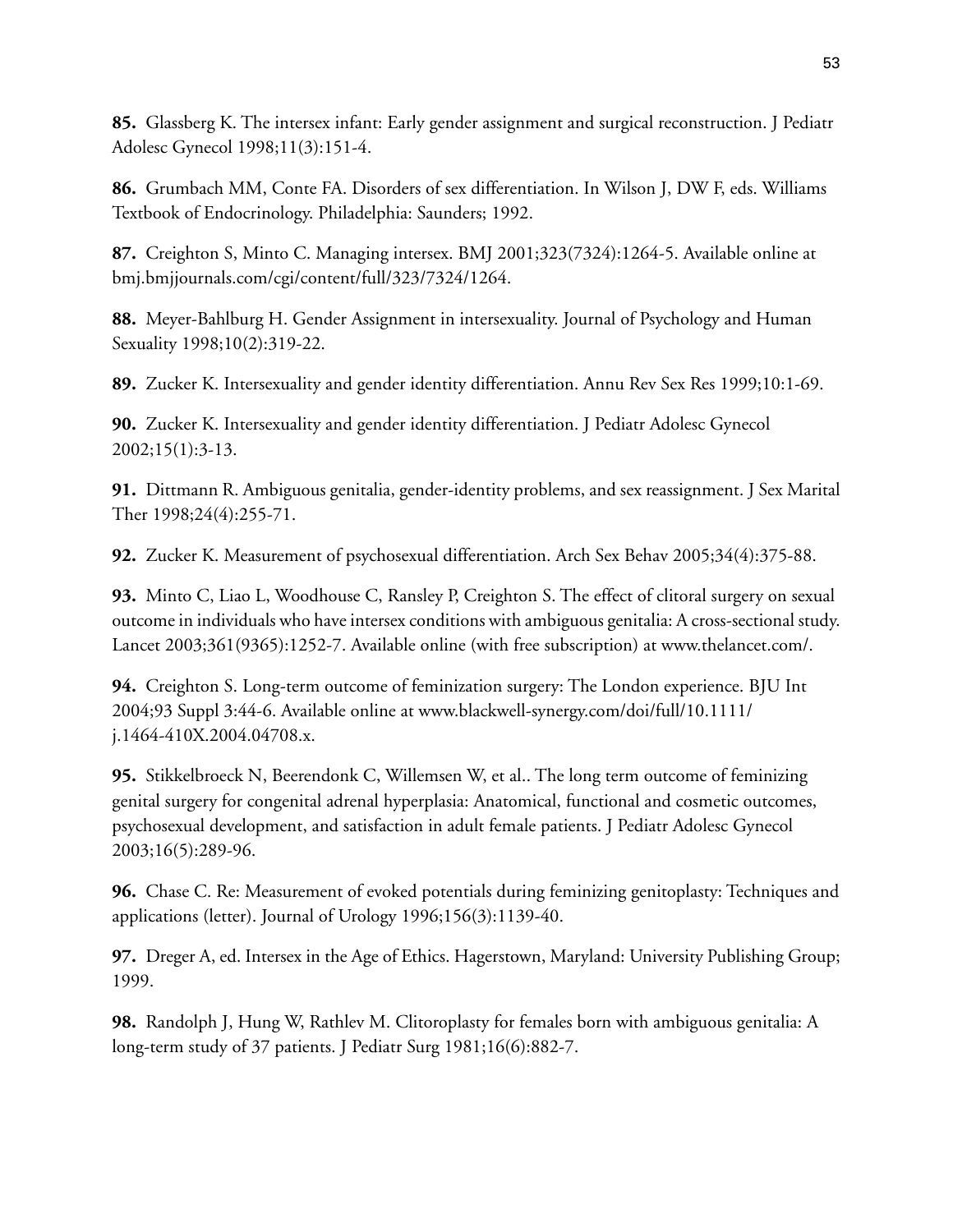**85.** Glassberg K. The intersex infant: Early gender assignment and surgical reconstruction. J Pediatr Adolesc Gynecol 1998;11(3):151-4.

**86.** Grumbach MM, Conte FA. Disorders of sex differentiation. In Wilson J, DW F, eds. Williams Textbook of Endocrinology. Philadelphia: Saunders; 1992.

**87.** Creighton S, Minto C. Managing intersex. BMJ 2001;323(7324):1264-5. Available online at bmj.bmjjournals.com/cgi/content/full/323/7324/1264.

**88.** Meyer-Bahlburg H. Gender Assignment in intersexuality. Journal of Psychology and Human Sexuality 1998;10(2):319-22.

**89.** Zucker K. Intersexuality and gender identity differentiation. Annu Rev Sex Res 1999;10:1-69.

**90.** Zucker K. Intersexuality and gender identity differentiation. J Pediatr Adolesc Gynecol 2002;15(1):3-13.

**91.** Dittmann R. Ambiguous genitalia, gender-identity problems, and sex reassignment. J Sex Marital Ther 1998;24(4):255-71.

**92.** Zucker K. Measurement of psychosexual differentiation. Arch Sex Behav 2005;34(4):375-88.

**93.** Minto C, Liao L, Woodhouse C, Ransley P, Creighton S. The effect of clitoral surgery on sexual outcome in individuals who have intersex conditions with ambiguous genitalia: A cross-sectional study. Lancet 2003;361(9365):1252-7. Available online (with free subscription) at www.thelancet.com/.

**94.** Creighton S. Long-term outcome of feminization surgery: The London experience. BJU Int 2004;93 Suppl 3:44-6. Available online at www.blackwell-synergy.com/doi/full/10.1111/j.1464-410X.2004.04708.x.

**95.** Stikkelbroeck N, Beerendonk C, Willemsen W, et al.. The long term outcome of feminizing genital surgery for congenital adrenal hyperplasia: Anatomical, functional and cosmetic outcomes, psychosexual development, and satisfaction in adult female patients. J Pediatr Adolesc Gynecol 2003;16(5):289-96.

**96.** Chase C. Re: Measurement of evoked potentials during feminizing genitoplasty: Techniques and applications (letter). Journal of Urology 1996;156(3):1139-40.

**97.** Dreger A, ed. Intersex in the Age of Ethics. Hagerstown, Maryland: University Publishing Group; 1999.

**98.** Randolph J, Hung W, Rathlev M. Clitoroplasty for females born with ambiguous genitalia: A long-term study of 37 patients. J Pediatr Surg 1981;16(6):882-7.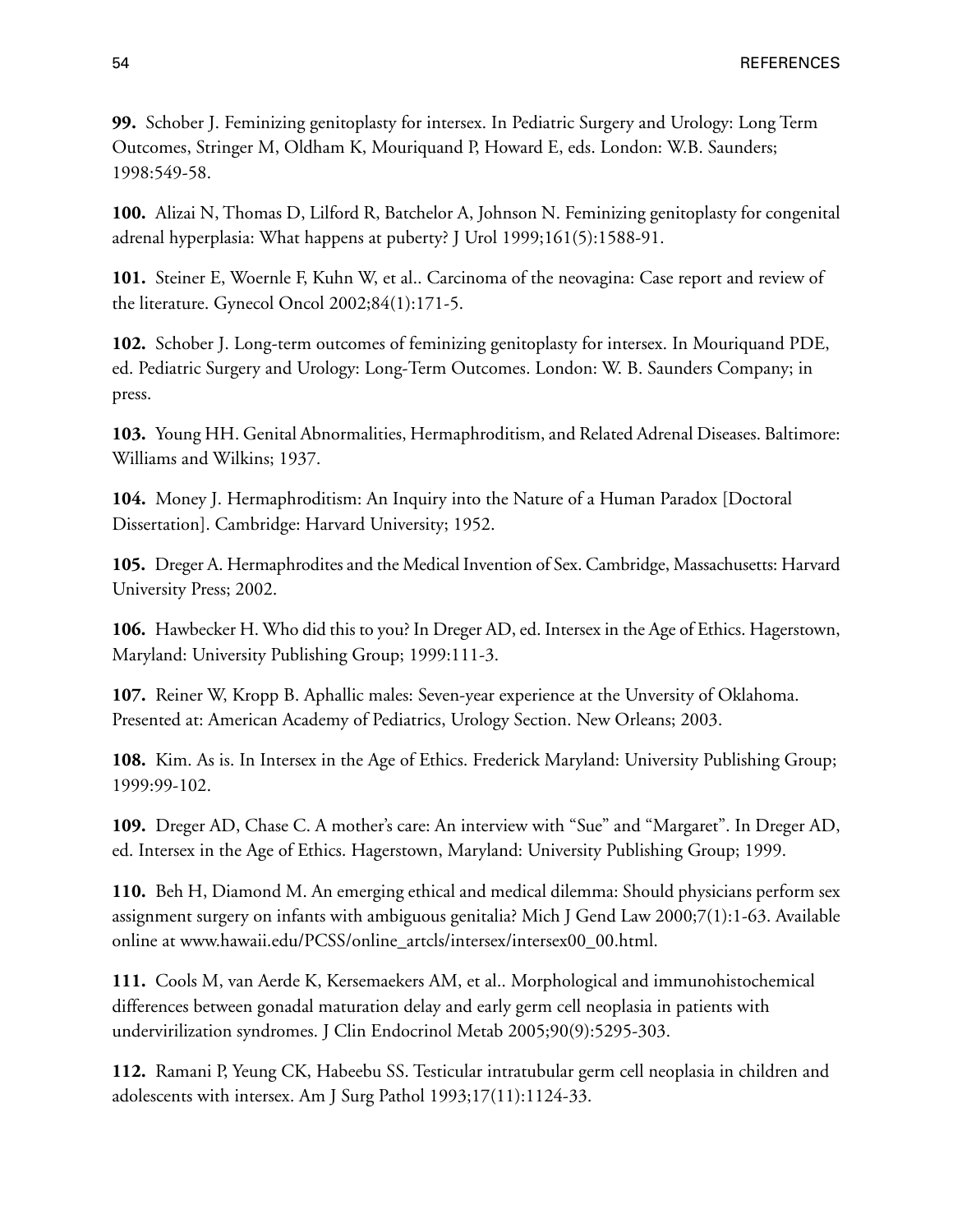**99.** Schober J. Feminizing genitoplasty for intersex. In Pediatric Surgery and Urology: Long Term Outcomes, Stringer M, Oldham K, Mouriquand P, Howard E, eds. London: W.B. Saunders; 1998:549-58.

**100.** Alizai N, Thomas D, Lilford R, Batchelor A, Johnson N. Feminizing genitoplasty for congenital adrenal hyperplasia: What happens at puberty? J Urol 1999;161(5):1588-91.

**101.** Steiner E, Woernle F, Kuhn W, et al.. Carcinoma of the neovagina: Case report and review of the literature. Gynecol Oncol 2002;84(1):171-5.

**102.** Schober J. Long-term outcomes of feminizing genitoplasty for intersex. In Mouriquand PDE, ed. Pediatric Surgery and Urology: Long-Term Outcomes. London: W. B. Saunders Company; in press.

**103.** Young HH. Genital Abnormalities, Hermaphroditism, and Related Adrenal Diseases. Baltimore: Williams and Wilkins; 1937.

**104.** Money J. Hermaphroditism: An Inquiry into the Nature of a Human Paradox [Doctoral Dissertation]. Cambridge: Harvard University; 1952.

**105.** Dreger A. Hermaphrodites and the Medical Invention of Sex. Cambridge, Massachusetts: Harvard University Press; 2002.

**106.** Hawbecker H. Who did this to you? In Dreger AD, ed. Intersex in the Age of Ethics. Hagerstown, Maryland: University Publishing Group; 1999:111-3.

**107.** Reiner W, Kropp B. Aphallic males: Seven-year experience at the Unversity of Oklahoma. Presented at: American Academy of Pediatrics, Urology Section. New Orleans; 2003.

**108.** Kim. As is. In Intersex in the Age of Ethics. Frederick Maryland: University Publishing Group; 1999:99-102.

**109.** Dreger AD, Chase C. A mother's care: An interview with "Sue" and "Margaret". In Dreger AD, ed. Intersex in the Age of Ethics. Hagerstown, Maryland: University Publishing Group; 1999.

**110.** Beh H, Diamond M. An emerging ethical and medical dilemma: Should physicians perform sex assignment surgery on infants with ambiguous genitalia? Mich J Gend Law 2000;7(1):1-63. Available online at www.hawaii.edu/PCSS/online_artcls/intersex/intersex00_00.html.

**111.** Cools M, van Aerde K, Kersemaekers AM, et al.. Morphological and immunohistochemical differences between gonadal maturation delay and early germ cell neoplasia in patients with undervirilization syndromes. J Clin Endocrinol Metab 2005;90(9):5295-303.

**112.** Ramani P, Yeung CK, Habeebu SS. Testicular intratubular germ cell neoplasia in children and adolescents with intersex. Am J Surg Pathol 1993;17(11):1124-33.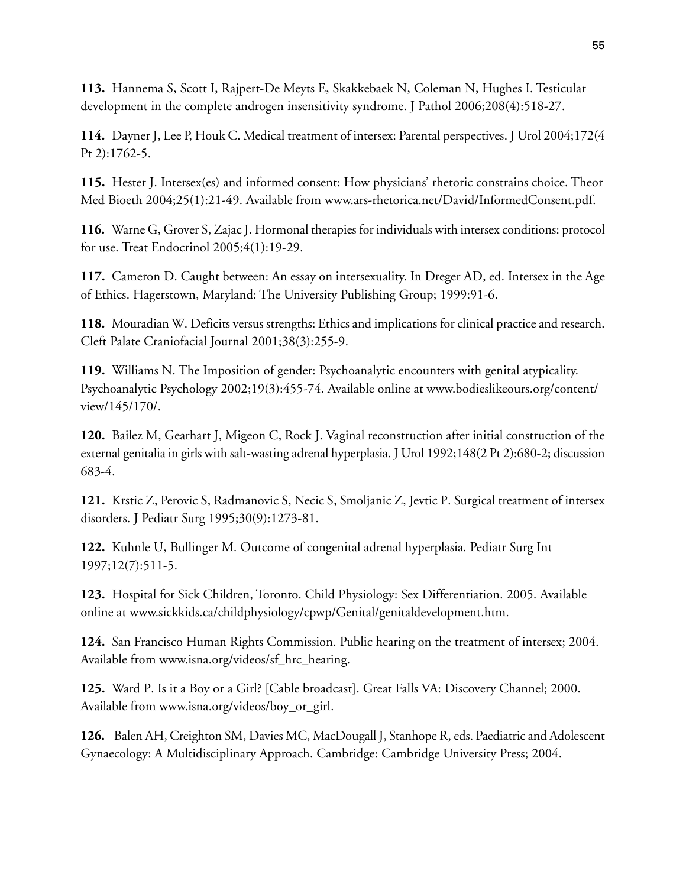**113.** Hannema S, Scott I, Rajpert-De Meyts E, Skakkebaek N, Coleman N, Hughes I. Testicular development in the complete androgen insensitivity syndrome. J Pathol 2006;208(4):518-27.

**114.** Dayner J, Lee P, Houk C. Medical treatment of intersex: Parental perspectives. J Urol 2004;172(4 Pt 2):1762-5.

**115.** Hester J. Intersex(es) and informed consent: How physicians' rhetoric constrains choice. Theor Med Bioeth 2004;25(1):21-49. Available from www.ars-rhetorica.net/David/InformedConsent.pdf.

**116.** Warne G, Grover S, Zajac J. Hormonal therapies for individuals with intersex conditions: protocol for use. Treat Endocrinol 2005;4(1):19-29.

**117.** Cameron D. Caught between: An essay on intersexuality. In Dreger AD, ed. Intersex in the Age of Ethics. Hagerstown, Maryland: The University Publishing Group; 1999:91-6.

**118.** Mouradian W. Deficits versus strengths: Ethics and implications for clinical practice and research. Cleft Palate Craniofacial Journal 2001;38(3):255-9.

**119.** Williams N. The Imposition of gender: Psychoanalytic encounters with genital atypicality. Psychoanalytic Psychology 2002;19(3):455-74. Available online at www.bodieslikeours.org/content/view/145/170/.

**120.** Bailez M, Gearhart J, Migeon C, Rock J. Vaginal reconstruction after initial construction of the external genitalia in girls with salt-wasting adrenal hyperplasia. J Urol 1992;148(2 Pt 2):680-2; discussion 683-4.

**121.** Krstic Z, Perovic S, Radmanovic S, Necic S, Smoljanic Z, Jevtic P. Surgical treatment of intersex disorders. J Pediatr Surg 1995;30(9):1273-81.

**122.** Kuhnle U, Bullinger M. Outcome of congenital adrenal hyperplasia. Pediatr Surg Int 1997;12(7):511-5.

**123.** Hospital for Sick Children, Toronto. Child Physiology: Sex Differentiation. 2005. Available online at www.sickkids.ca/childphysiology/cpwp/Genital/genitaldevelopment.htm.

**124.** San Francisco Human Rights Commission. Public hearing on the treatment of intersex; 2004. Available from www.isna.org/videos/sf_hrc_hearing.

**125.** Ward P. Is it a Boy or a Girl? [Cable broadcast]. Great Falls VA: Discovery Channel; 2000. Available from www.isna.org/videos/boy_or_girl.

**126.** Balen AH, Creighton SM, Davies MC, MacDougall J, Stanhope R, eds. Paediatric and Adolescent Gynaecology: A Multidisciplinary Approach. Cambridge: Cambridge University Press; 2004.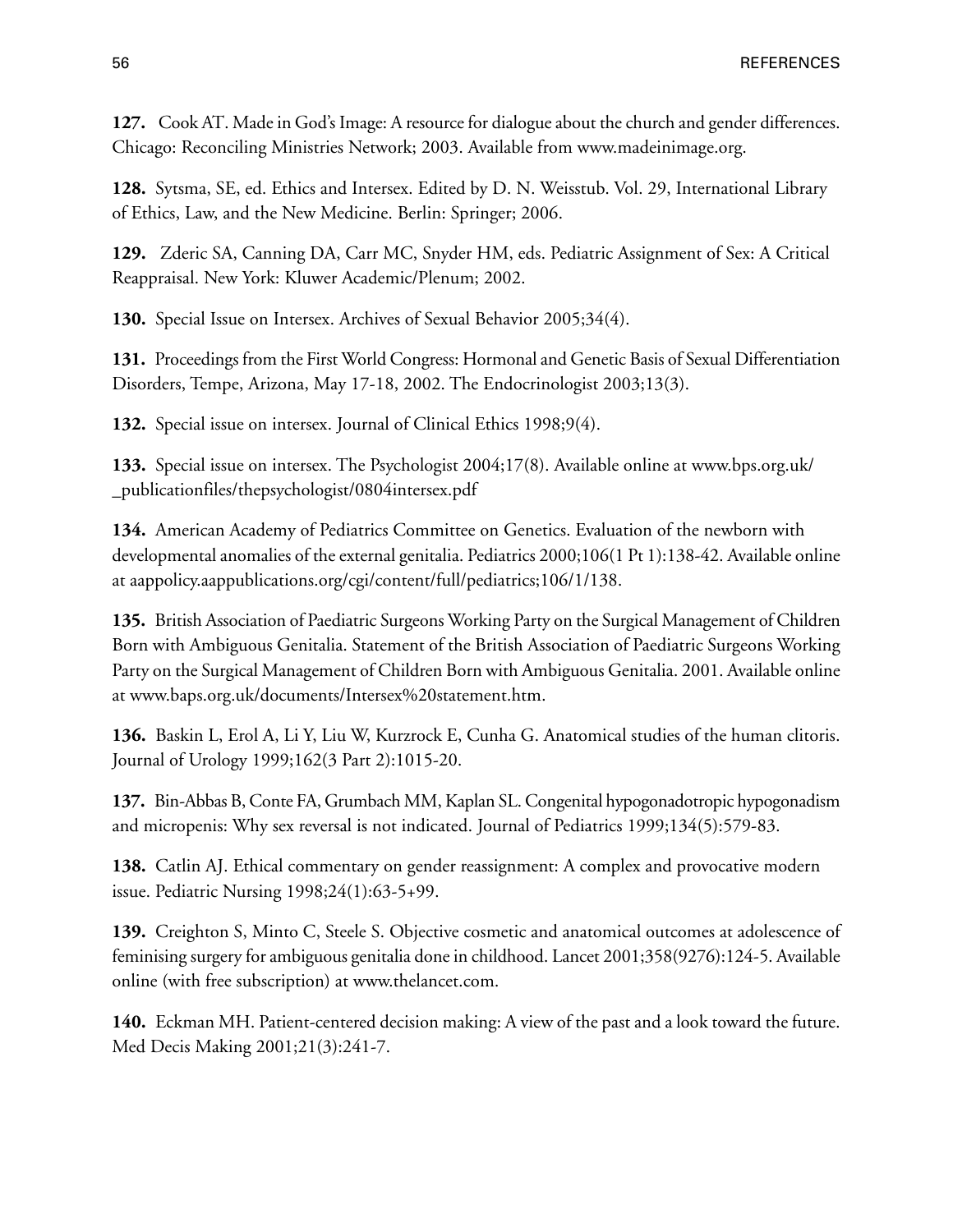**127.** Cook AT. Made in God's Image: A resource for dialogue about the church and gender differences. Chicago: Reconciling Ministries Network; 2003. Available from www.madeinimage.org.

**128.** Sytsma, SE, ed. Ethics and Intersex. Edited by D. N. Weisstub. Vol. 29, International Library of Ethics, Law, and the New Medicine. Berlin: Springer; 2006.

**129.** Zderic SA, Canning DA, Carr MC, Snyder HM, eds. Pediatric Assignment of Sex: A Critical Reappraisal. New York: Kluwer Academic/Plenum; 2002.

**130.** Special Issue on Intersex. Archives of Sexual Behavior 2005;34(4).

**131.** Proceedings from the First World Congress: Hormonal and Genetic Basis of Sexual Differentiation Disorders, Tempe, Arizona, May 17-18, 2002. The Endocrinologist 2003;13(3).

**132.** Special issue on intersex. Journal of Clinical Ethics 1998;9(4).

**133.** Special issue on intersex. The Psychologist 2004;17(8). Available online at www.bps.org.uk/_publicationfiles/thepsychologist/0804intersex.pdf

**134.** American Academy of Pediatrics Committee on Genetics. Evaluation of the newborn with developmental anomalies of the external genitalia. Pediatrics 2000;106(1 Pt 1):138-42. Available online at aappolicy.aappublications.org/cgi/content/full/pediatrics;106/1/138.

**135.** British Association of Paediatric Surgeons Working Party on the Surgical Management of Children Born with Ambiguous Genitalia. Statement of the British Association of Paediatric Surgeons Working Party on the Surgical Management of Children Born with Ambiguous Genitalia. 2001. Available online at www.baps.org.uk/documents/Intersex%20statement.htm.

**136.** Baskin L, Erol A, Li Y, Liu W, Kurzrock E, Cunha G. Anatomical studies of the human clitoris. Journal of Urology 1999;162(3 Part 2):1015-20.

**137.** Bin-Abbas B, Conte FA, Grumbach MM, Kaplan SL. Congenital hypogonadotropic hypogonadism and micropenis: Why sex reversal is not indicated. Journal of Pediatrics 1999;134(5):579-83.

**138.** Catlin AJ. Ethical commentary on gender reassignment: A complex and provocative modern issue. Pediatric Nursing 1998;24(1):63-5+99.

**139.** Creighton S, Minto C, Steele S. Objective cosmetic and anatomical outcomes at adolescence of feminising surgery for ambiguous genitalia done in childhood. Lancet 2001;358(9276):124-5. Available online (with free subscription) at www.thelancet.com.

**140.** Eckman MH. Patient-centered decision making: A view of the past and a look toward the future. Med Decis Making 2001;21(3):241-7.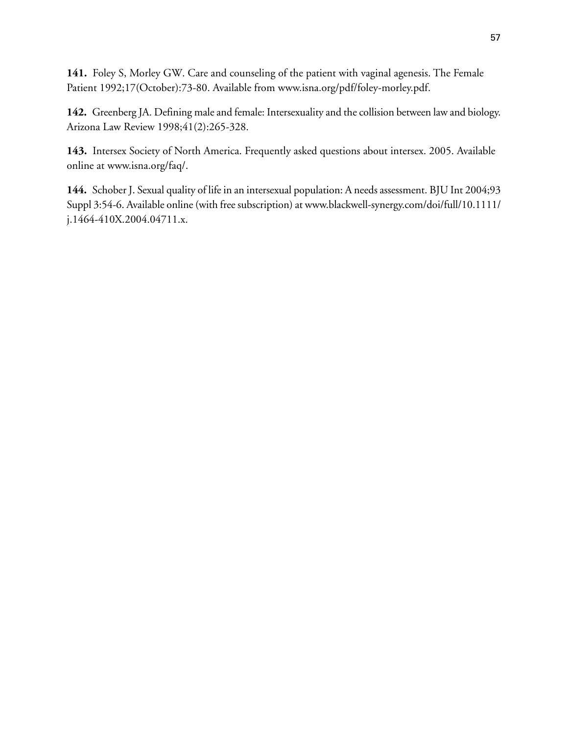**141.** Foley S, Morley GW. Care and counseling of the patient with vaginal agenesis. The Female Patient 1992;17(October):73-80. Available from www.isna.org/pdf/foley-morley.pdf.

**142.** Greenberg JA. Defining male and female: Intersexuality and the collision between law and biology. Arizona Law Review 1998;41(2):265-328.

**143.** Intersex Society of North America. Frequently asked questions about intersex. 2005. Available online at www.isna.org/faq/.

**144.** Schober J. Sexual quality of life in an intersexual population: A needs assessment. BJU Int 2004;93 Suppl 3:54-6. Available online (with free subscription) at www.blackwell-synergy.com/doi/full/10.1111/j.1464-410X.2004.04711.x.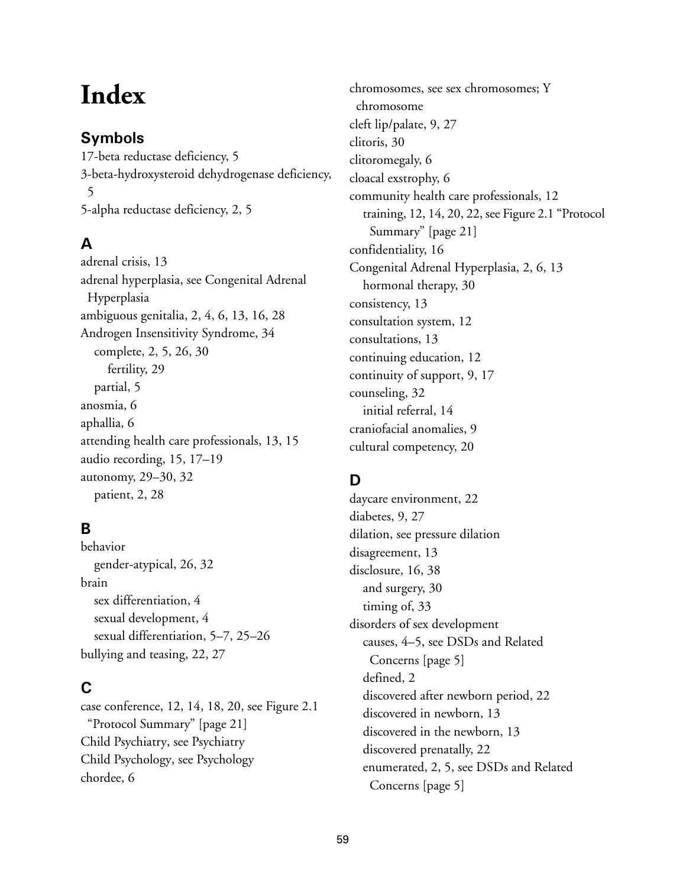# Index

## Symbols

17-beta reductase deficiency, 5
3-beta-hydroxysteroid dehydrogenase deficiency, 5
5-alpha reductase deficiency, 2, 5

## A

adrenal crisis, 13
adrenal hyperplasia, see Congenital Adrenal Hyperplasia
ambiguous genitalia, 2, 4, 6, 13, 16, 28
Androgen Insensitivity Syndrome, 34
- complete, 2, 5, 26, 30
  - fertility, 29
- partial, 5

anosmia, 6
aphallia, 6
attending health care professionals, 13, 15
audio recording, 15, 17–19
autonomy, 29–30, 32
- patient, 2, 28

## B

behavior
- gender-atypical, 26, 32

brain
- sex differentiation, 4
- sexual development, 4
- sexual differentiation, 5–7, 25–26

bullying and teasing, 22, 27

## C

case conference, 12, 14, 18, 20, see Figure 2.1 "Protocol Summary" [page 21]
Child Psychiatry, see Psychiatry
Child Psychology, see Psychology
chordee, 6
chromosomes, see sex chromosomes; Y chromosome
cleft lip/palate, 9, 27
clitoris, 30
clitoromegaly, 6
cloacal exstrophy, 6
community health care professionals, 12
- training, 12, 14, 20, 22, see Figure 2.1 "Protocol Summary" [page 21]

confidentiality, 16
Congenital Adrenal Hyperplasia, 2, 6, 13
- hormonal therapy, 30

consistency, 13
consultation system, 12
consultations, 13
continuing education, 12
continuity of support, 9, 17
counseling, 32
- initial referral, 14

craniofacial anomalies, 9
cultural competency, 20

## D

daycare environment, 22
diabetes, 9, 27
dilation, see pressure dilation
disagreement, 13
disclosure, 16, 38
- and surgery, 30
- timing of, 33

disorders of sex development
- causes, 4–5, see DSDs and Related Concerns [page 5]
- defined, 2
- discovered after newborn period, 22
- discovered in newborn, 13
- discovered in the newborn, 13
- discovered prenatally, 22
- enumerated, 2, 5, see DSDs and Related Concerns [page 5]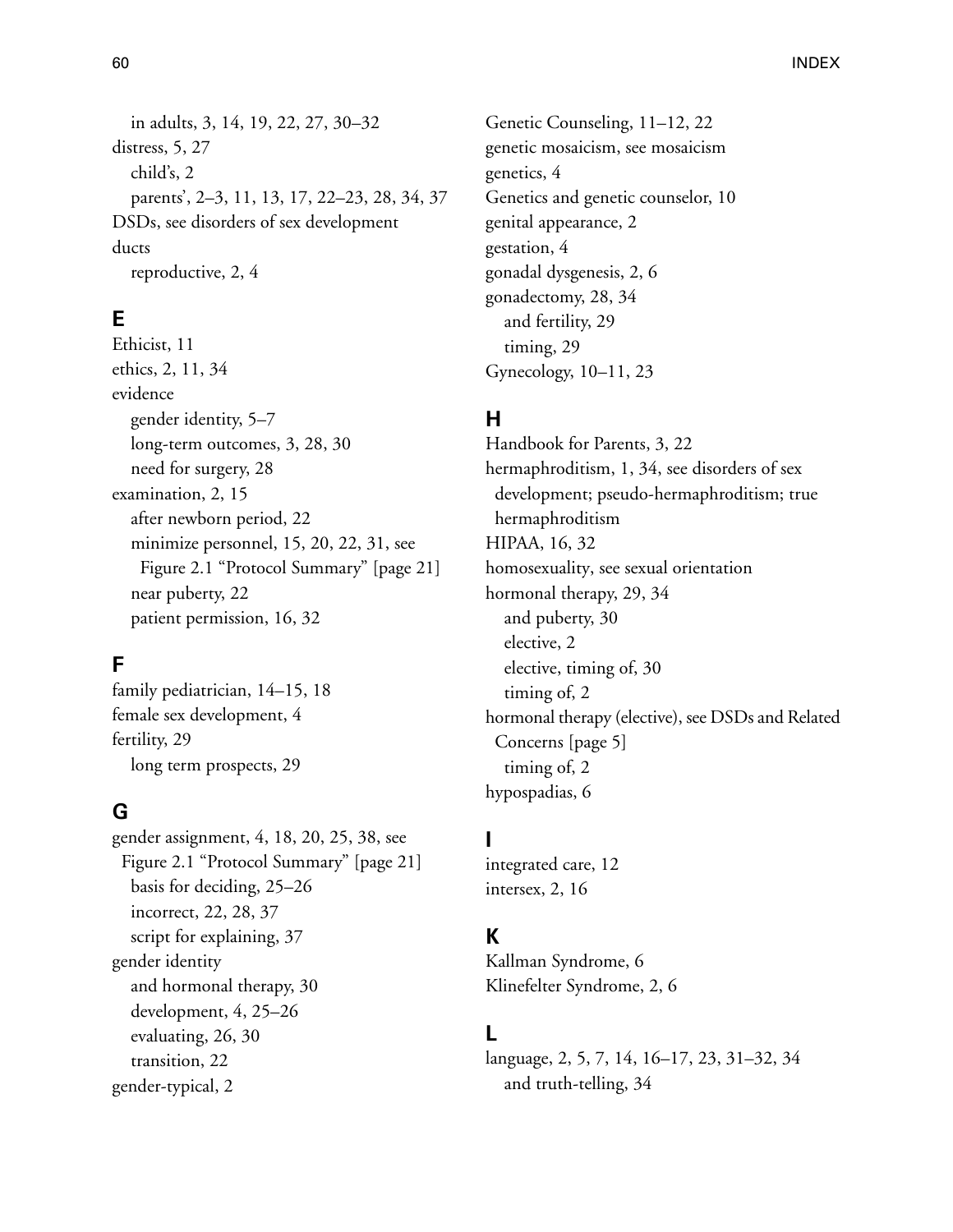in adults, 3, 14, 19, 22, 27, 30–32

distress, 5, 27
  child's, 2
  parents', 2–3, 11, 13, 17, 22–23, 28, 34, 37

DSDs, see disorders of sex development

ducts
  reproductive, 2, 4

## E

Ethicist, 11

ethics, 2, 11, 34

evidence
  gender identity, 5–7
  long-term outcomes, 3, 28, 30
  need for surgery, 28

examination, 2, 15
  after newborn period, 22
  minimize personnel, 15, 20, 22, 31, see Figure 2.1 "Protocol Summary" [page 21]
  near puberty, 22
  patient permission, 16, 32

## F

family pediatrician, 14–15, 18

female sex development, 4

fertility, 29
  long term prospects, 29

## G

gender assignment, 4, 18, 20, 25, 38, see Figure 2.1 "Protocol Summary" [page 21]
  basis for deciding, 25–26
  incorrect, 22, 28, 37
  script for explaining, 37

gender identity
  and hormonal therapy, 30
  development, 4, 25–26
  evaluating, 26, 30
  transition, 22

gender-typical, 2

Genetic Counseling, 11–12, 22

genetic mosaicism, see mosaicism

genetics, 4

Genetics and genetic counselor, 10

genital appearance, 2

gestation, 4

gonadal dysgenesis, 2, 6

gonadectomy, 28, 34
  and fertility, 29
  timing, 29

Gynecology, 10–11, 23

## H

Handbook for Parents, 3, 22

hermaphroditism, 1, 34, see disorders of sex development; pseudo-hermaphroditism; true hermaphroditism

HIPAA, 16, 32

homosexuality, see sexual orientation

hormonal therapy, 29, 34
  and puberty, 30
  elective, 2
  elective, timing of, 30
  timing of, 2

hormonal therapy (elective), see DSDs and Related Concerns [page 5]
  timing of, 2

hypospadias, 6

## I

integrated care, 12

intersex, 2, 16

## K

Kallman Syndrome, 6

Klinefelter Syndrome, 2, 6

## L

language, 2, 5, 7, 14, 16–17, 23, 31–32, 34
  and truth-telling, 34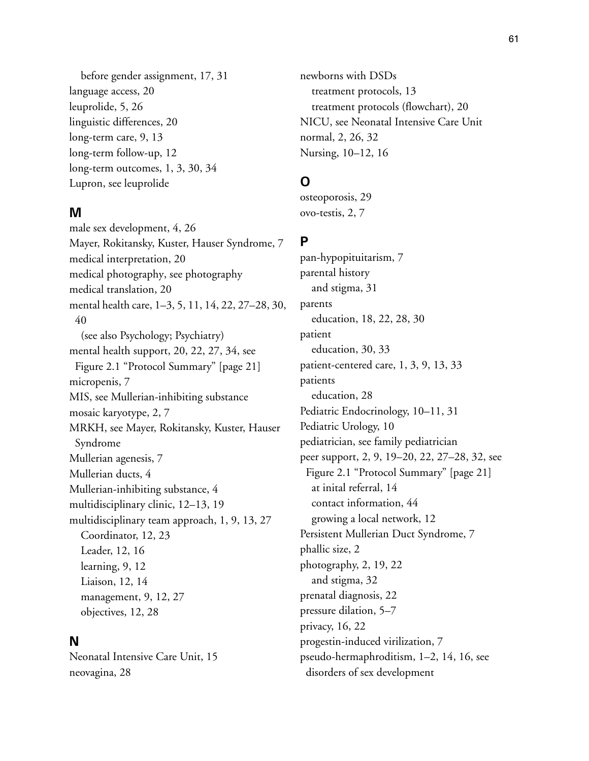before gender assignment, 17, 31
language access, 20
leuprolide, 5, 26
linguistic differences, 20
long-term care, 9, 13
long-term follow-up, 12
long-term outcomes, 1, 3, 30, 34
Lupron, see leuprolide

## M

male sex development, 4, 26
Mayer, Rokitansky, Kuster, Hauser Syndrome, 7
medical interpretation, 20
medical photography, see photography
medical translation, 20
mental health care, 1–3, 5, 11, 14, 22, 27–28, 30, 40
  (see also Psychology; Psychiatry)
mental health support, 20, 22, 27, 34, see Figure 2.1 "Protocol Summary" [page 21]
micropenis, 7
MIS, see Mullerian-inhibiting substance
mosaic karyotype, 2, 7
MRKH, see Mayer, Rokitansky, Kuster, Hauser Syndrome
Mullerian agenesis, 7
Mullerian ducts, 4
Mullerian-inhibiting substance, 4
multidisciplinary clinic, 12–13, 19
multidisciplinary team approach, 1, 9, 13, 27
  Coordinator, 12, 23
  Leader, 12, 16
  learning, 9, 12
  Liaison, 12, 14
  management, 9, 12, 27
  objectives, 12, 28

## N

Neonatal Intensive Care Unit, 15
neovagina, 28
newborns with DSDs
  treatment protocols, 13
  treatment protocols (flowchart), 20
NICU, see Neonatal Intensive Care Unit
normal, 2, 26, 32
Nursing, 10–12, 16

## O

osteoporosis, 29
ovo-testis, 2, 7

## P

pan-hypopituitarism, 7
parental history
  and stigma, 31
parents
  education, 18, 22, 28, 30
patient
  education, 30, 33
patient-centered care, 1, 3, 9, 13, 33
patients
  education, 28
Pediatric Endocrinology, 10–11, 31
Pediatric Urology, 10
pediatrician, see family pediatrician
peer support, 2, 9, 19–20, 22, 27–28, 32, see Figure 2.1 "Protocol Summary" [page 21]
  at inital referral, 14
  contact information, 44
  growing a local network, 12
Persistent Mullerian Duct Syndrome, 7
phallic size, 2
photography, 2, 19, 22
  and stigma, 32
prenatal diagnosis, 22
pressure dilation, 5–7
privacy, 16, 22
progestin-induced virilization, 7
pseudo-hermaphroditism, 1–2, 14, 16, see disorders of sex development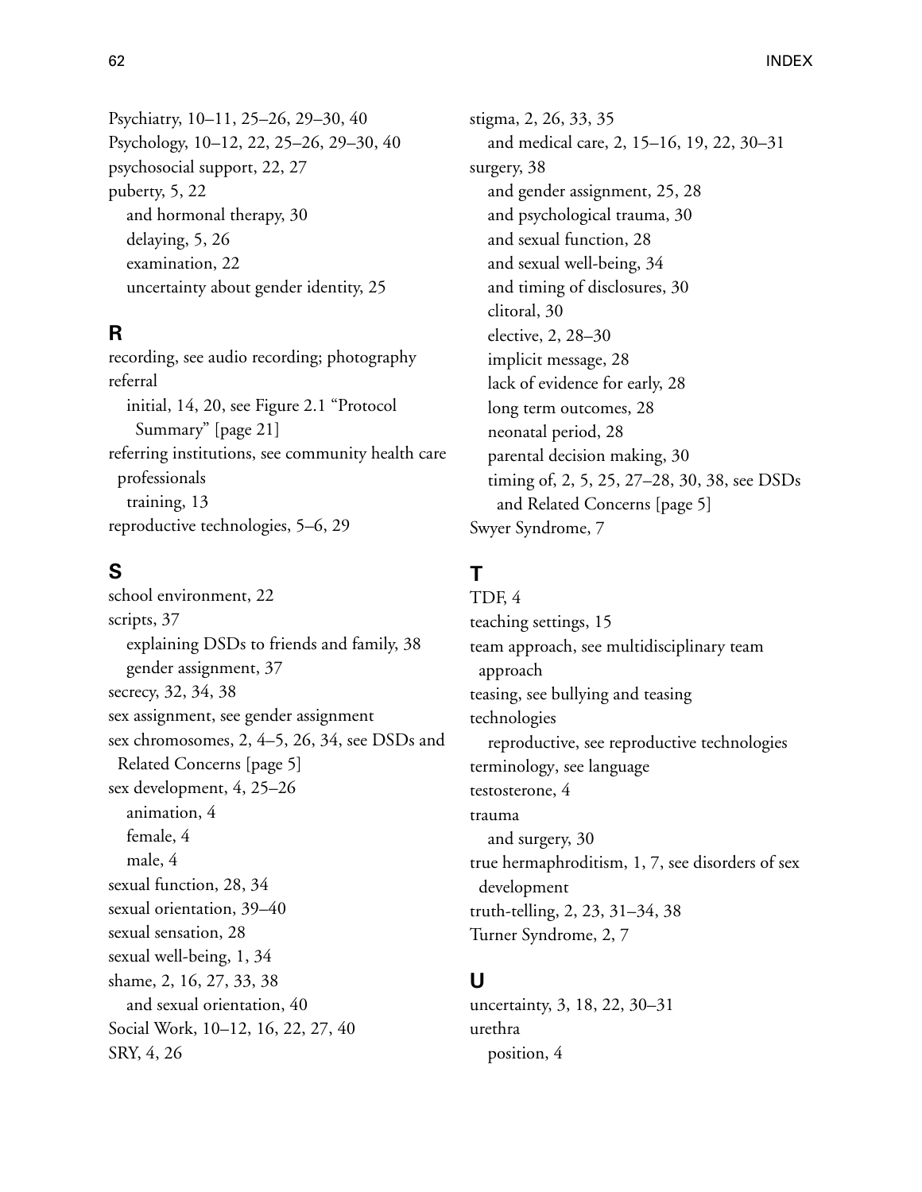Psychiatry, 10–11, 25–26, 29–30, 40
Psychology, 10–12, 22, 25–26, 29–30, 40
psychosocial support, 22, 27
puberty, 5, 22
  and hormonal therapy, 30
  delaying, 5, 26
  examination, 22
  uncertainty about gender identity, 25

## R

recording, see audio recording; photography
referral
  initial, 14, 20, see Figure 2.1 "Protocol Summary" [page 21]
referring institutions, see community health care professionals
  training, 13
reproductive technologies, 5–6, 29

## S

school environment, 22
scripts, 37
  explaining DSDs to friends and family, 38
  gender assignment, 37
secrecy, 32, 34, 38
sex assignment, see gender assignment
sex chromosomes, 2, 4–5, 26, 34, see DSDs and Related Concerns [page 5]
sex development, 4, 25–26
  animation, 4
  female, 4
  male, 4
sexual function, 28, 34
sexual orientation, 39–40
sexual sensation, 28
sexual well-being, 1, 34
shame, 2, 16, 27, 33, 38
  and sexual orientation, 40
Social Work, 10–12, 16, 22, 27, 40
SRY, 4, 26
stigma, 2, 26, 33, 35
  and medical care, 2, 15–16, 19, 22, 30–31
surgery, 38
  and gender assignment, 25, 28
  and psychological trauma, 30
  and sexual function, 28
  and sexual well-being, 34
  and timing of disclosures, 30
  clitoral, 30
  elective, 2, 28–30
  implicit message, 28
  lack of evidence for early, 28
  long term outcomes, 28
  neonatal period, 28
  parental decision making, 30
  timing of, 2, 5, 25, 27–28, 30, 38, see DSDs and Related Concerns [page 5]
Swyer Syndrome, 7

## T

TDF, 4
teaching settings, 15
team approach, see multidisciplinary team approach
teasing, see bullying and teasing
technologies
  reproductive, see reproductive technologies
terminology, see language
testosterone, 4
trauma
  and surgery, 30
true hermaphroditism, 1, 7, see disorders of sex development
truth-telling, 2, 23, 31–34, 38
Turner Syndrome, 2, 7

## U

uncertainty, 3, 18, 22, 30–31
urethra
  position, 4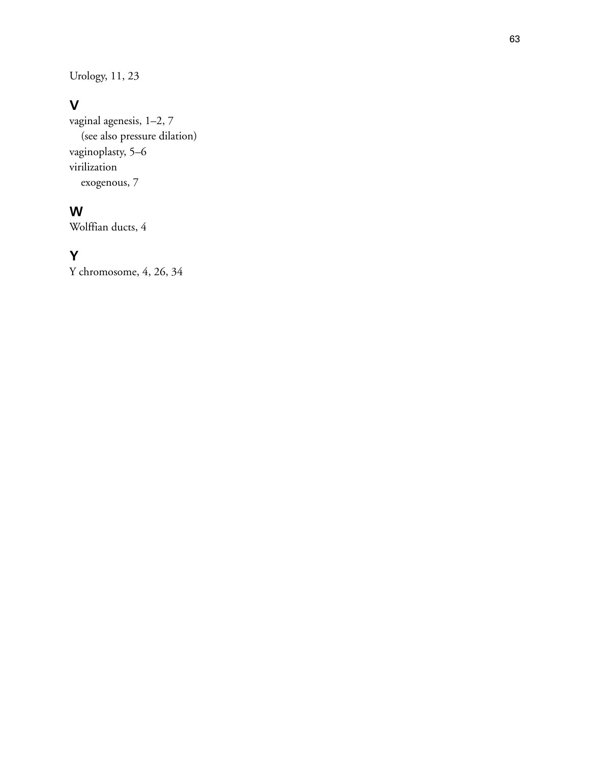Urology, 11, 23

## V

vaginal agenesis, 1–2, 7
  (see also pressure dilation)
vaginoplasty, 5–6
virilization
  exogenous, 7

## W

Wolffian ducts, 4

## Y

Y chromosome, 4, 26, 34